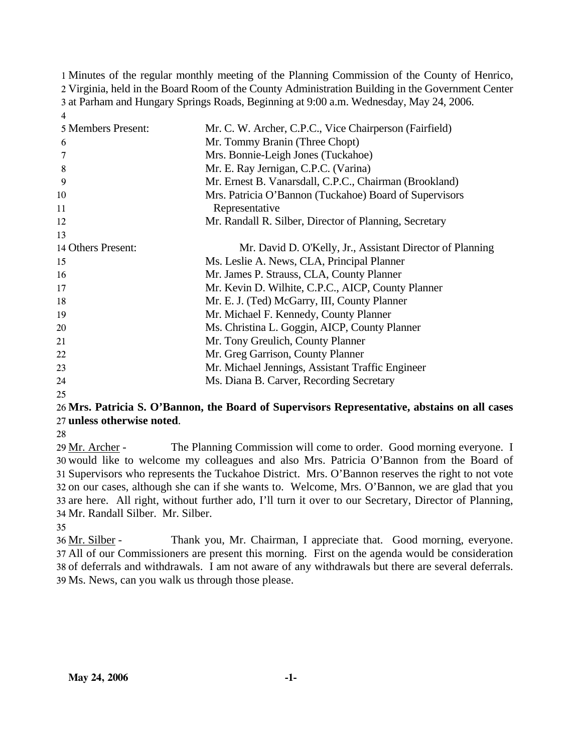Minutes of the regular monthly meeting of the Planning Commission of the County of Henrico, Virginia, held in the Board Room of the County Administration Building in the Government Center at Parham and Hungary Springs Roads, Beginning at 9:00 a.m. Wednesday, May 24, 2006.

| | |
|---|---|
| Members Present: | Mr. C. W. Archer, C.P.C., Vice Chairperson (Fairfield) |
| | Mr. Tommy Branin (Three Chopt) |
| | Mrs. Bonnie-Leigh Jones (Tuckahoe) |
| | Mr. E. Ray Jernigan, C.P.C. (Varina) |
| | Mr. Ernest B. Vanarsdall, C.P.C., Chairman (Brookland) |
| | Mrs. Patricia O'Bannon (Tuckahoe) Board of Supervisors Representative |
| | Mr. Randall R. Silber, Director of Planning, Secretary |
| | |
| Others Present: | Mr. David D. O'Kelly, Jr., Assistant Director of Planning |
| | Ms. Leslie A. News, CLA, Principal Planner |
| | Mr. James P. Strauss, CLA, County Planner |
| | Mr. Kevin D. Wilhite, C.P.C., AICP, County Planner |
| | Mr. E. J. (Ted) McGarry, III, County Planner |
| | Mr. Michael F. Kennedy, County Planner |
| | Ms. Christina L. Goggin, AICP, County Planner |
| | Mr. Tony Greulich, County Planner |
| | Mr. Greg Garrison, County Planner |
| | Mr. Michael Jennings, Assistant Traffic Engineer |
| | Ms. Diana B. Carver, Recording Secretary |

**Mrs. Patricia S. O'Bannon, the Board of Supervisors Representative, abstains on all cases unless otherwise noted**.

Mr. Archer - The Planning Commission will come to order. Good morning everyone. I would like to welcome my colleagues and also Mrs. Patricia O'Bannon from the Board of Supervisors who represents the Tuckahoe District. Mrs. O'Bannon reserves the right to not vote on our cases, although she can if she wants to. Welcome, Mrs. O'Bannon, we are glad that you are here. All right, without further ado, I'll turn it over to our Secretary, Director of Planning, Mr. Randall Silber. Mr. Silber.

Mr. Silber - Thank you, Mr. Chairman, I appreciate that. Good morning, everyone. All of our Commissioners are present this morning. First on the agenda would be consideration of deferrals and withdrawals. I am not aware of any withdrawals but there are several deferrals. Ms. News, can you walk us through those please.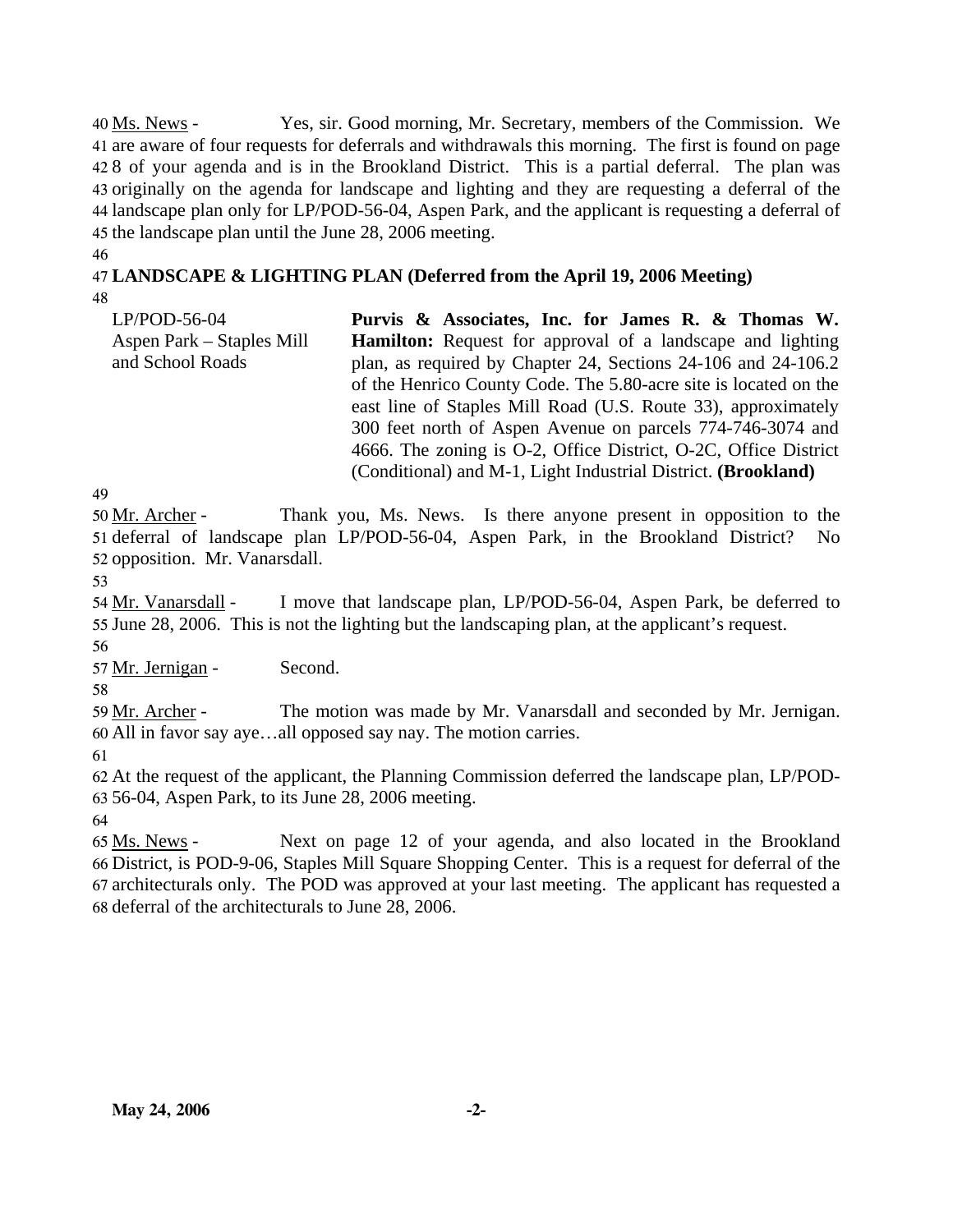Ms. News - Yes, sir. Good morning, Mr. Secretary, members of the Commission. We are aware of four requests for deferrals and withdrawals this morning. The first is found on page 8 of your agenda and is in the Brookland District. This is a partial deferral. The plan was originally on the agenda for landscape and lighting and they are requesting a deferral of the landscape plan only for LP/POD-56-04, Aspen Park, and the applicant is requesting a deferral of the landscape plan until the June 28, 2006 meeting.

**LANDSCAPE & LIGHTING PLAN (Deferred from the April 19, 2006 Meeting)**

| | |
|---|---|
| LP/POD-56-04<br>Aspen Park – Staples Mill and School Roads | **Purvis & Associates, Inc. for James R. & Thomas W. Hamilton:** Request for approval of a landscape and lighting plan, as required by Chapter 24, Sections 24-106 and 24-106.2 of the Henrico County Code. The 5.80-acre site is located on the east line of Staples Mill Road (U.S. Route 33), approximately 300 feet north of Aspen Avenue on parcels 774-746-3074 and 4666. The zoning is O-2, Office District, O-2C, Office District (Conditional) and M-1, Light Industrial District. **(Brookland)** |

Mr. Archer - Thank you, Ms. News. Is there anyone present in opposition to the deferral of landscape plan LP/POD-56-04, Aspen Park, in the Brookland District? No opposition. Mr. Vanarsdall.

Mr. Vanarsdall - I move that landscape plan, LP/POD-56-04, Aspen Park, be deferred to June 28, 2006. This is not the lighting but the landscaping plan, at the applicant's request.

Mr. Jernigan - Second.

Mr. Archer - The motion was made by Mr. Vanarsdall and seconded by Mr. Jernigan. All in favor say aye…all opposed say nay. The motion carries.

At the request of the applicant, the Planning Commission deferred the landscape plan, LP/POD-56-04, Aspen Park, to its June 28, 2006 meeting.

Ms. News - Next on page 12 of your agenda, and also located in the Brookland District, is POD-9-06, Staples Mill Square Shopping Center. This is a request for deferral of the architecturals only. The POD was approved at your last meeting. The applicant has requested a deferral of the architecturals to June 28, 2006.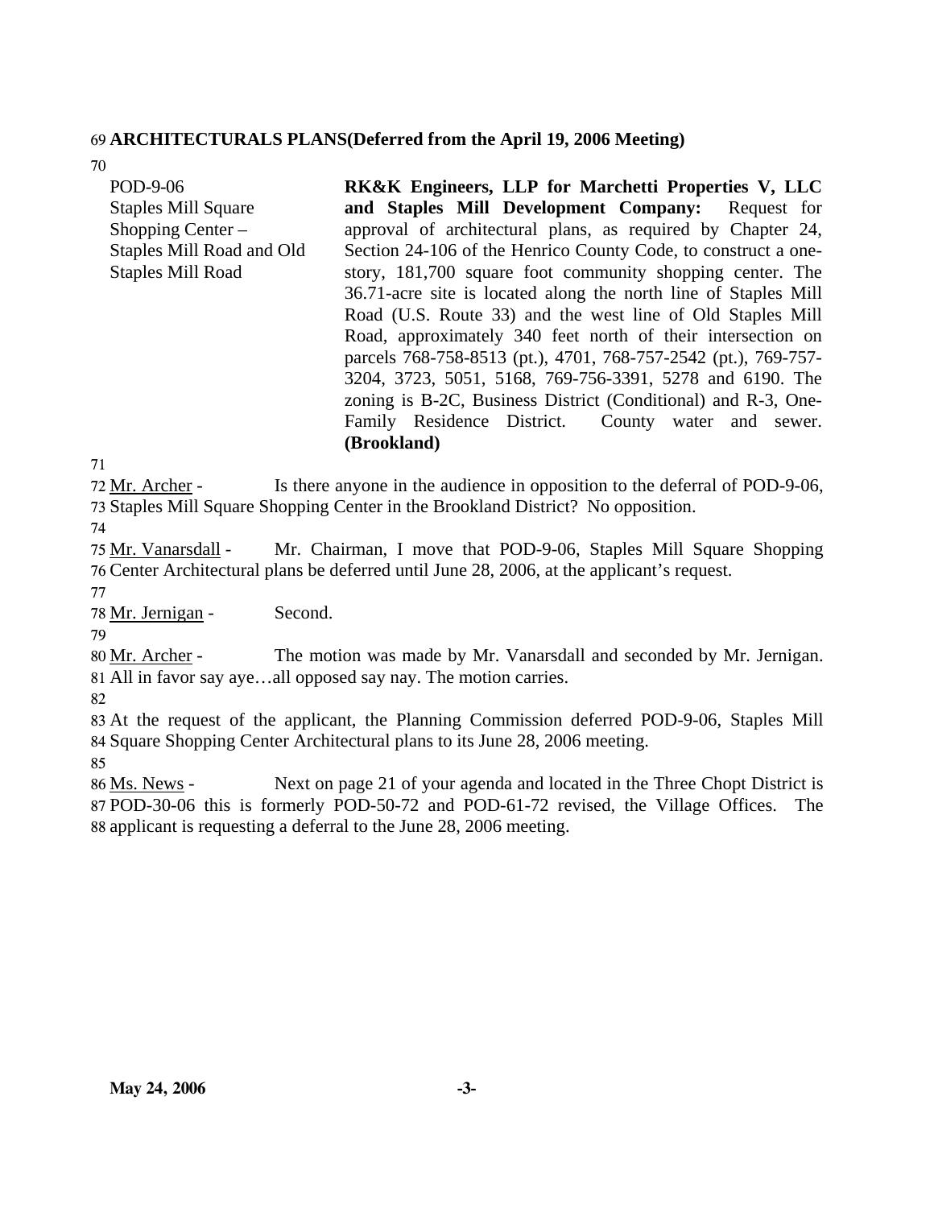**ARCHITECTURALS PLANS(Deferred from the April 19, 2006 Meeting)**

POD-9-06
Staples Mill Square Shopping Center – Staples Mill Road and Old Staples Mill Road

**RK&K Engineers, LLP for Marchetti Properties V, LLC and Staples Mill Development Company:** Request for approval of architectural plans, as required by Chapter 24, Section 24-106 of the Henrico County Code, to construct a one-story, 181,700 square foot community shopping center. The 36.71-acre site is located along the north line of Staples Mill Road (U.S. Route 33) and the west line of Old Staples Mill Road, approximately 340 feet north of their intersection on parcels 768-758-8513 (pt.), 4701, 768-757-2542 (pt.), 769-757-3204, 3723, 5051, 5168, 769-756-3391, 5278 and 6190. The zoning is B-2C, Business District (Conditional) and R-3, One-Family Residence District. County water and sewer. **(Brookland)**

Mr. Archer - Is there anyone in the audience in opposition to the deferral of POD-9-06, Staples Mill Square Shopping Center in the Brookland District? No opposition.

Mr. Vanarsdall - Mr. Chairman, I move that POD-9-06, Staples Mill Square Shopping Center Architectural plans be deferred until June 28, 2006, at the applicant's request.

Mr. Jernigan - Second.

Mr. Archer - The motion was made by Mr. Vanarsdall and seconded by Mr. Jernigan. All in favor say aye…all opposed say nay. The motion carries.

At the request of the applicant, the Planning Commission deferred POD-9-06, Staples Mill Square Shopping Center Architectural plans to its June 28, 2006 meeting.

Ms. News - Next on page 21 of your agenda and located in the Three Chopt District is POD-30-06 this is formerly POD-50-72 and POD-61-72 revised, the Village Offices. The applicant is requesting a deferral to the June 28, 2006 meeting.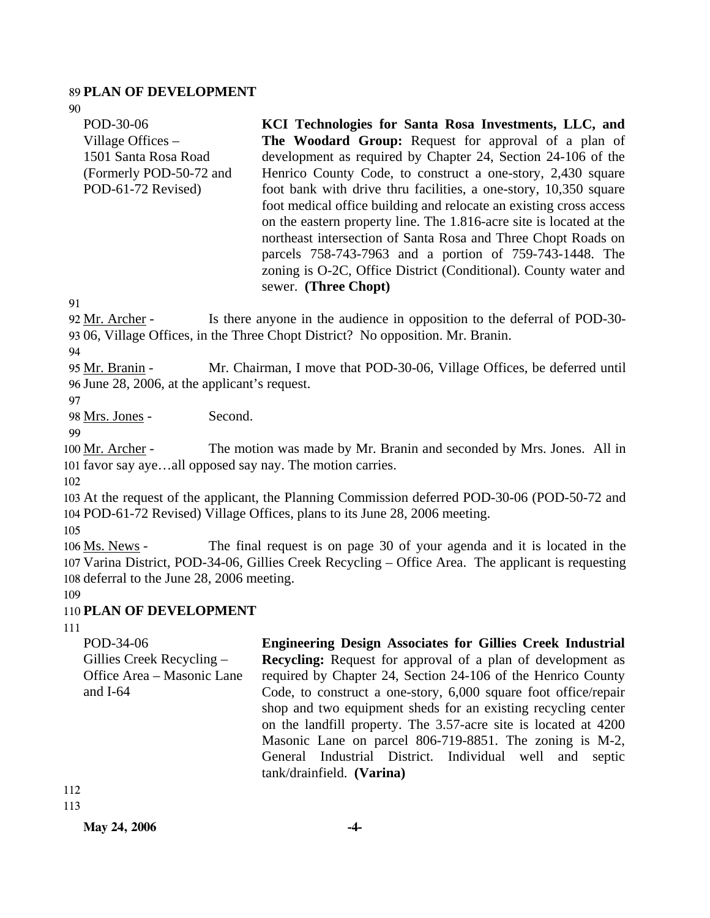## PLAN OF DEVELOPMENT

| | |
|---|---|
| POD-30-06<br>Village Offices –<br>1501 Santa Rosa Road<br>(Formerly POD-50-72 and POD-61-72 Revised) | **KCI Technologies for Santa Rosa Investments, LLC, and The Woodard Group:** Request for approval of a plan of development as required by Chapter 24, Section 24-106 of the Henrico County Code, to construct a one-story, 2,430 square foot bank with drive thru facilities, a one-story, 10,350 square foot medical office building and relocate an existing cross access on the eastern property line. The 1.816-acre site is located at the northeast intersection of Santa Rosa and Three Chopt Roads on parcels 758-743-7963 and a portion of 759-743-1448. The zoning is O-2C, Office District (Conditional). County water and sewer. **(Three Chopt)** |

Mr. Archer - Is there anyone in the audience in opposition to the deferral of POD-30-06, Village Offices, in the Three Chopt District? No opposition. Mr. Branin.

Mr. Branin - Mr. Chairman, I move that POD-30-06, Village Offices, be deferred until June 28, 2006, at the applicant's request.

Mrs. Jones - Second.

Mr. Archer - The motion was made by Mr. Branin and seconded by Mrs. Jones. All in favor say aye…all opposed say nay. The motion carries.

At the request of the applicant, the Planning Commission deferred POD-30-06 (POD-50-72 and POD-61-72 Revised) Village Offices, plans to its June 28, 2006 meeting.

Ms. News - The final request is on page 30 of your agenda and it is located in the Varina District, POD-34-06, Gillies Creek Recycling – Office Area. The applicant is requesting deferral to the June 28, 2006 meeting.

## PLAN OF DEVELOPMENT

| | |
|---|---|
| POD-34-06<br>Gillies Creek Recycling –<br>Office Area – Masonic Lane and I-64 | **Engineering Design Associates for Gillies Creek Industrial Recycling:** Request for approval of a plan of development as required by Chapter 24, Section 24-106 of the Henrico County Code, to construct a one-story, 6,000 square foot office/repair shop and two equipment sheds for an existing recycling center on the landfill property. The 3.57-acre site is located at 4200 Masonic Lane on parcel 806-719-8851. The zoning is M-2, General Industrial District. Individual well and septic tank/drainfield. **(Varina)** |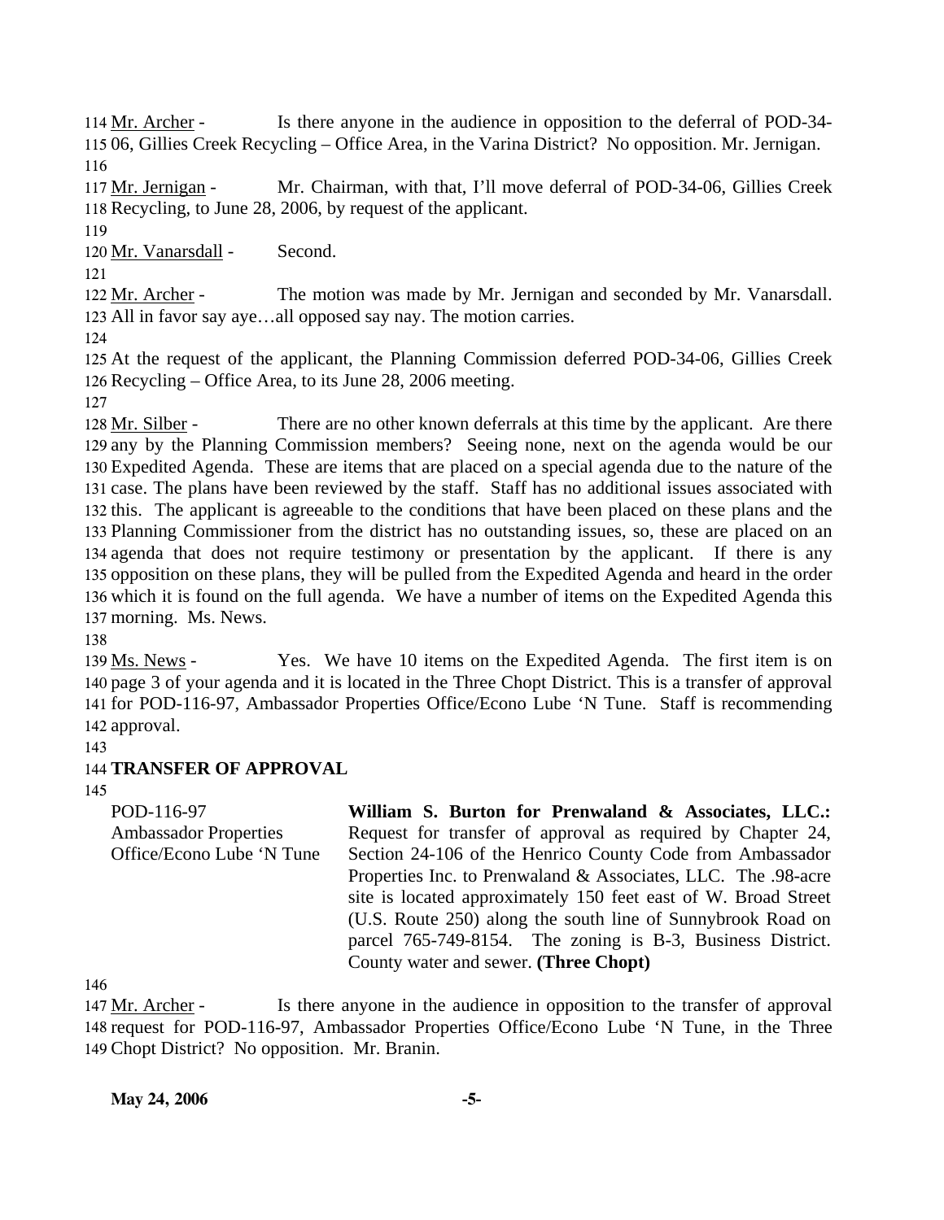Mr. Archer - Is there anyone in the audience in opposition to the deferral of POD-34-06, Gillies Creek Recycling – Office Area, in the Varina District? No opposition. Mr. Jernigan.

Mr. Jernigan - Mr. Chairman, with that, I'll move deferral of POD-34-06, Gillies Creek Recycling, to June 28, 2006, by request of the applicant.

Mr. Vanarsdall - Second.

Mr. Archer - The motion was made by Mr. Jernigan and seconded by Mr. Vanarsdall. All in favor say aye…all opposed say nay. The motion carries.

At the request of the applicant, the Planning Commission deferred POD-34-06, Gillies Creek Recycling – Office Area, to its June 28, 2006 meeting.

Mr. Silber - There are no other known deferrals at this time by the applicant. Are there any by the Planning Commission members? Seeing none, next on the agenda would be our Expedited Agenda. These are items that are placed on a special agenda due to the nature of the case. The plans have been reviewed by the staff. Staff has no additional issues associated with this. The applicant is agreeable to the conditions that have been placed on these plans and the Planning Commissioner from the district has no outstanding issues, so, these are placed on an agenda that does not require testimony or presentation by the applicant. If there is any opposition on these plans, they will be pulled from the Expedited Agenda and heard in the order which it is found on the full agenda. We have a number of items on the Expedited Agenda this morning. Ms. News.

Ms. News - Yes. We have 10 items on the Expedited Agenda. The first item is on page 3 of your agenda and it is located in the Three Chopt District. This is a transfer of approval for POD-116-97, Ambassador Properties Office/Econo Lube 'N Tune. Staff is recommending approval.

**TRANSFER OF APPROVAL**

POD-116-97
Ambassador Properties
Office/Econo Lube 'N Tune

**William S. Burton for Prenwaland & Associates, LLC.:** Request for transfer of approval as required by Chapter 24, Section 24-106 of the Henrico County Code from Ambassador Properties Inc. to Prenwaland & Associates, LLC. The .98-acre site is located approximately 150 feet east of W. Broad Street (U.S. Route 250) along the south line of Sunnybrook Road on parcel 765-749-8154. The zoning is B-3, Business District. County water and sewer. **(Three Chopt)**

Mr. Archer - Is there anyone in the audience in opposition to the transfer of approval request for POD-116-97, Ambassador Properties Office/Econo Lube 'N Tune, in the Three Chopt District? No opposition. Mr. Branin.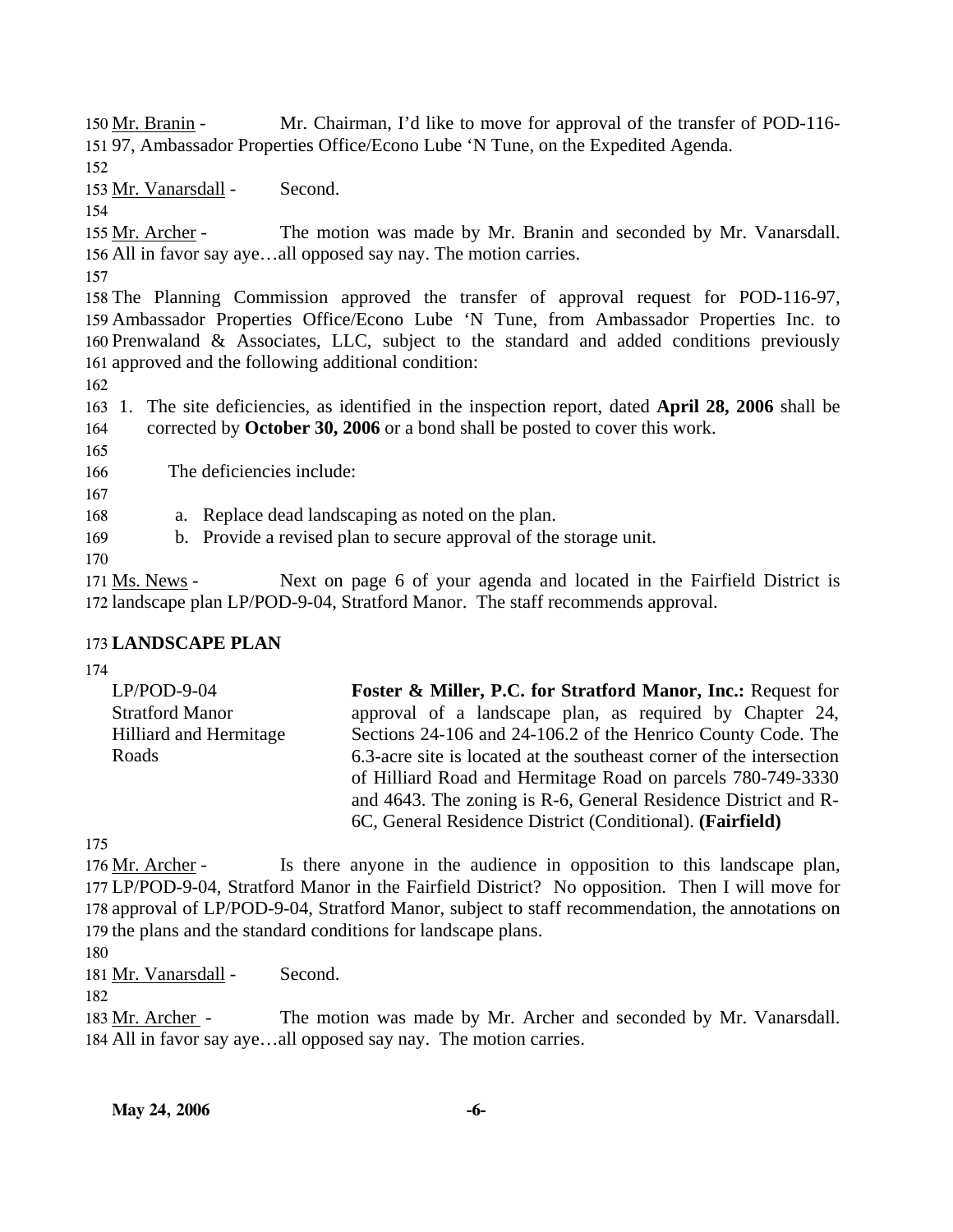Mr. Branin - Mr. Chairman, I'd like to move for approval of the transfer of POD-116-97, Ambassador Properties Office/Econo Lube 'N Tune, on the Expedited Agenda.

Mr. Vanarsdall - Second.

Mr. Archer - The motion was made by Mr. Branin and seconded by Mr. Vanarsdall. All in favor say aye…all opposed say nay. The motion carries.

The Planning Commission approved the transfer of approval request for POD-116-97, Ambassador Properties Office/Econo Lube 'N Tune, from Ambassador Properties Inc. to Prenwaland & Associates, LLC, subject to the standard and added conditions previously approved and the following additional condition:

1. The site deficiencies, as identified in the inspection report, dated **April 28, 2006** shall be corrected by **October 30, 2006** or a bond shall be posted to cover this work.

   The deficiencies include:

   a. Replace dead landscaping as noted on the plan.
   b. Provide a revised plan to secure approval of the storage unit.

Ms. News - Next on page 6 of your agenda and located in the Fairfield District is landscape plan LP/POD-9-04, Stratford Manor. The staff recommends approval.

## LANDSCAPE PLAN

| | |
|---|---|
| LP/POD-9-04<br>Stratford Manor<br>Hilliard and Hermitage Roads | **Foster & Miller, P.C. for Stratford Manor, Inc.:** Request for approval of a landscape plan, as required by Chapter 24, Sections 24-106 and 24-106.2 of the Henrico County Code. The 6.3-acre site is located at the southeast corner of the intersection of Hilliard Road and Hermitage Road on parcels 780-749-3330 and 4643. The zoning is R-6, General Residence District and R-6C, General Residence District (Conditional). **(Fairfield)** |

Mr. Archer - Is there anyone in the audience in opposition to this landscape plan, LP/POD-9-04, Stratford Manor in the Fairfield District? No opposition. Then I will move for approval of LP/POD-9-04, Stratford Manor, subject to staff recommendation, the annotations on the plans and the standard conditions for landscape plans.

Mr. Vanarsdall - Second.

Mr. Archer - The motion was made by Mr. Archer and seconded by Mr. Vanarsdall. All in favor say aye…all opposed say nay. The motion carries.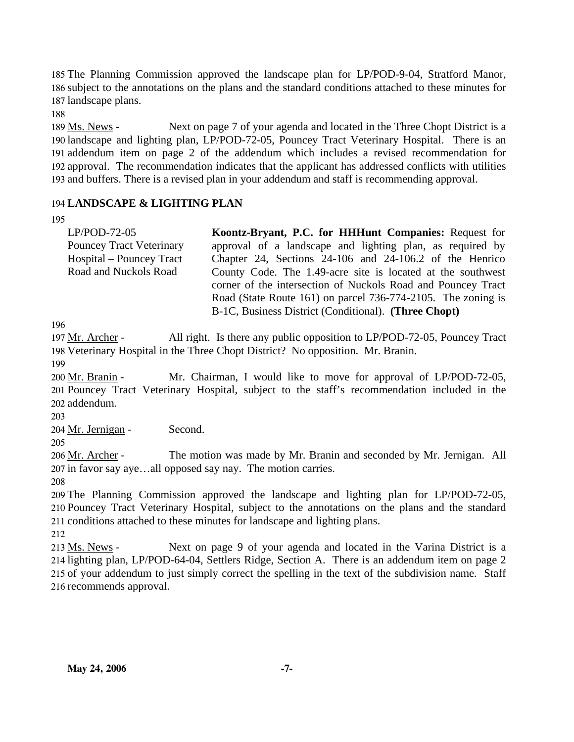The Planning Commission approved the landscape plan for LP/POD-9-04, Stratford Manor, subject to the annotations on the plans and the standard conditions attached to these minutes for landscape plans.

Ms. News - Next on page 7 of your agenda and located in the Three Chopt District is a landscape and lighting plan, LP/POD-72-05, Pouncey Tract Veterinary Hospital. There is an addendum item on page 2 of the addendum which includes a revised recommendation for approval. The recommendation indicates that the applicant has addressed conflicts with utilities and buffers. There is a revised plan in your addendum and staff is recommending approval.

**LANDSCAPE & LIGHTING PLAN**

LP/POD-72-05
Pouncey Tract Veterinary Hospital – Pouncey Tract Road and Nuckols Road

**Koontz-Bryant, P.C. for HHHunt Companies:** Request for approval of a landscape and lighting plan, as required by Chapter 24, Sections 24-106 and 24-106.2 of the Henrico County Code. The 1.49-acre site is located at the southwest corner of the intersection of Nuckols Road and Pouncey Tract Road (State Route 161) on parcel 736-774-2105. The zoning is B-1C, Business District (Conditional). **(Three Chopt)**

Mr. Archer - All right. Is there any public opposition to LP/POD-72-05, Pouncey Tract Veterinary Hospital in the Three Chopt District? No opposition. Mr. Branin.

Mr. Branin - Mr. Chairman, I would like to move for approval of LP/POD-72-05, Pouncey Tract Veterinary Hospital, subject to the staff's recommendation included in the addendum.

Mr. Jernigan - Second.

Mr. Archer - The motion was made by Mr. Branin and seconded by Mr. Jernigan. All in favor say aye…all opposed say nay. The motion carries.

The Planning Commission approved the landscape and lighting plan for LP/POD-72-05, Pouncey Tract Veterinary Hospital, subject to the annotations on the plans and the standard conditions attached to these minutes for landscape and lighting plans.

Ms. News - Next on page 9 of your agenda and located in the Varina District is a lighting plan, LP/POD-64-04, Settlers Ridge, Section A. There is an addendum item on page 2 of your addendum to just simply correct the spelling in the text of the subdivision name. Staff recommends approval.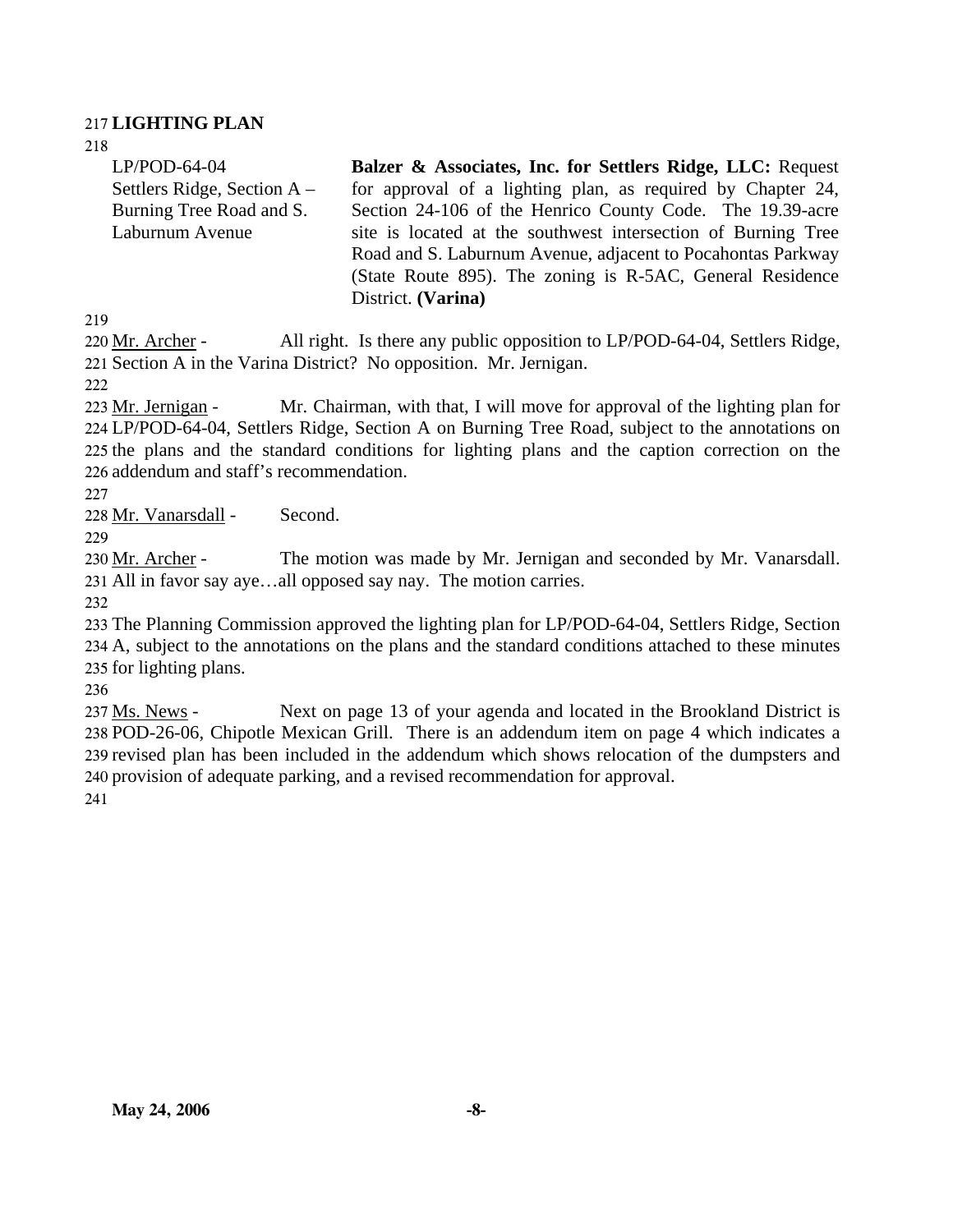## LIGHTING PLAN

| | |
|---|---|
| LP/POD-64-04<br>Settlers Ridge, Section A – Burning Tree Road and S. Laburnum Avenue | **Balzer & Associates, Inc. for Settlers Ridge, LLC:** Request for approval of a lighting plan, as required by Chapter 24, Section 24-106 of the Henrico County Code. The 19.39-acre site is located at the southwest intersection of Burning Tree Road and S. Laburnum Avenue, adjacent to Pocahontas Parkway (State Route 895). The zoning is R-5AC, General Residence District. **(Varina)** |

Mr. Archer - All right. Is there any public opposition to LP/POD-64-04, Settlers Ridge, Section A in the Varina District? No opposition. Mr. Jernigan.

Mr. Jernigan - Mr. Chairman, with that, I will move for approval of the lighting plan for LP/POD-64-04, Settlers Ridge, Section A on Burning Tree Road, subject to the annotations on the plans and the standard conditions for lighting plans and the caption correction on the addendum and staff's recommendation.

Mr. Vanarsdall - Second.

Mr. Archer - The motion was made by Mr. Jernigan and seconded by Mr. Vanarsdall. All in favor say aye…all opposed say nay. The motion carries.

The Planning Commission approved the lighting plan for LP/POD-64-04, Settlers Ridge, Section A, subject to the annotations on the plans and the standard conditions attached to these minutes for lighting plans.

Ms. News - Next on page 13 of your agenda and located in the Brookland District is POD-26-06, Chipotle Mexican Grill. There is an addendum item on page 4 which indicates a revised plan has been included in the addendum which shows relocation of the dumpsters and provision of adequate parking, and a revised recommendation for approval.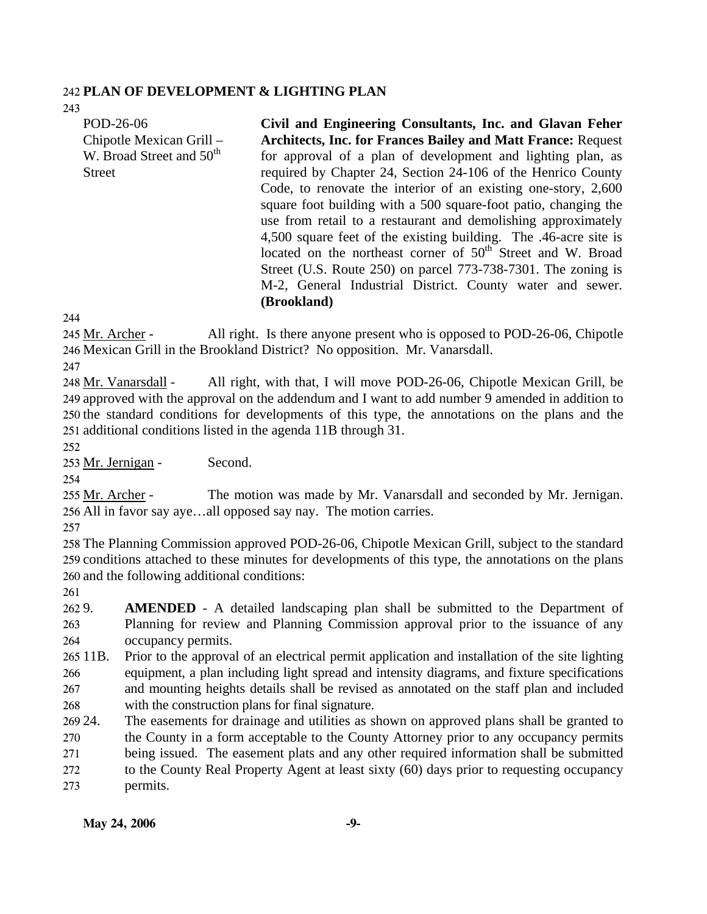## PLAN OF DEVELOPMENT & LIGHTING PLAN

POD-26-06
Chipotle Mexican Grill – W. Broad Street and 50th Street

**Civil and Engineering Consultants, Inc. and Glavan Feher Architects, Inc. for Frances Bailey and Matt France:** Request for approval of a plan of development and lighting plan, as required by Chapter 24, Section 24-106 of the Henrico County Code, to renovate the interior of an existing one-story, 2,600 square foot building with a 500 square-foot patio, changing the use from retail to a restaurant and demolishing approximately 4,500 square feet of the existing building. The .46-acre site is located on the northeast corner of 50th Street and W. Broad Street (U.S. Route 250) on parcel 773-738-7301. The zoning is M-2, General Industrial District. County water and sewer. **(Brookland)**

Mr. Archer - All right. Is there anyone present who is opposed to POD-26-06, Chipotle Mexican Grill in the Brookland District? No opposition. Mr. Vanarsdall.

Mr. Vanarsdall - All right, with that, I will move POD-26-06, Chipotle Mexican Grill, be approved with the approval on the addendum and I want to add number 9 amended in addition to the standard conditions for developments of this type, the annotations on the plans and the additional conditions listed in the agenda 11B through 31.

Mr. Jernigan - Second.

Mr. Archer - The motion was made by Mr. Vanarsdall and seconded by Mr. Jernigan. All in favor say aye…all opposed say nay. The motion carries.

The Planning Commission approved POD-26-06, Chipotle Mexican Grill, subject to the standard conditions attached to these minutes for developments of this type, the annotations on the plans and the following additional conditions:

9. **AMENDED** - A detailed landscaping plan shall be submitted to the Department of Planning for review and Planning Commission approval prior to the issuance of any occupancy permits.

11B. Prior to the approval of an electrical permit application and installation of the site lighting equipment, a plan including light spread and intensity diagrams, and fixture specifications and mounting heights details shall be revised as annotated on the staff plan and included with the construction plans for final signature.

24. The easements for drainage and utilities as shown on approved plans shall be granted to the County in a form acceptable to the County Attorney prior to any occupancy permits being issued. The easement plats and any other required information shall be submitted to the County Real Property Agent at least sixty (60) days prior to requesting occupancy permits.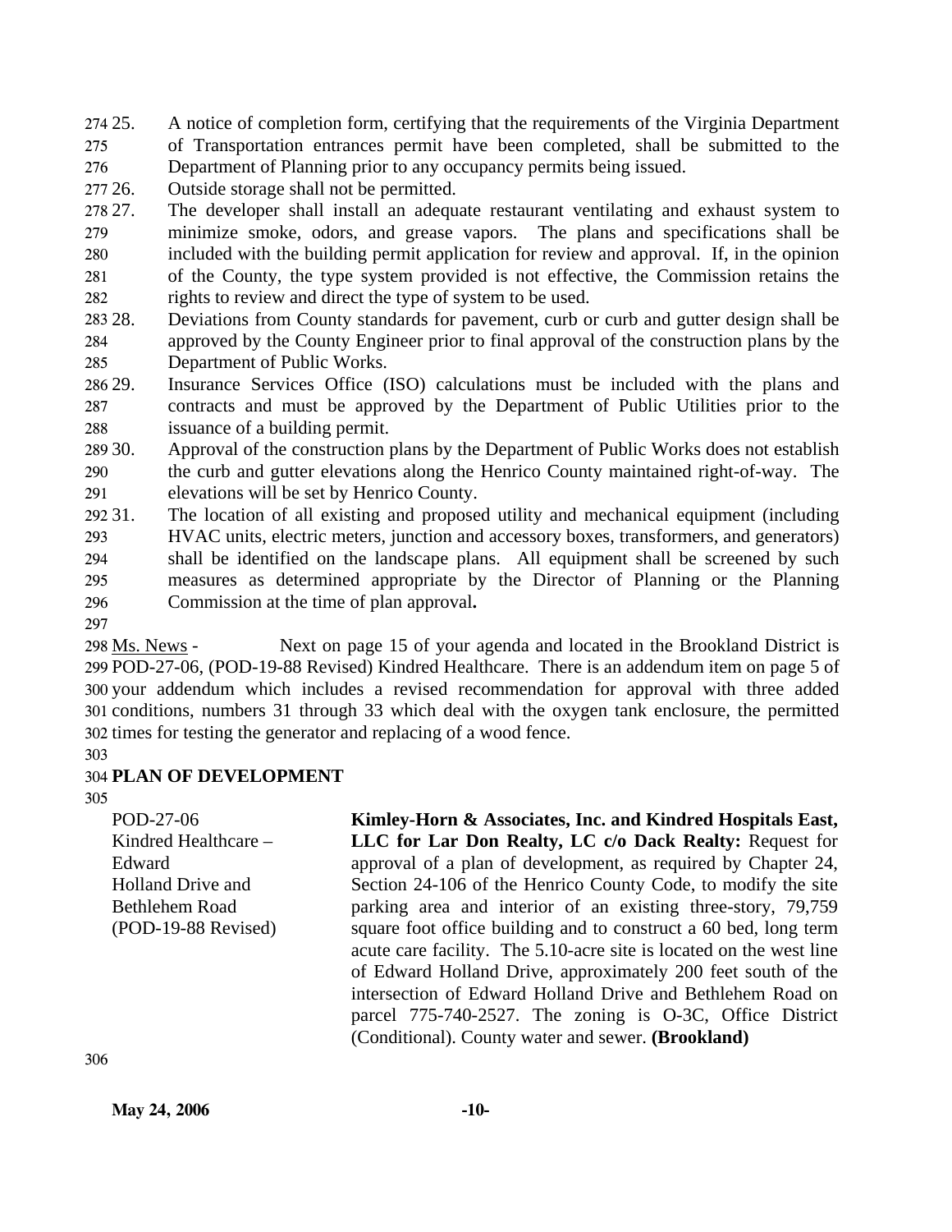25. A notice of completion form, certifying that the requirements of the Virginia Department of Transportation entrances permit have been completed, shall be submitted to the Department of Planning prior to any occupancy permits being issued.
26. Outside storage shall not be permitted.
27. The developer shall install an adequate restaurant ventilating and exhaust system to minimize smoke, odors, and grease vapors. The plans and specifications shall be included with the building permit application for review and approval. If, in the opinion of the County, the type system provided is not effective, the Commission retains the rights to review and direct the type of system to be used.
28. Deviations from County standards for pavement, curb or curb and gutter design shall be approved by the County Engineer prior to final approval of the construction plans by the Department of Public Works.
29. Insurance Services Office (ISO) calculations must be included with the plans and contracts and must be approved by the Department of Public Utilities prior to the issuance of a building permit.
30. Approval of the construction plans by the Department of Public Works does not establish the curb and gutter elevations along the Henrico County maintained right-of-way. The elevations will be set by Henrico County.
31. The location of all existing and proposed utility and mechanical equipment (including HVAC units, electric meters, junction and accessory boxes, transformers, and generators) shall be identified on the landscape plans. All equipment shall be screened by such measures as determined appropriate by the Director of Planning or the Planning Commission at the time of plan approval**.**

Ms. News - Next on page 15 of your agenda and located in the Brookland District is POD-27-06, (POD-19-88 Revised) Kindred Healthcare. There is an addendum item on page 5 of your addendum which includes a revised recommendation for approval with three added conditions, numbers 31 through 33 which deal with the oxygen tank enclosure, the permitted times for testing the generator and replacing of a wood fence.

**PLAN OF DEVELOPMENT**

POD-27-06
Kindred Healthcare – Edward Holland Drive and Bethlehem Road
(POD-19-88 Revised)

**Kimley-Horn & Associates, Inc. and Kindred Hospitals East, LLC for Lar Don Realty, LC c/o Dack Realty:** Request for approval of a plan of development, as required by Chapter 24, Section 24-106 of the Henrico County Code, to modify the site parking area and interior of an existing three-story, 79,759 square foot office building and to construct a 60 bed, long term acute care facility. The 5.10-acre site is located on the west line of Edward Holland Drive, approximately 200 feet south of the intersection of Edward Holland Drive and Bethlehem Road on parcel 775-740-2527. The zoning is O-3C, Office District (Conditional). County water and sewer. **(Brookland)**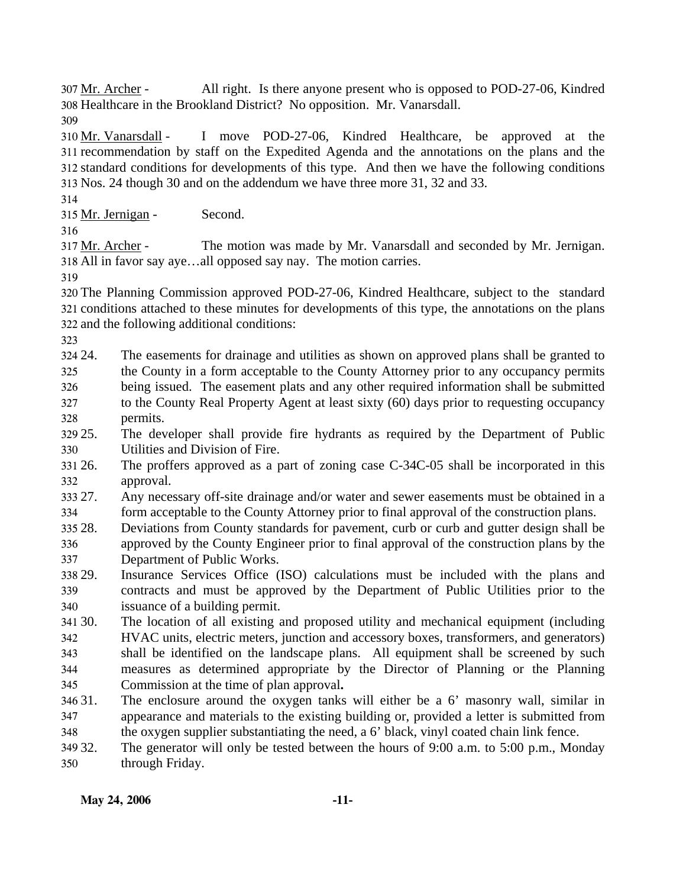Mr. Archer - All right. Is there anyone present who is opposed to POD-27-06, Kindred Healthcare in the Brookland District? No opposition. Mr. Vanarsdall.

Mr. Vanarsdall - I move POD-27-06, Kindred Healthcare, be approved at the recommendation by staff on the Expedited Agenda and the annotations on the plans and the standard conditions for developments of this type. And then we have the following conditions Nos. 24 though 30 and on the addendum we have three more 31, 32 and 33.

Mr. Jernigan - Second.

Mr. Archer - The motion was made by Mr. Vanarsdall and seconded by Mr. Jernigan. All in favor say aye…all opposed say nay. The motion carries.

The Planning Commission approved POD-27-06, Kindred Healthcare, subject to the standard conditions attached to these minutes for developments of this type, the annotations on the plans and the following additional conditions:

24. The easements for drainage and utilities as shown on approved plans shall be granted to the County in a form acceptable to the County Attorney prior to any occupancy permits being issued. The easement plats and any other required information shall be submitted to the County Real Property Agent at least sixty (60) days prior to requesting occupancy permits.
25. The developer shall provide fire hydrants as required by the Department of Public Utilities and Division of Fire.
26. The proffers approved as a part of zoning case C-34C-05 shall be incorporated in this approval.
27. Any necessary off-site drainage and/or water and sewer easements must be obtained in a form acceptable to the County Attorney prior to final approval of the construction plans.
28. Deviations from County standards for pavement, curb or curb and gutter design shall be approved by the County Engineer prior to final approval of the construction plans by the Department of Public Works.
29. Insurance Services Office (ISO) calculations must be included with the plans and contracts and must be approved by the Department of Public Utilities prior to the issuance of a building permit.
30. The location of all existing and proposed utility and mechanical equipment (including HVAC units, electric meters, junction and accessory boxes, transformers, and generators) shall be identified on the landscape plans. All equipment shall be screened by such measures as determined appropriate by the Director of Planning or the Planning Commission at the time of plan approval.
31. The enclosure around the oxygen tanks will either be a 6' masonry wall, similar in appearance and materials to the existing building or, provided a letter is submitted from the oxygen supplier substantiating the need, a 6' black, vinyl coated chain link fence.
32. The generator will only be tested between the hours of 9:00 a.m. to 5:00 p.m., Monday through Friday.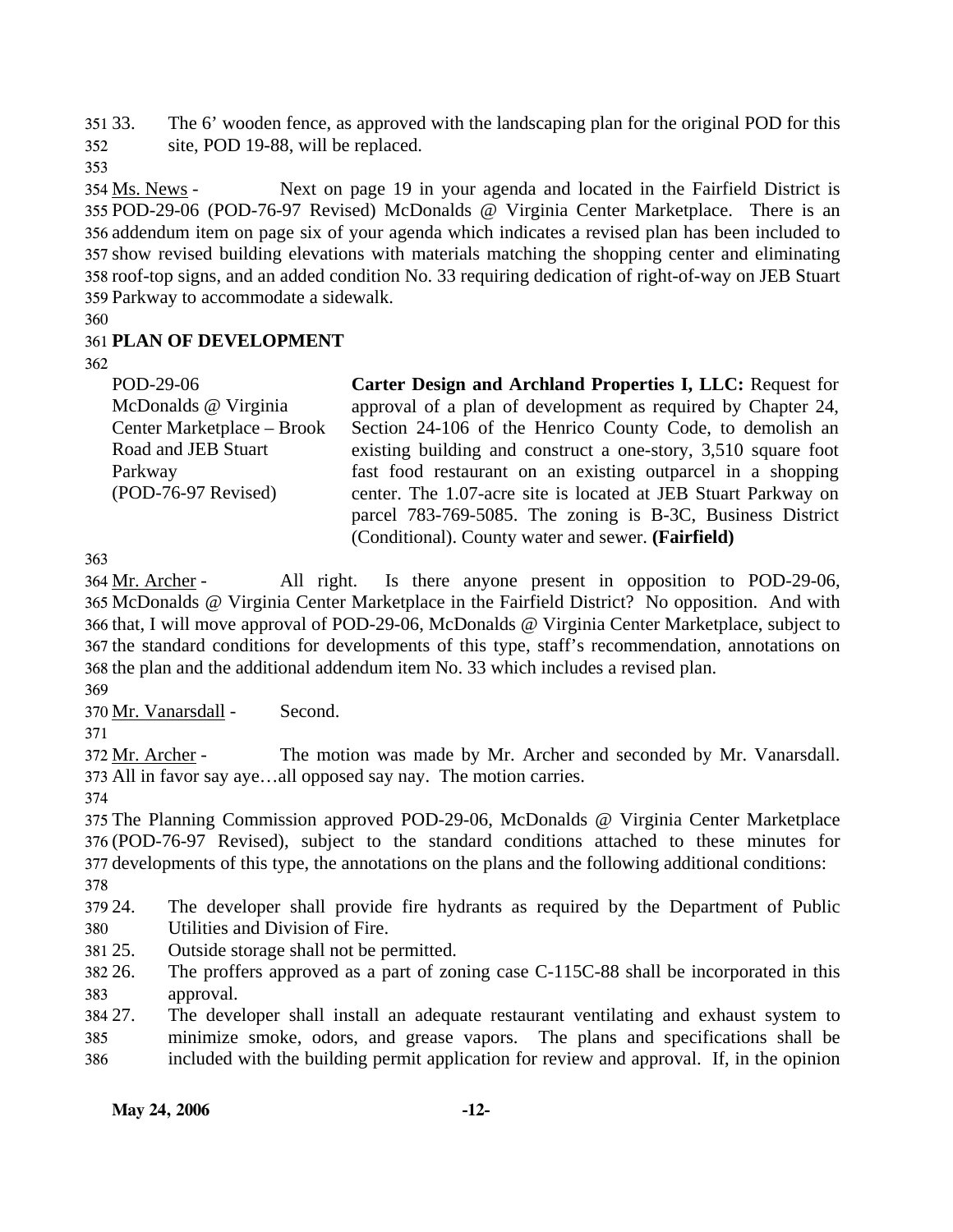33. The 6' wooden fence, as approved with the landscaping plan for the original POD for this site, POD 19-88, will be replaced.

Ms. News - Next on page 19 in your agenda and located in the Fairfield District is POD-29-06 (POD-76-97 Revised) McDonalds @ Virginia Center Marketplace. There is an addendum item on page six of your agenda which indicates a revised plan has been included to show revised building elevations with materials matching the shopping center and eliminating roof-top signs, and an added condition No. 33 requiring dedication of right-of-way on JEB Stuart Parkway to accommodate a sidewalk.

**PLAN OF DEVELOPMENT**

| | |
|---|---|
| POD-29-06<br>McDonalds @ Virginia Center Marketplace – Brook Road and JEB Stuart Parkway<br>(POD-76-97 Revised) | **Carter Design and Archland Properties I, LLC:** Request for approval of a plan of development as required by Chapter 24, Section 24-106 of the Henrico County Code, to demolish an existing building and construct a one-story, 3,510 square foot fast food restaurant on an existing outparcel in a shopping center. The 1.07-acre site is located at JEB Stuart Parkway on parcel 783-769-5085. The zoning is B-3C, Business District (Conditional). County water and sewer. **(Fairfield)** |

Mr. Archer - All right. Is there anyone present in opposition to POD-29-06, McDonalds @ Virginia Center Marketplace in the Fairfield District? No opposition. And with that, I will move approval of POD-29-06, McDonalds @ Virginia Center Marketplace, subject to the standard conditions for developments of this type, staff's recommendation, annotations on the plan and the additional addendum item No. 33 which includes a revised plan.

Mr. Vanarsdall - Second.

Mr. Archer - The motion was made by Mr. Archer and seconded by Mr. Vanarsdall. All in favor say aye…all opposed say nay. The motion carries.

The Planning Commission approved POD-29-06, McDonalds @ Virginia Center Marketplace (POD-76-97 Revised), subject to the standard conditions attached to these minutes for developments of this type, the annotations on the plans and the following additional conditions:

24. The developer shall provide fire hydrants as required by the Department of Public Utilities and Division of Fire.
25. Outside storage shall not be permitted.
26. The proffers approved as a part of zoning case C-115C-88 shall be incorporated in this approval.
27. The developer shall install an adequate restaurant ventilating and exhaust system to minimize smoke, odors, and grease vapors. The plans and specifications shall be included with the building permit application for review and approval. If, in the opinion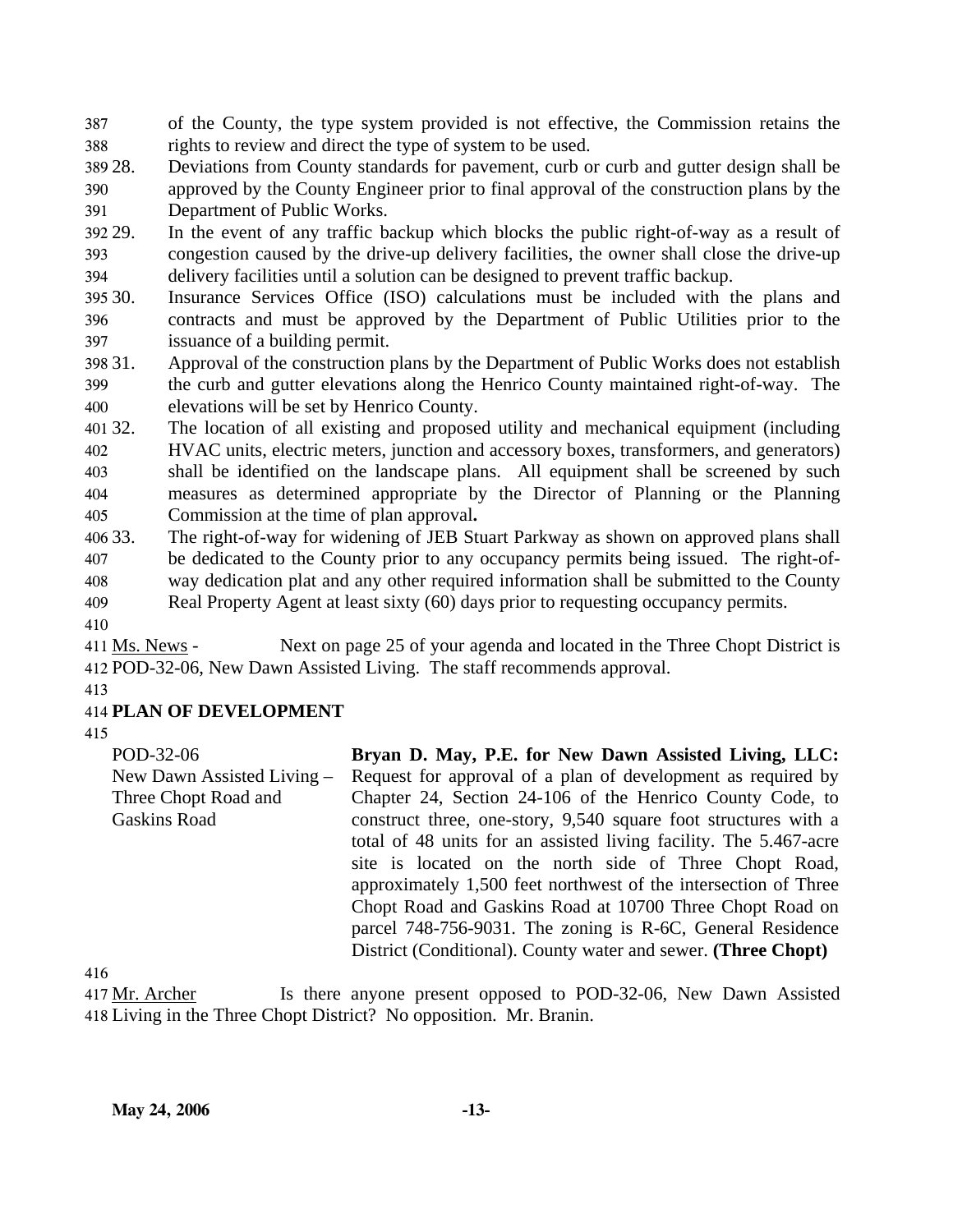of the County, the type system provided is not effective, the Commission retains the rights to review and direct the type of system to be used.

28. Deviations from County standards for pavement, curb or curb and gutter design shall be approved by the County Engineer prior to final approval of the construction plans by the Department of Public Works.

29. In the event of any traffic backup which blocks the public right-of-way as a result of congestion caused by the drive-up delivery facilities, the owner shall close the drive-up delivery facilities until a solution can be designed to prevent traffic backup.

30. Insurance Services Office (ISO) calculations must be included with the plans and contracts and must be approved by the Department of Public Utilities prior to the issuance of a building permit.

31. Approval of the construction plans by the Department of Public Works does not establish the curb and gutter elevations along the Henrico County maintained right-of-way. The elevations will be set by Henrico County.

32. The location of all existing and proposed utility and mechanical equipment (including HVAC units, electric meters, junction and accessory boxes, transformers, and generators) shall be identified on the landscape plans. All equipment shall be screened by such measures as determined appropriate by the Director of Planning or the Planning Commission at the time of plan approval**.**

33. The right-of-way for widening of JEB Stuart Parkway as shown on approved plans shall be dedicated to the County prior to any occupancy permits being issued. The right-of-way dedication plat and any other required information shall be submitted to the County Real Property Agent at least sixty (60) days prior to requesting occupancy permits.

Ms. News - Next on page 25 of your agenda and located in the Three Chopt District is POD-32-06, New Dawn Assisted Living. The staff recommends approval.

**PLAN OF DEVELOPMENT**

POD-32-06
New Dawn Assisted Living – Three Chopt Road and Gaskins Road

**Bryan D. May, P.E. for New Dawn Assisted Living, LLC:** Request for approval of a plan of development as required by Chapter 24, Section 24-106 of the Henrico County Code, to construct three, one-story, 9,540 square foot structures with a total of 48 units for an assisted living facility. The 5.467-acre site is located on the north side of Three Chopt Road, approximately 1,500 feet northwest of the intersection of Three Chopt Road and Gaskins Road at 10700 Three Chopt Road on parcel 748-756-9031. The zoning is R-6C, General Residence District (Conditional). County water and sewer. **(Three Chopt)**

Mr. Archer Is there anyone present opposed to POD-32-06, New Dawn Assisted Living in the Three Chopt District? No opposition. Mr. Branin.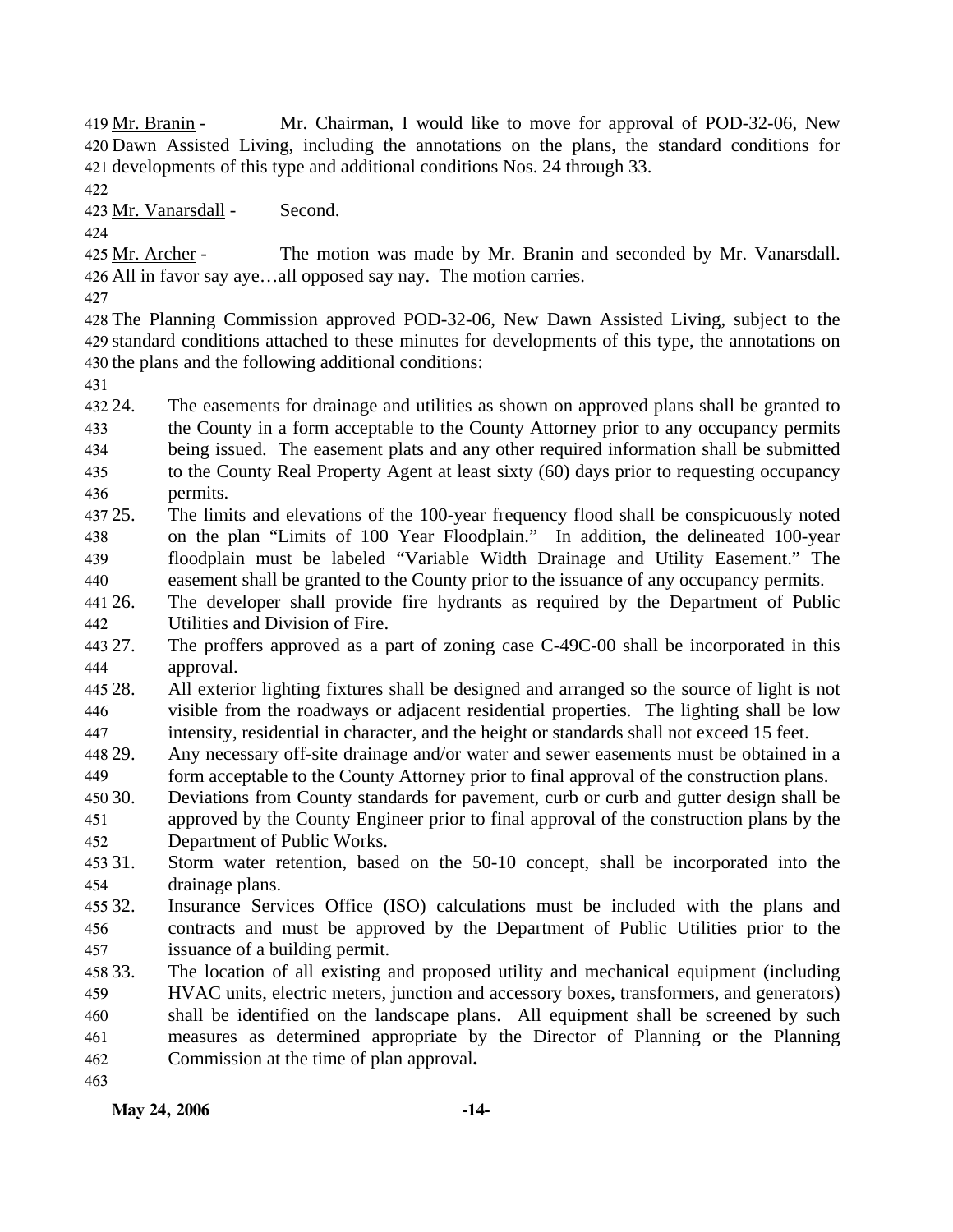Mr. Branin - Mr. Chairman, I would like to move for approval of POD-32-06, New Dawn Assisted Living, including the annotations on the plans, the standard conditions for developments of this type and additional conditions Nos. 24 through 33.

Mr. Vanarsdall - Second.

Mr. Archer - The motion was made by Mr. Branin and seconded by Mr. Vanarsdall. All in favor say aye…all opposed say nay. The motion carries.

The Planning Commission approved POD-32-06, New Dawn Assisted Living, subject to the standard conditions attached to these minutes for developments of this type, the annotations on the plans and the following additional conditions:

24. The easements for drainage and utilities as shown on approved plans shall be granted to the County in a form acceptable to the County Attorney prior to any occupancy permits being issued. The easement plats and any other required information shall be submitted to the County Real Property Agent at least sixty (60) days prior to requesting occupancy permits.
25. The limits and elevations of the 100-year frequency flood shall be conspicuously noted on the plan "Limits of 100 Year Floodplain." In addition, the delineated 100-year floodplain must be labeled "Variable Width Drainage and Utility Easement." The easement shall be granted to the County prior to the issuance of any occupancy permits.
26. The developer shall provide fire hydrants as required by the Department of Public Utilities and Division of Fire.
27. The proffers approved as a part of zoning case C-49C-00 shall be incorporated in this approval.
28. All exterior lighting fixtures shall be designed and arranged so the source of light is not visible from the roadways or adjacent residential properties. The lighting shall be low intensity, residential in character, and the height or standards shall not exceed 15 feet.
29. Any necessary off-site drainage and/or water and sewer easements must be obtained in a form acceptable to the County Attorney prior to final approval of the construction plans.
30. Deviations from County standards for pavement, curb or curb and gutter design shall be approved by the County Engineer prior to final approval of the construction plans by the Department of Public Works.
31. Storm water retention, based on the 50-10 concept, shall be incorporated into the drainage plans.
32. Insurance Services Office (ISO) calculations must be included with the plans and contracts and must be approved by the Department of Public Utilities prior to the issuance of a building permit.
33. The location of all existing and proposed utility and mechanical equipment (including HVAC units, electric meters, junction and accessory boxes, transformers, and generators) shall be identified on the landscape plans. All equipment shall be screened by such measures as determined appropriate by the Director of Planning or the Planning Commission at the time of plan approval**.**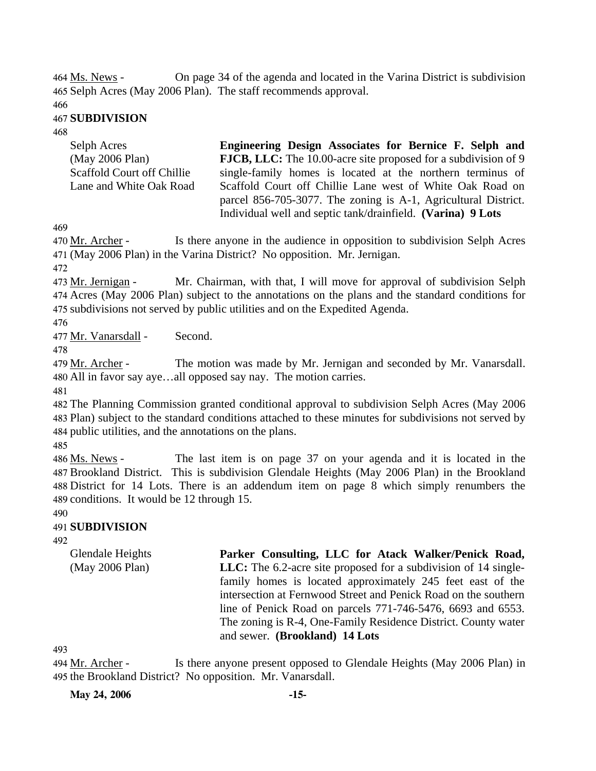464 Ms. News - On page 34 of the agenda and located in the Varina District is subdivision 465 Selph Acres (May 2006 Plan). The staff recommends approval.

466

467 **SUBDIVISION**

468

| Selph Acres (May 2006 Plan) Scaffold Court off Chillie Lane and White Oak Road | **Engineering Design Associates for Bernice F. Selph and FJCB, LLC:** The 10.00-acre site proposed for a subdivision of 9 single-family homes is located at the northern terminus of Scaffold Court off Chillie Lane west of White Oak Road on parcel 856-705-3077. The zoning is A-1, Agricultural District. Individual well and septic tank/drainfield. **(Varina) 9 Lots** |
|---|---|

469

470 Mr. Archer - Is there anyone in the audience in opposition to subdivision Selph Acres 471 (May 2006 Plan) in the Varina District? No opposition. Mr. Jernigan.

472

473 Mr. Jernigan - Mr. Chairman, with that, I will move for approval of subdivision Selph 474 Acres (May 2006 Plan) subject to the annotations on the plans and the standard conditions for 475 subdivisions not served by public utilities and on the Expedited Agenda.

476

477 Mr. Vanarsdall - Second.

478

479 Mr. Archer - The motion was made by Mr. Jernigan and seconded by Mr. Vanarsdall. 480 All in favor say aye…all opposed say nay. The motion carries.

481

482 The Planning Commission granted conditional approval to subdivision Selph Acres (May 2006 483 Plan) subject to the standard conditions attached to these minutes for subdivisions not served by 484 public utilities, and the annotations on the plans.

485

486 Ms. News - The last item is on page 37 on your agenda and it is located in the 487 Brookland District. This is subdivision Glendale Heights (May 2006 Plan) in the Brookland 488 District for 14 Lots. There is an addendum item on page 8 which simply renumbers the 489 conditions. It would be 12 through 15.

490

491 **SUBDIVISION**

492

| Glendale Heights (May 2006 Plan) | **Parker Consulting, LLC for Atack Walker/Penick Road, LLC:** The 6.2-acre site proposed for a subdivision of 14 single-family homes is located approximately 245 feet east of the intersection at Fernwood Street and Penick Road on the southern line of Penick Road on parcels 771-746-5476, 6693 and 6553. The zoning is R-4, One-Family Residence District. County water and sewer. **(Brookland) 14 Lots** |
|---|---|

493

494 Mr. Archer - Is there anyone present opposed to Glendale Heights (May 2006 Plan) in 495 the Brookland District? No opposition. Mr. Vanarsdall.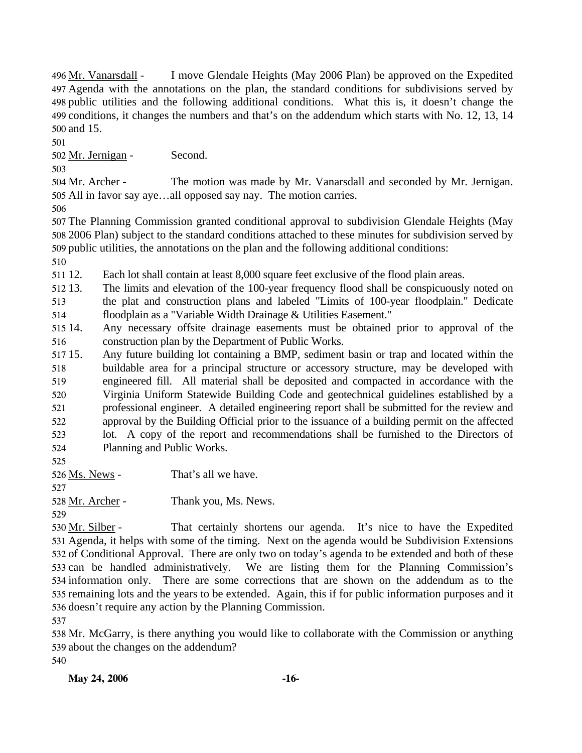Mr. Vanarsdall - I move Glendale Heights (May 2006 Plan) be approved on the Expedited Agenda with the annotations on the plan, the standard conditions for subdivisions served by public utilities and the following additional conditions. What this is, it doesn't change the conditions, it changes the numbers and that's on the addendum which starts with No. 12, 13, 14 and 15.

Mr. Jernigan - Second.

Mr. Archer - The motion was made by Mr. Vanarsdall and seconded by Mr. Jernigan. All in favor say aye…all opposed say nay. The motion carries.

The Planning Commission granted conditional approval to subdivision Glendale Heights (May 2006 Plan) subject to the standard conditions attached to these minutes for subdivision served by public utilities, the annotations on the plan and the following additional conditions:

12. Each lot shall contain at least 8,000 square feet exclusive of the flood plain areas.
13. The limits and elevation of the 100-year frequency flood shall be conspicuously noted on the plat and construction plans and labeled "Limits of 100-year floodplain." Dedicate floodplain as a "Variable Width Drainage & Utilities Easement."
14. Any necessary offsite drainage easements must be obtained prior to approval of the construction plan by the Department of Public Works.
15. Any future building lot containing a BMP, sediment basin or trap and located within the buildable area for a principal structure or accessory structure, may be developed with engineered fill. All material shall be deposited and compacted in accordance with the Virginia Uniform Statewide Building Code and geotechnical guidelines established by a professional engineer. A detailed engineering report shall be submitted for the review and approval by the Building Official prior to the issuance of a building permit on the affected lot. A copy of the report and recommendations shall be furnished to the Directors of Planning and Public Works.

Ms. News - That's all we have.

Mr. Archer - Thank you, Ms. News.

Mr. Silber - That certainly shortens our agenda. It's nice to have the Expedited Agenda, it helps with some of the timing. Next on the agenda would be Subdivision Extensions of Conditional Approval. There are only two on today's agenda to be extended and both of these can be handled administratively. We are listing them for the Planning Commission's information only. There are some corrections that are shown on the addendum as to the remaining lots and the years to be extended. Again, this if for public information purposes and it doesn't require any action by the Planning Commission.

Mr. McGarry, is there anything you would like to collaborate with the Commission or anything about the changes on the addendum?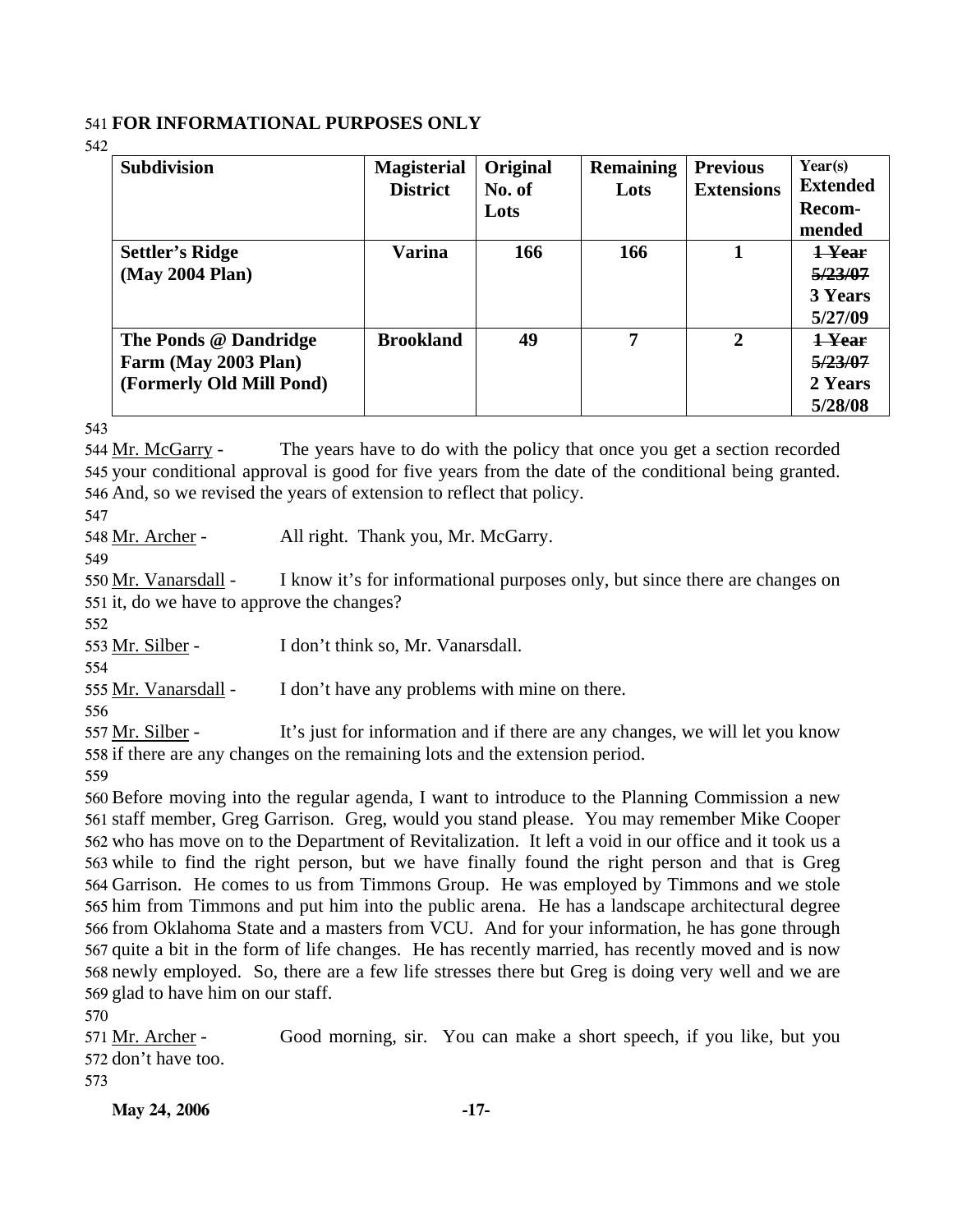**FOR INFORMATIONAL PURPOSES ONLY**

| Subdivision | Magisterial District | Original No. of Lots | Remaining Lots | Previous Extensions | Year(s) Extended Recom-mended |
|---|---|---|---|---|---|
| **Settler's Ridge (May 2004 Plan)** | **Varina** | **166** | **166** | **1** | ~~**1 Year 5/23/07**~~ **3 Years 5/27/09** |
| **The Ponds @ Dandridge Farm (May 2003 Plan) (Formerly Old Mill Pond)** | **Brookland** | **49** | **7** | **2** | ~~**1 Year 5/23/07**~~ **2 Years 5/28/08** |

Mr. McGarry - The years have to do with the policy that once you get a section recorded your conditional approval is good for five years from the date of the conditional being granted. And, so we revised the years of extension to reflect that policy.

Mr. Archer - All right. Thank you, Mr. McGarry.

Mr. Vanarsdall - I know it's for informational purposes only, but since there are changes on it, do we have to approve the changes?

Mr. Silber - I don't think so, Mr. Vanarsdall.

Mr. Vanarsdall - I don't have any problems with mine on there.

Mr. Silber - It's just for information and if there are any changes, we will let you know if there are any changes on the remaining lots and the extension period.

Before moving into the regular agenda, I want to introduce to the Planning Commission a new staff member, Greg Garrison. Greg, would you stand please. You may remember Mike Cooper who has move on to the Department of Revitalization. It left a void in our office and it took us a while to find the right person, but we have finally found the right person and that is Greg Garrison. He comes to us from Timmons Group. He was employed by Timmons and we stole him from Timmons and put him into the public arena. He has a landscape architectural degree from Oklahoma State and a masters from VCU. And for your information, he has gone through quite a bit in the form of life changes. He has recently married, has recently moved and is now newly employed. So, there are a few life stresses there but Greg is doing very well and we are glad to have him on our staff.

Mr. Archer - Good morning, sir. You can make a short speech, if you like, but you don't have too.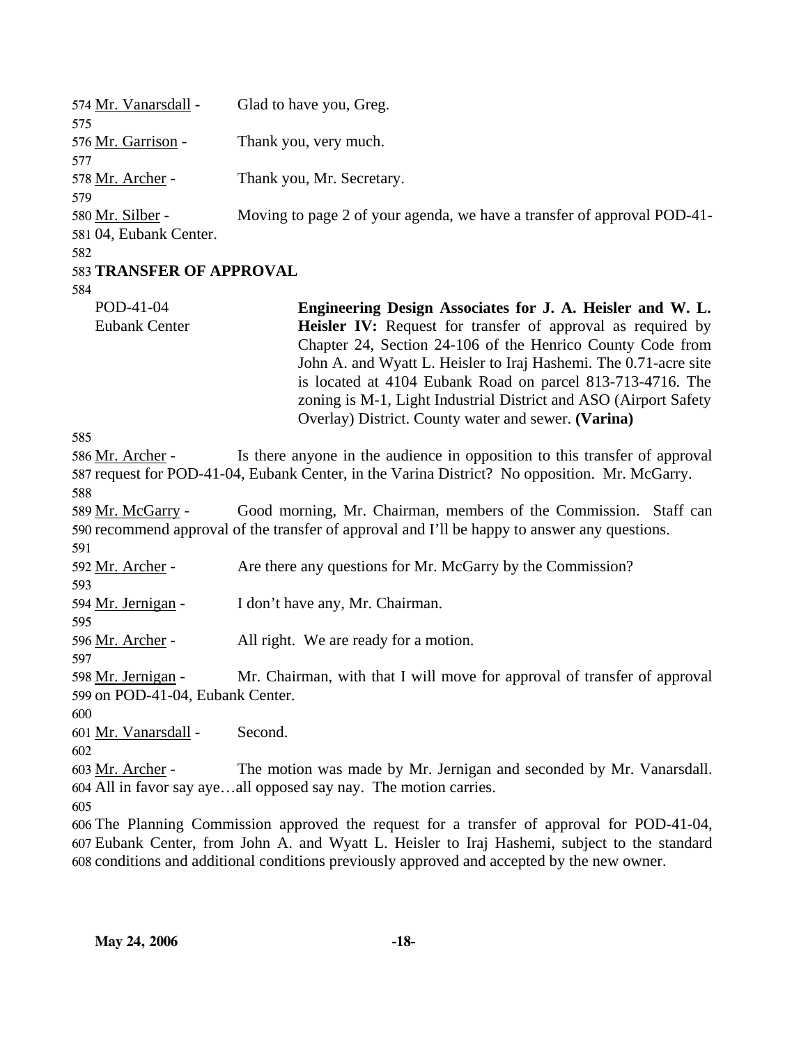Mr. Vanarsdall - Glad to have you, Greg.

Mr. Garrison - Thank you, very much.

Mr. Archer - Thank you, Mr. Secretary.

Mr. Silber - Moving to page 2 of your agenda, we have a transfer of approval POD-41-04, Eubank Center.

**TRANSFER OF APPROVAL**

POD-41-04
Eubank Center

**Engineering Design Associates for J. A. Heisler and W. L. Heisler IV:** Request for transfer of approval as required by Chapter 24, Section 24-106 of the Henrico County Code from John A. and Wyatt L. Heisler to Iraj Hashemi. The 0.71-acre site is located at 4104 Eubank Road on parcel 813-713-4716. The zoning is M-1, Light Industrial District and ASO (Airport Safety Overlay) District. County water and sewer. **(Varina)**

Mr. Archer - Is there anyone in the audience in opposition to this transfer of approval request for POD-41-04, Eubank Center, in the Varina District? No opposition. Mr. McGarry.

Mr. McGarry - Good morning, Mr. Chairman, members of the Commission. Staff can recommend approval of the transfer of approval and I'll be happy to answer any questions.

Mr. Archer - Are there any questions for Mr. McGarry by the Commission?

Mr. Jernigan - I don't have any, Mr. Chairman.

Mr. Archer - All right. We are ready for a motion.

Mr. Jernigan - Mr. Chairman, with that I will move for approval of transfer of approval on POD-41-04, Eubank Center.

Mr. Vanarsdall - Second.

Mr. Archer - The motion was made by Mr. Jernigan and seconded by Mr. Vanarsdall. All in favor say aye…all opposed say nay. The motion carries.

The Planning Commission approved the request for a transfer of approval for POD-41-04, Eubank Center, from John A. and Wyatt L. Heisler to Iraj Hashemi, subject to the standard conditions and additional conditions previously approved and accepted by the new owner.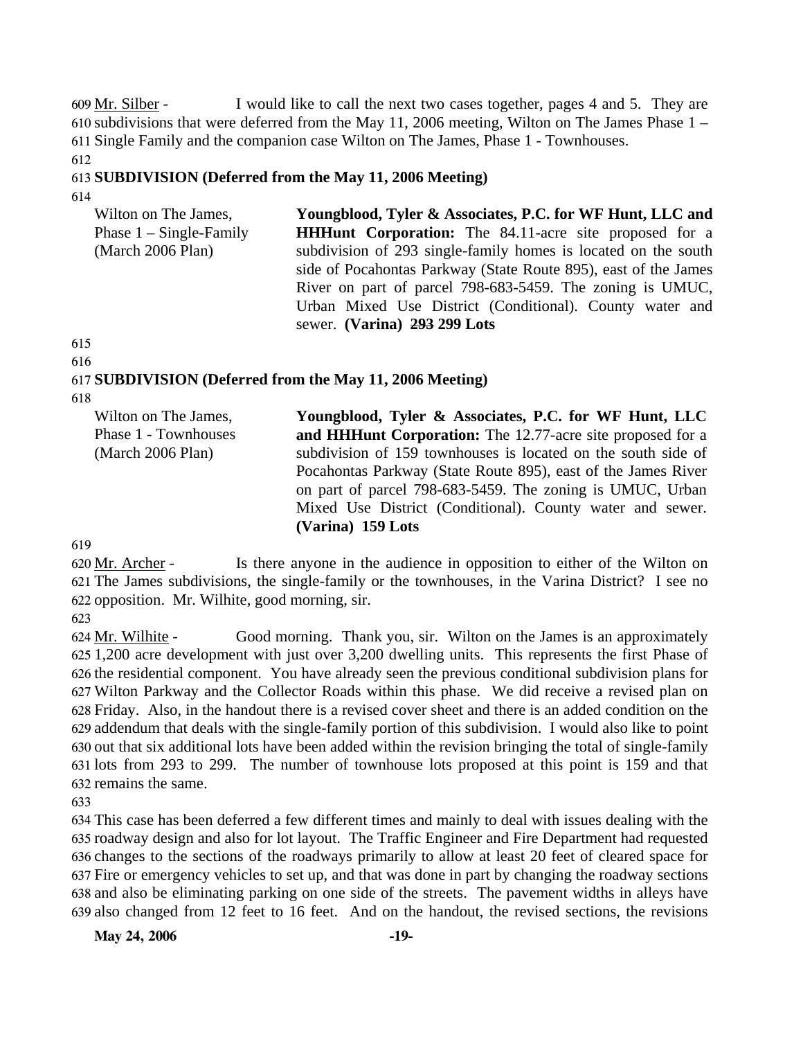609 Mr. Silber - I would like to call the next two cases together, pages 4 and 5. They are 610 subdivisions that were deferred from the May 11, 2006 meeting, Wilton on The James Phase 1 – 611 Single Family and the companion case Wilton on The James, Phase 1 - Townhouses.

612

613 **SUBDIVISION (Deferred from the May 11, 2006 Meeting)**

614

Wilton on The James, Phase 1 – Single-Family (March 2006 Plan)

**Youngblood, Tyler & Associates, P.C. for WF Hunt, LLC and HHHunt Corporation:** The 84.11-acre site proposed for a subdivision of 293 single-family homes is located on the south side of Pocahontas Parkway (State Route 895), east of the James River on part of parcel 798-683-5459. The zoning is UMUC, Urban Mixed Use District (Conditional). County water and sewer. **(Varina) ~~293~~ 299 Lots**

615

616

617 **SUBDIVISION (Deferred from the May 11, 2006 Meeting)**

618

Wilton on The James, Phase 1 - Townhouses (March 2006 Plan)

**Youngblood, Tyler & Associates, P.C. for WF Hunt, LLC and HHHunt Corporation:** The 12.77-acre site proposed for a subdivision of 159 townhouses is located on the south side of Pocahontas Parkway (State Route 895), east of the James River on part of parcel 798-683-5459. The zoning is UMUC, Urban Mixed Use District (Conditional). County water and sewer. **(Varina) 159 Lots**

619

620 Mr. Archer - Is there anyone in the audience in opposition to either of the Wilton on 621 The James subdivisions, the single-family or the townhouses, in the Varina District? I see no 622 opposition. Mr. Wilhite, good morning, sir.

623

624 Mr. Wilhite - Good morning. Thank you, sir. Wilton on the James is an approximately 625 1,200 acre development with just over 3,200 dwelling units. This represents the first Phase of 626 the residential component. You have already seen the previous conditional subdivision plans for 627 Wilton Parkway and the Collector Roads within this phase. We did receive a revised plan on 628 Friday. Also, in the handout there is a revised cover sheet and there is an added condition on the 629 addendum that deals with the single-family portion of this subdivision. I would also like to point 630 out that six additional lots have been added within the revision bringing the total of single-family 631 lots from 293 to 299. The number of townhouse lots proposed at this point is 159 and that 632 remains the same.

633

634 This case has been deferred a few different times and mainly to deal with issues dealing with the 635 roadway design and also for lot layout. The Traffic Engineer and Fire Department had requested 636 changes to the sections of the roadways primarily to allow at least 20 feet of cleared space for 637 Fire or emergency vehicles to set up, and that was done in part by changing the roadway sections 638 and also be eliminating parking on one side of the streets. The pavement widths in alleys have 639 also changed from 12 feet to 16 feet. And on the handout, the revised sections, the revisions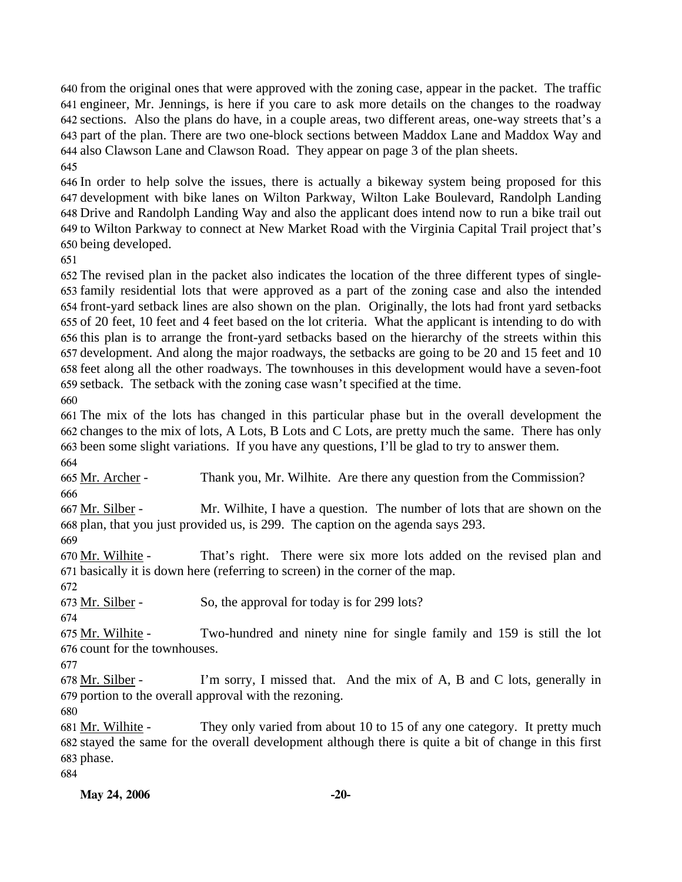from the original ones that were approved with the zoning case, appear in the packet. The traffic engineer, Mr. Jennings, is here if you care to ask more details on the changes to the roadway sections. Also the plans do have, in a couple areas, two different areas, one-way streets that's a part of the plan. There are two one-block sections between Maddox Lane and Maddox Way and also Clawson Lane and Clawson Road. They appear on page 3 of the plan sheets.

In order to help solve the issues, there is actually a bikeway system being proposed for this development with bike lanes on Wilton Parkway, Wilton Lake Boulevard, Randolph Landing Drive and Randolph Landing Way and also the applicant does intend now to run a bike trail out to Wilton Parkway to connect at New Market Road with the Virginia Capital Trail project that's being developed.

The revised plan in the packet also indicates the location of the three different types of single-family residential lots that were approved as a part of the zoning case and also the intended front-yard setback lines are also shown on the plan. Originally, the lots had front yard setbacks of 20 feet, 10 feet and 4 feet based on the lot criteria. What the applicant is intending to do with this plan is to arrange the front-yard setbacks based on the hierarchy of the streets within this development. And along the major roadways, the setbacks are going to be 20 and 15 feet and 10 feet along all the other roadways. The townhouses in this development would have a seven-foot setback. The setback with the zoning case wasn't specified at the time.

The mix of the lots has changed in this particular phase but in the overall development the changes to the mix of lots, A Lots, B Lots and C Lots, are pretty much the same. There has only been some slight variations. If you have any questions, I'll be glad to try to answer them.

Mr. Archer - Thank you, Mr. Wilhite. Are there any question from the Commission?

Mr. Silber - Mr. Wilhite, I have a question. The number of lots that are shown on the plan, that you just provided us, is 299. The caption on the agenda says 293.

Mr. Wilhite - That's right. There were six more lots added on the revised plan and basically it is down here (referring to screen) in the corner of the map.

Mr. Silber - So, the approval for today is for 299 lots?

Mr. Wilhite - Two-hundred and ninety nine for single family and 159 is still the lot count for the townhouses.

Mr. Silber - I'm sorry, I missed that. And the mix of A, B and C lots, generally in portion to the overall approval with the rezoning.

Mr. Wilhite - They only varied from about 10 to 15 of any one category. It pretty much stayed the same for the overall development although there is quite a bit of change in this first phase.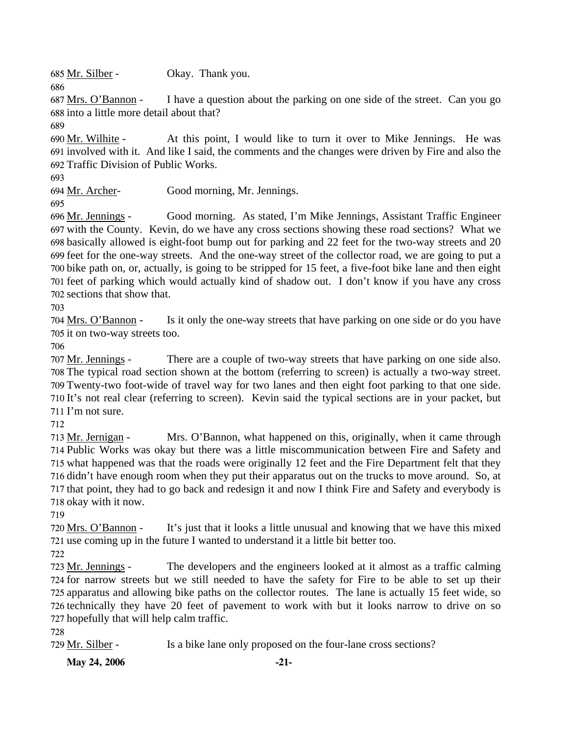685 Mr. Silber - Okay. Thank you.

686

687 Mrs. O'Bannon - I have a question about the parking on one side of the street. Can you go 688 into a little more detail about that?

689

690 Mr. Wilhite - At this point, I would like to turn it over to Mike Jennings. He was 691 involved with it. And like I said, the comments and the changes were driven by Fire and also the 692 Traffic Division of Public Works.

693

694 Mr. Archer- Good morning, Mr. Jennings.

695

696 Mr. Jennings - Good morning. As stated, I'm Mike Jennings, Assistant Traffic Engineer 697 with the County. Kevin, do we have any cross sections showing these road sections? What we 698 basically allowed is eight-foot bump out for parking and 22 feet for the two-way streets and 20 699 feet for the one-way streets. And the one-way street of the collector road, we are going to put a 700 bike path on, or, actually, is going to be stripped for 15 feet, a five-foot bike lane and then eight 701 feet of parking which would actually kind of shadow out. I don't know if you have any cross 702 sections that show that.

703

704 Mrs. O'Bannon - Is it only the one-way streets that have parking on one side or do you have 705 it on two-way streets too.

706

707 Mr. Jennings - There are a couple of two-way streets that have parking on one side also. 708 The typical road section shown at the bottom (referring to screen) is actually a two-way street. 709 Twenty-two foot-wide of travel way for two lanes and then eight foot parking to that one side. 710 It's not real clear (referring to screen). Kevin said the typical sections are in your packet, but 711 I'm not sure.

712

713 Mr. Jernigan - Mrs. O'Bannon, what happened on this, originally, when it came through 714 Public Works was okay but there was a little miscommunication between Fire and Safety and 715 what happened was that the roads were originally 12 feet and the Fire Department felt that they 716 didn't have enough room when they put their apparatus out on the trucks to move around. So, at 717 that point, they had to go back and redesign it and now I think Fire and Safety and everybody is 718 okay with it now.

719

720 Mrs. O'Bannon - It's just that it looks a little unusual and knowing that we have this mixed 721 use coming up in the future I wanted to understand it a little bit better too.

722

723 Mr. Jennings - The developers and the engineers looked at it almost as a traffic calming 724 for narrow streets but we still needed to have the safety for Fire to be able to set up their 725 apparatus and allowing bike paths on the collector routes. The lane is actually 15 feet wide, so 726 technically they have 20 feet of pavement to work with but it looks narrow to drive on so 727 hopefully that will help calm traffic.

728

729 Mr. Silber - Is a bike lane only proposed on the four-lane cross sections?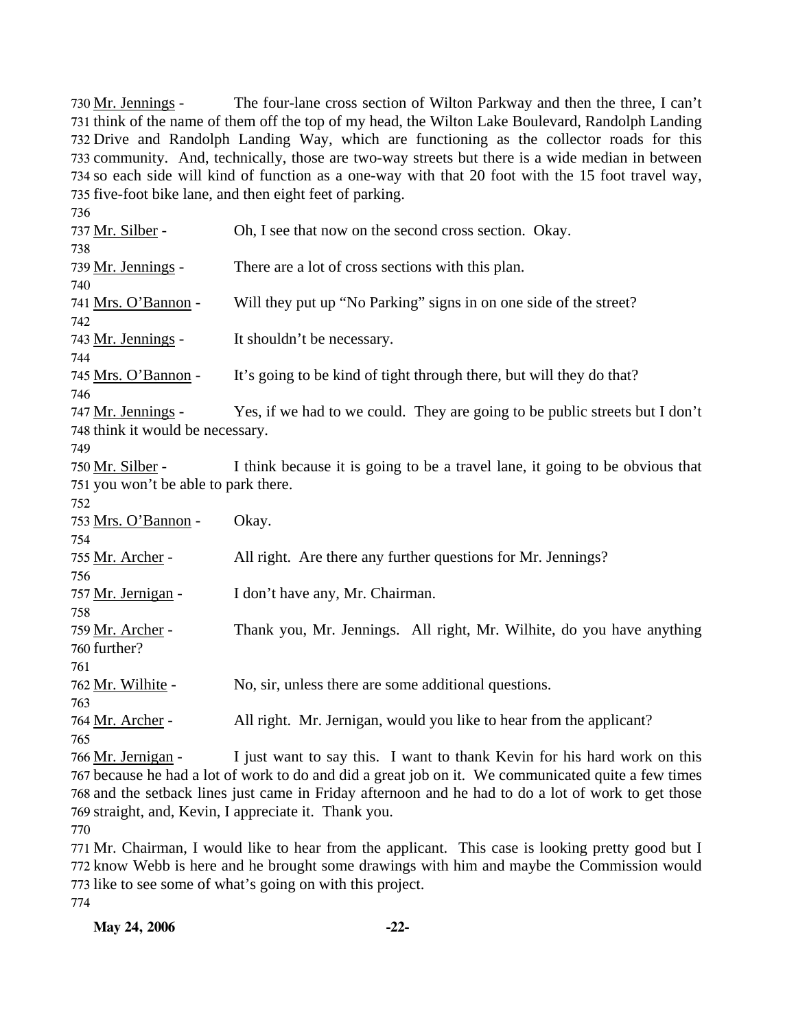730 Mr. Jennings - The four-lane cross section of Wilton Parkway and then the three, I can't 731 think of the name of them off the top of my head, the Wilton Lake Boulevard, Randolph Landing 732 Drive and Randolph Landing Way, which are functioning as the collector roads for this 733 community. And, technically, those are two-way streets but there is a wide median in between 734 so each side will kind of function as a one-way with that 20 foot with the 15 foot travel way, 735 five-foot bike lane, and then eight feet of parking.

736

737 Mr. Silber - Oh, I see that now on the second cross section. Okay.

738

739 Mr. Jennings - There are a lot of cross sections with this plan.

740

741 Mrs. O'Bannon - Will they put up "No Parking" signs in on one side of the street?

742

743 Mr. Jennings - It shouldn't be necessary.

744

745 Mrs. O'Bannon - It's going to be kind of tight through there, but will they do that?

746

747 Mr. Jennings - Yes, if we had to we could. They are going to be public streets but I don't 748 think it would be necessary.

749

750 Mr. Silber - I think because it is going to be a travel lane, it going to be obvious that 751 you won't be able to park there.

752

753 Mrs. O'Bannon - Okay.

754

755 Mr. Archer - All right. Are there any further questions for Mr. Jennings?

756

757 Mr. Jernigan - I don't have any, Mr. Chairman.

758

759 Mr. Archer - Thank you, Mr. Jennings. All right, Mr. Wilhite, do you have anything 760 further?

761

762 Mr. Wilhite - No, sir, unless there are some additional questions.

763

764 Mr. Archer - All right. Mr. Jernigan, would you like to hear from the applicant?

765

766 Mr. Jernigan - I just want to say this. I want to thank Kevin for his hard work on this 767 because he had a lot of work to do and did a great job on it. We communicated quite a few times 768 and the setback lines just came in Friday afternoon and he had to do a lot of work to get those 769 straight, and, Kevin, I appreciate it. Thank you.

770

771 Mr. Chairman, I would like to hear from the applicant. This case is looking pretty good but I 772 know Webb is here and he brought some drawings with him and maybe the Commission would 773 like to see some of what's going on with this project.

774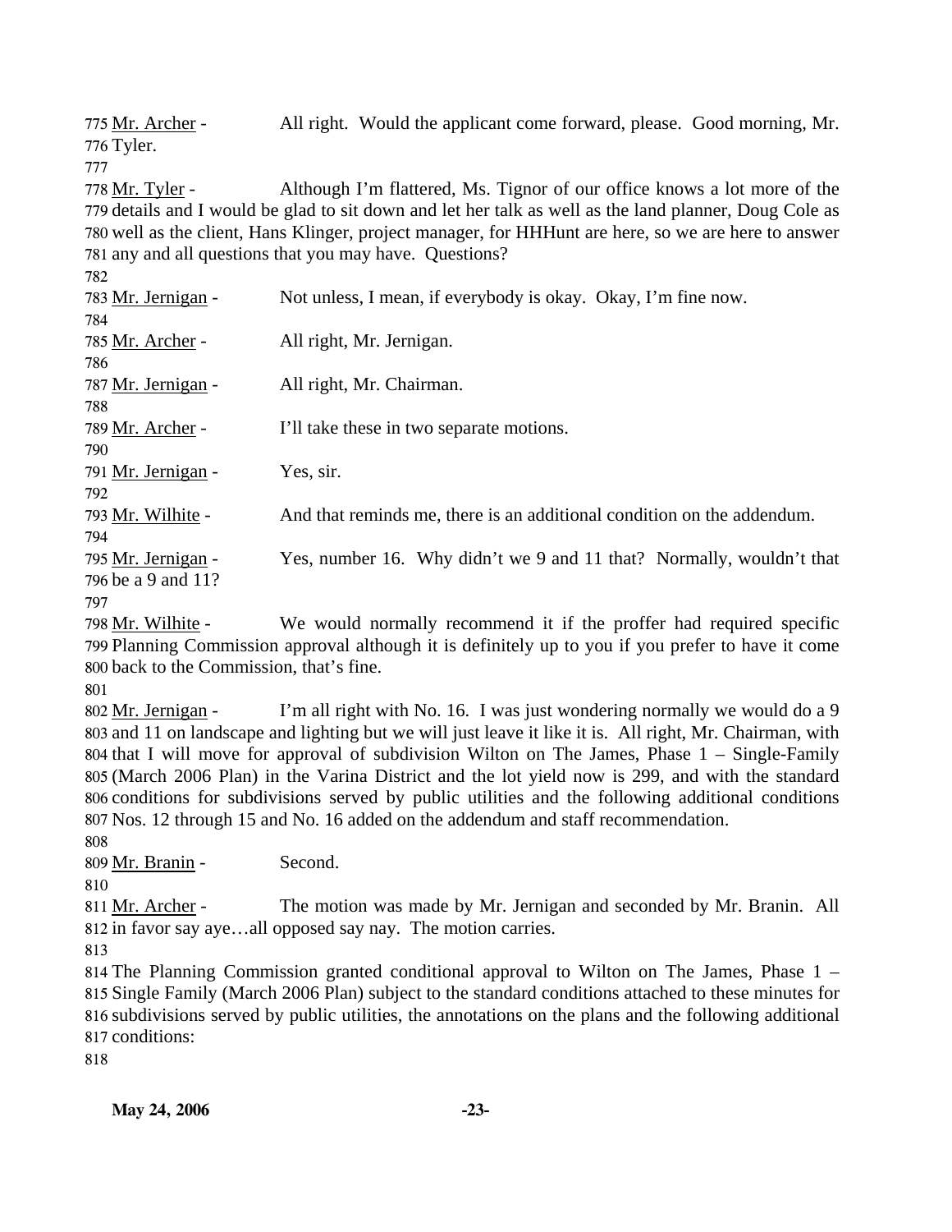Mr. Archer - All right. Would the applicant come forward, please. Good morning, Mr. Tyler.

Mr. Tyler - Although I'm flattered, Ms. Tignor of our office knows a lot more of the details and I would be glad to sit down and let her talk as well as the land planner, Doug Cole as well as the client, Hans Klinger, project manager, for HHHunt are here, so we are here to answer any and all questions that you may have. Questions?

Mr. Jernigan - Not unless, I mean, if everybody is okay. Okay, I'm fine now.

Mr. Archer - All right, Mr. Jernigan.

Mr. Jernigan - All right, Mr. Chairman.

Mr. Archer - I'll take these in two separate motions.

Mr. Jernigan - Yes, sir.

Mr. Wilhite - And that reminds me, there is an additional condition on the addendum.

Mr. Jernigan - Yes, number 16. Why didn't we 9 and 11 that? Normally, wouldn't that be a 9 and 11?

Mr. Wilhite - We would normally recommend it if the proffer had required specific Planning Commission approval although it is definitely up to you if you prefer to have it come back to the Commission, that's fine.

Mr. Jernigan - I'm all right with No. 16. I was just wondering normally we would do a 9 and 11 on landscape and lighting but we will just leave it like it is. All right, Mr. Chairman, with that I will move for approval of subdivision Wilton on The James, Phase 1 – Single-Family (March 2006 Plan) in the Varina District and the lot yield now is 299, and with the standard conditions for subdivisions served by public utilities and the following additional conditions Nos. 12 through 15 and No. 16 added on the addendum and staff recommendation.

Mr. Branin - Second.

Mr. Archer - The motion was made by Mr. Jernigan and seconded by Mr. Branin. All in favor say aye…all opposed say nay. The motion carries.

The Planning Commission granted conditional approval to Wilton on The James, Phase 1 – Single Family (March 2006 Plan) subject to the standard conditions attached to these minutes for subdivisions served by public utilities, the annotations on the plans and the following additional conditions: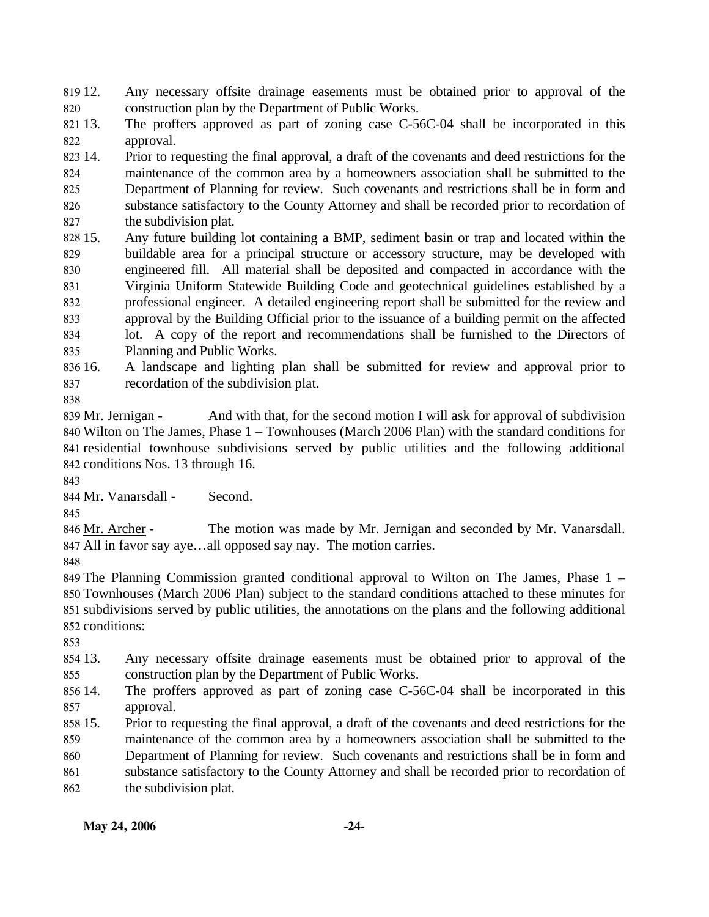12. Any necessary offsite drainage easements must be obtained prior to approval of the construction plan by the Department of Public Works.
13. The proffers approved as part of zoning case C-56C-04 shall be incorporated in this approval.
14. Prior to requesting the final approval, a draft of the covenants and deed restrictions for the maintenance of the common area by a homeowners association shall be submitted to the Department of Planning for review. Such covenants and restrictions shall be in form and substance satisfactory to the County Attorney and shall be recorded prior to recordation of the subdivision plat.
15. Any future building lot containing a BMP, sediment basin or trap and located within the buildable area for a principal structure or accessory structure, may be developed with engineered fill. All material shall be deposited and compacted in accordance with the Virginia Uniform Statewide Building Code and geotechnical guidelines established by a professional engineer. A detailed engineering report shall be submitted for the review and approval by the Building Official prior to the issuance of a building permit on the affected lot. A copy of the report and recommendations shall be furnished to the Directors of Planning and Public Works.
16. A landscape and lighting plan shall be submitted for review and approval prior to recordation of the subdivision plat.

Mr. Jernigan - And with that, for the second motion I will ask for approval of subdivision Wilton on The James, Phase 1 – Townhouses (March 2006 Plan) with the standard conditions for residential townhouse subdivisions served by public utilities and the following additional conditions Nos. 13 through 16.

Mr. Vanarsdall - Second.

Mr. Archer - The motion was made by Mr. Jernigan and seconded by Mr. Vanarsdall. All in favor say aye…all opposed say nay. The motion carries.

The Planning Commission granted conditional approval to Wilton on The James, Phase 1 – Townhouses (March 2006 Plan) subject to the standard conditions attached to these minutes for subdivisions served by public utilities, the annotations on the plans and the following additional conditions:

13. Any necessary offsite drainage easements must be obtained prior to approval of the construction plan by the Department of Public Works.
14. The proffers approved as part of zoning case C-56C-04 shall be incorporated in this approval.
15. Prior to requesting the final approval, a draft of the covenants and deed restrictions for the maintenance of the common area by a homeowners association shall be submitted to the Department of Planning for review. Such covenants and restrictions shall be in form and substance satisfactory to the County Attorney and shall be recorded prior to recordation of the subdivision plat.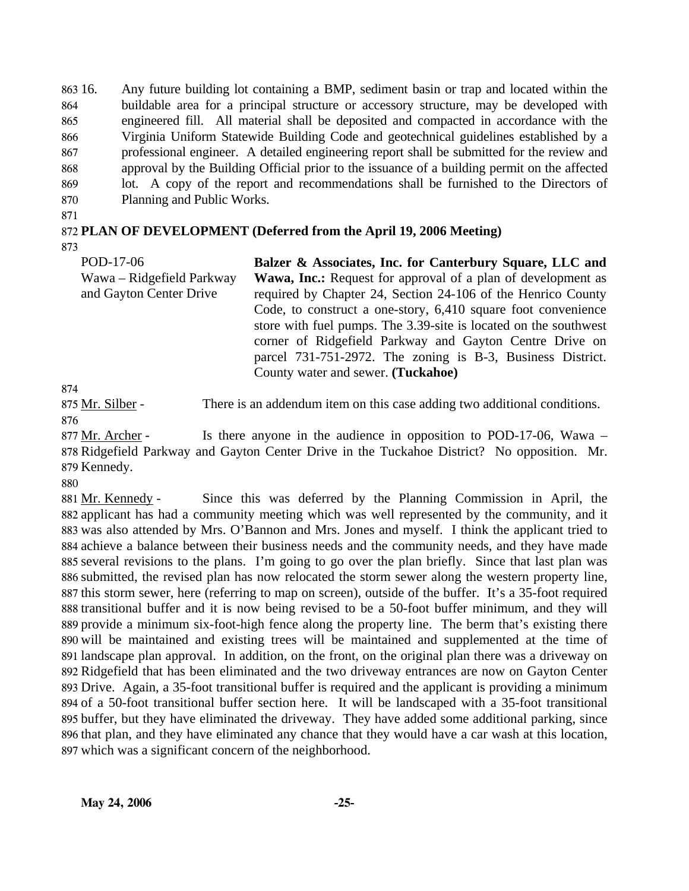16. Any future building lot containing a BMP, sediment basin or trap and located within the buildable area for a principal structure or accessory structure, may be developed with engineered fill. All material shall be deposited and compacted in accordance with the Virginia Uniform Statewide Building Code and geotechnical guidelines established by a professional engineer. A detailed engineering report shall be submitted for the review and approval by the Building Official prior to the issuance of a building permit on the affected lot. A copy of the report and recommendations shall be furnished to the Directors of Planning and Public Works.

**PLAN OF DEVELOPMENT (Deferred from the April 19, 2006 Meeting)**

POD-17-06
Wawa – Ridgefield Parkway and Gayton Center Drive

**Balzer & Associates, Inc. for Canterbury Square, LLC and Wawa, Inc.:** Request for approval of a plan of development as required by Chapter 24, Section 24-106 of the Henrico County Code, to construct a one-story, 6,410 square foot convenience store with fuel pumps. The 3.39-site is located on the southwest corner of Ridgefield Parkway and Gayton Centre Drive on parcel 731-751-2972. The zoning is B-3, Business District. County water and sewer. **(Tuckahoe)**

Mr. Silber - There is an addendum item on this case adding two additional conditions.

Mr. Archer - Is there anyone in the audience in opposition to POD-17-06, Wawa – Ridgefield Parkway and Gayton Center Drive in the Tuckahoe District? No opposition. Mr. Kennedy.

Mr. Kennedy - Since this was deferred by the Planning Commission in April, the applicant has had a community meeting which was well represented by the community, and it was also attended by Mrs. O'Bannon and Mrs. Jones and myself. I think the applicant tried to achieve a balance between their business needs and the community needs, and they have made several revisions to the plans. I'm going to go over the plan briefly. Since that last plan was submitted, the revised plan has now relocated the storm sewer along the western property line, this storm sewer, here (referring to map on screen), outside of the buffer. It's a 35-foot required transitional buffer and it is now being revised to be a 50-foot buffer minimum, and they will provide a minimum six-foot-high fence along the property line. The berm that's existing there will be maintained and existing trees will be maintained and supplemented at the time of landscape plan approval. In addition, on the front, on the original plan there was a driveway on Ridgefield that has been eliminated and the two driveway entrances are now on Gayton Center Drive. Again, a 35-foot transitional buffer is required and the applicant is providing a minimum of a 50-foot transitional buffer section here. It will be landscaped with a 35-foot transitional buffer, but they have eliminated the driveway. They have added some additional parking, since that plan, and they have eliminated any chance that they would have a car wash at this location, which was a significant concern of the neighborhood.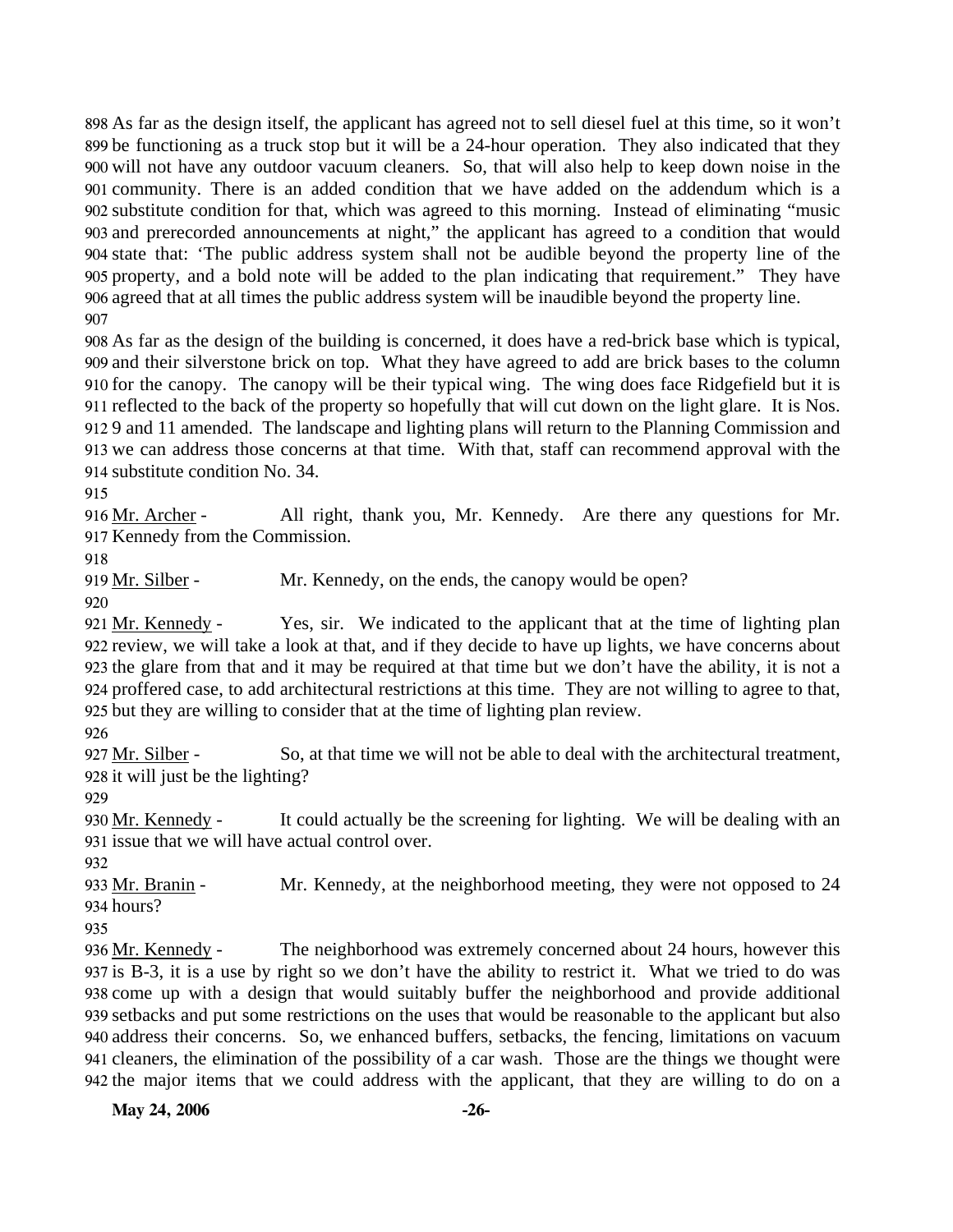As far as the design itself, the applicant has agreed not to sell diesel fuel at this time, so it won't be functioning as a truck stop but it will be a 24-hour operation. They also indicated that they will not have any outdoor vacuum cleaners. So, that will also help to keep down noise in the community. There is an added condition that we have added on the addendum which is a substitute condition for that, which was agreed to this morning. Instead of eliminating "music and prerecorded announcements at night," the applicant has agreed to a condition that would state that: 'The public address system shall not be audible beyond the property line of the property, and a bold note will be added to the plan indicating that requirement." They have agreed that at all times the public address system will be inaudible beyond the property line.

As far as the design of the building is concerned, it does have a red-brick base which is typical, and their silverstone brick on top. What they have agreed to add are brick bases to the column for the canopy. The canopy will be their typical wing. The wing does face Ridgefield but it is reflected to the back of the property so hopefully that will cut down on the light glare. It is Nos. 9 and 11 amended. The landscape and lighting plans will return to the Planning Commission and we can address those concerns at that time. With that, staff can recommend approval with the substitute condition No. 34.

Mr. Archer - All right, thank you, Mr. Kennedy. Are there any questions for Mr. Kennedy from the Commission.

Mr. Silber - Mr. Kennedy, on the ends, the canopy would be open?

Mr. Kennedy - Yes, sir. We indicated to the applicant that at the time of lighting plan review, we will take a look at that, and if they decide to have up lights, we have concerns about the glare from that and it may be required at that time but we don't have the ability, it is not a proffered case, to add architectural restrictions at this time. They are not willing to agree to that, but they are willing to consider that at the time of lighting plan review.

Mr. Silber - So, at that time we will not be able to deal with the architectural treatment, it will just be the lighting?

Mr. Kennedy - It could actually be the screening for lighting. We will be dealing with an issue that we will have actual control over.

Mr. Branin - Mr. Kennedy, at the neighborhood meeting, they were not opposed to 24 hours?

Mr. Kennedy - The neighborhood was extremely concerned about 24 hours, however this is B-3, it is a use by right so we don't have the ability to restrict it. What we tried to do was come up with a design that would suitably buffer the neighborhood and provide additional setbacks and put some restrictions on the uses that would be reasonable to the applicant but also address their concerns. So, we enhanced buffers, setbacks, the fencing, limitations on vacuum cleaners, the elimination of the possibility of a car wash. Those are the things we thought were the major items that we could address with the applicant, that they are willing to do on a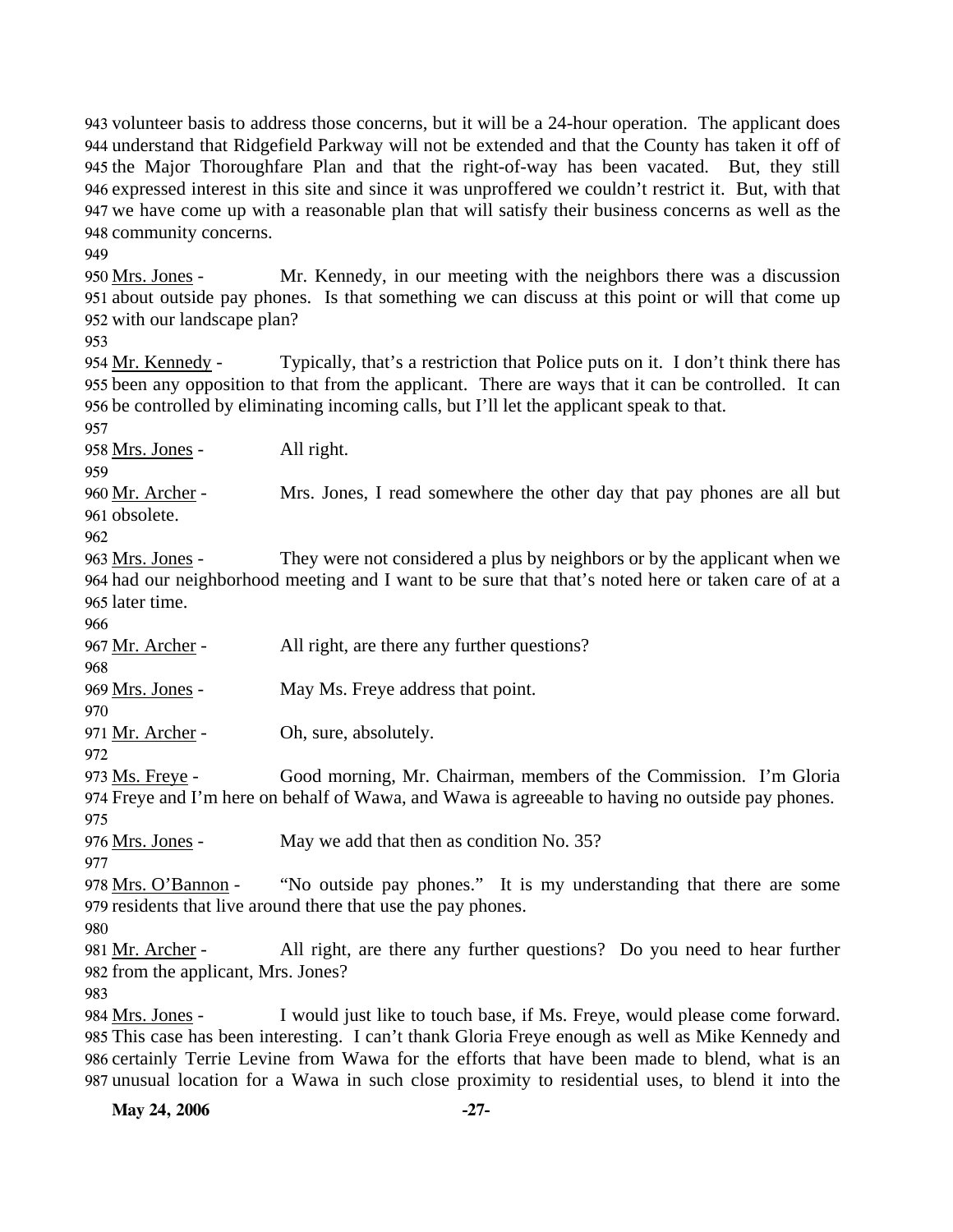volunteer basis to address those concerns, but it will be a 24-hour operation. The applicant does understand that Ridgefield Parkway will not be extended and that the County has taken it off of the Major Thoroughfare Plan and that the right-of-way has been vacated. But, they still expressed interest in this site and since it was unproffered we couldn't restrict it. But, with that we have come up with a reasonable plan that will satisfy their business concerns as well as the community concerns.

Mrs. Jones - Mr. Kennedy, in our meeting with the neighbors there was a discussion about outside pay phones. Is that something we can discuss at this point or will that come up with our landscape plan?

Mr. Kennedy - Typically, that's a restriction that Police puts on it. I don't think there has been any opposition to that from the applicant. There are ways that it can be controlled. It can be controlled by eliminating incoming calls, but I'll let the applicant speak to that.

Mrs. Jones - All right.

Mr. Archer - Mrs. Jones, I read somewhere the other day that pay phones are all but obsolete.

Mrs. Jones - They were not considered a plus by neighbors or by the applicant when we had our neighborhood meeting and I want to be sure that that's noted here or taken care of at a later time.

Mr. Archer - All right, are there any further questions?

Mrs. Jones - May Ms. Freye address that point.

Mr. Archer - Oh, sure, absolutely.

Ms. Freye - Good morning, Mr. Chairman, members of the Commission. I'm Gloria Freye and I'm here on behalf of Wawa, and Wawa is agreeable to having no outside pay phones.

Mrs. Jones - May we add that then as condition No. 35?

Mrs. O'Bannon - "No outside pay phones." It is my understanding that there are some residents that live around there that use the pay phones.

Mr. Archer - All right, are there any further questions? Do you need to hear further from the applicant, Mrs. Jones?

Mrs. Jones - I would just like to touch base, if Ms. Freye, would please come forward. This case has been interesting. I can't thank Gloria Freye enough as well as Mike Kennedy and certainly Terrie Levine from Wawa for the efforts that have been made to blend, what is an unusual location for a Wawa in such close proximity to residential uses, to blend it into the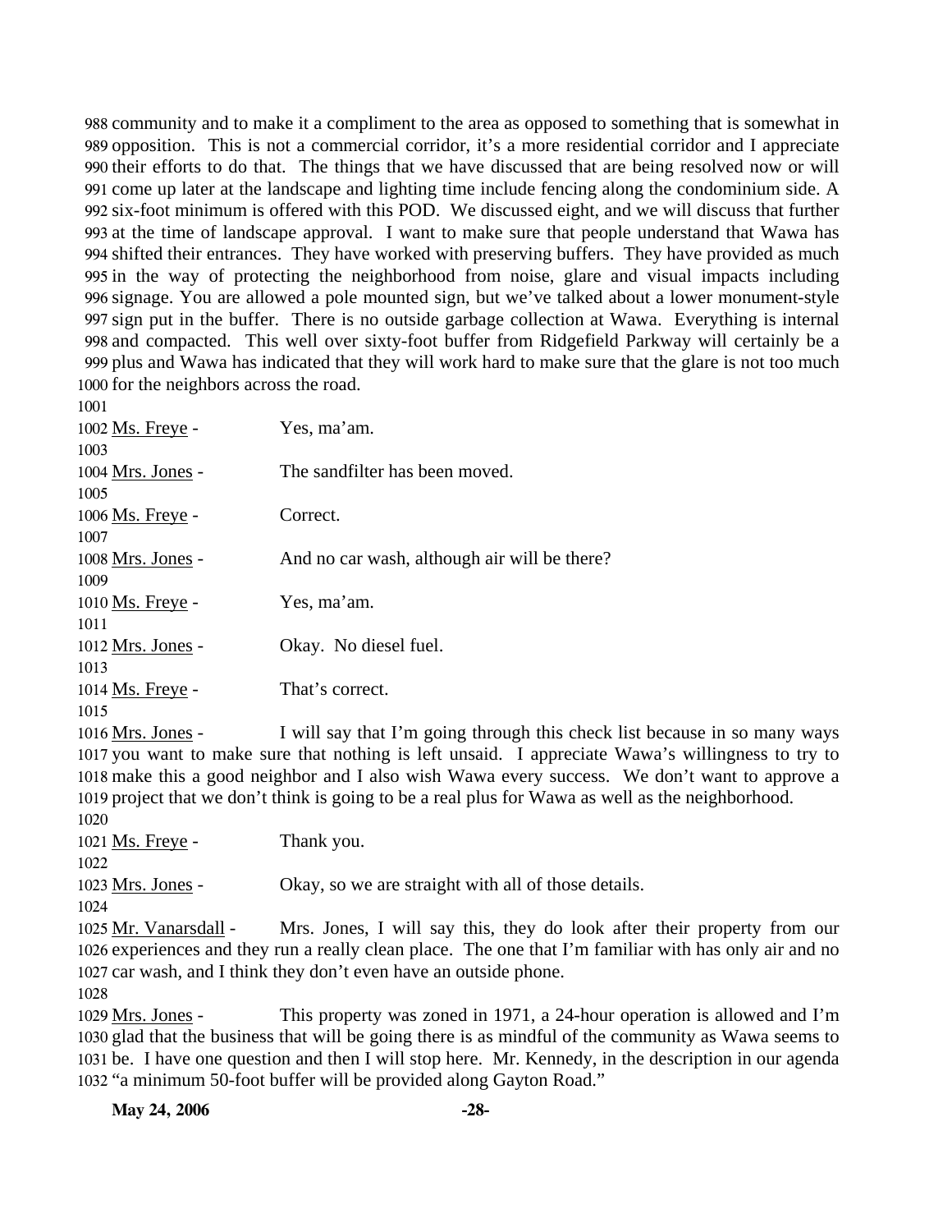988 community and to make it a compliment to the area as opposed to something that is somewhat in
989 opposition. This is not a commercial corridor, it's a more residential corridor and I appreciate
990 their efforts to do that. The things that we have discussed that are being resolved now or will
991 come up later at the landscape and lighting time include fencing along the condominium side. A
992 six-foot minimum is offered with this POD. We discussed eight, and we will discuss that further
993 at the time of landscape approval. I want to make sure that people understand that Wawa has
994 shifted their entrances. They have worked with preserving buffers. They have provided as much
995 in the way of protecting the neighborhood from noise, glare and visual impacts including
996 signage. You are allowed a pole mounted sign, but we've talked about a lower monument-style
997 sign put in the buffer. There is no outside garbage collection at Wawa. Everything is internal
998 and compacted. This well over sixty-foot buffer from Ridgefield Parkway will certainly be a
999 plus and Wawa has indicated that they will work hard to make sure that the glare is not too much
1000 for the neighbors across the road.
1001
1002 Ms. Freye - Yes, ma'am.
1003
1004 Mrs. Jones - The sandfilter has been moved.
1005
1006 Ms. Freye - Correct.
1007
1008 Mrs. Jones - And no car wash, although air will be there?
1009
1010 Ms. Freye - Yes, ma'am.
1011
1012 Mrs. Jones - Okay. No diesel fuel.
1013
1014 Ms. Freye - That's correct.
1015
1016 Mrs. Jones - I will say that I'm going through this check list because in so many ways
1017 you want to make sure that nothing is left unsaid. I appreciate Wawa's willingness to try to
1018 make this a good neighbor and I also wish Wawa every success. We don't want to approve a
1019 project that we don't think is going to be a real plus for Wawa as well as the neighborhood.
1020
1021 Ms. Freye - Thank you.
1022
1023 Mrs. Jones - Okay, so we are straight with all of those details.
1024
1025 Mr. Vanarsdall - Mrs. Jones, I will say this, they do look after their property from our
1026 experiences and they run a really clean place. The one that I'm familiar with has only air and no
1027 car wash, and I think they don't even have an outside phone.
1028
1029 Mrs. Jones - This property was zoned in 1971, a 24-hour operation is allowed and I'm
1030 glad that the business that will be going there is as mindful of the community as Wawa seems to
1031 be. I have one question and then I will stop here. Mr. Kennedy, in the description in our agenda
1032 "a minimum 50-foot buffer will be provided along Gayton Road."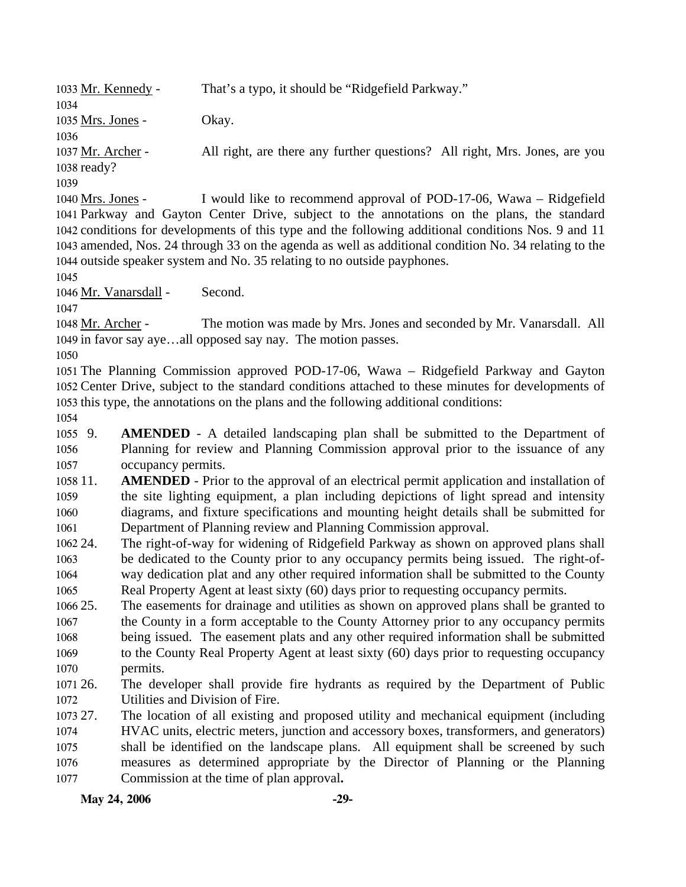Mr. Kennedy - That's a typo, it should be "Ridgefield Parkway."

Mrs. Jones - Okay.

Mr. Archer - All right, are there any further questions? All right, Mrs. Jones, are you ready?

Mrs. Jones - I would like to recommend approval of POD-17-06, Wawa – Ridgefield Parkway and Gayton Center Drive, subject to the annotations on the plans, the standard conditions for developments of this type and the following additional conditions Nos. 9 and 11 amended, Nos. 24 through 33 on the agenda as well as additional condition No. 34 relating to the outside speaker system and No. 35 relating to no outside payphones.

Mr. Vanarsdall - Second.

Mr. Archer - The motion was made by Mrs. Jones and seconded by Mr. Vanarsdall. All in favor say aye…all opposed say nay. The motion passes.

The Planning Commission approved POD-17-06, Wawa – Ridgefield Parkway and Gayton Center Drive, subject to the standard conditions attached to these minutes for developments of this type, the annotations on the plans and the following additional conditions:

9. **AMENDED** - A detailed landscaping plan shall be submitted to the Department of Planning for review and Planning Commission approval prior to the issuance of any occupancy permits.
11. **AMENDED** - Prior to the approval of an electrical permit application and installation of the site lighting equipment, a plan including depictions of light spread and intensity diagrams, and fixture specifications and mounting height details shall be submitted for Department of Planning review and Planning Commission approval.
24. The right-of-way for widening of Ridgefield Parkway as shown on approved plans shall be dedicated to the County prior to any occupancy permits being issued. The right-of-way dedication plat and any other required information shall be submitted to the County Real Property Agent at least sixty (60) days prior to requesting occupancy permits.
25. The easements for drainage and utilities as shown on approved plans shall be granted to the County in a form acceptable to the County Attorney prior to any occupancy permits being issued. The easement plats and any other required information shall be submitted to the County Real Property Agent at least sixty (60) days prior to requesting occupancy permits.
26. The developer shall provide fire hydrants as required by the Department of Public Utilities and Division of Fire.
27. The location of all existing and proposed utility and mechanical equipment (including HVAC units, electric meters, junction and accessory boxes, transformers, and generators) shall be identified on the landscape plans. All equipment shall be screened by such measures as determined appropriate by the Director of Planning or the Planning Commission at the time of plan approval**.**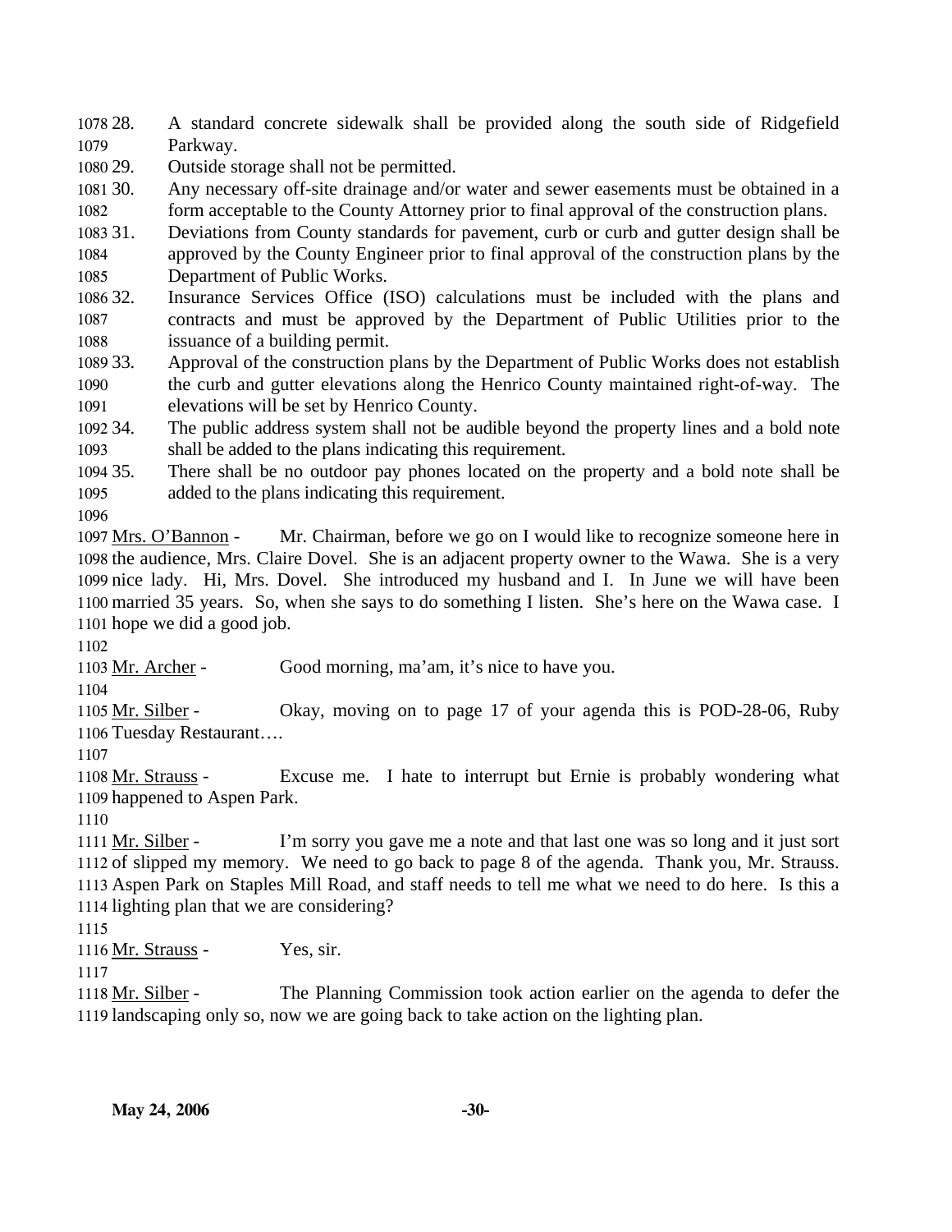28. A standard concrete sidewalk shall be provided along the south side of Ridgefield Parkway.
29. Outside storage shall not be permitted.
30. Any necessary off-site drainage and/or water and sewer easements must be obtained in a form acceptable to the County Attorney prior to final approval of the construction plans.
31. Deviations from County standards for pavement, curb or curb and gutter design shall be approved by the County Engineer prior to final approval of the construction plans by the Department of Public Works.
32. Insurance Services Office (ISO) calculations must be included with the plans and contracts and must be approved by the Department of Public Utilities prior to the issuance of a building permit.
33. Approval of the construction plans by the Department of Public Works does not establish the curb and gutter elevations along the Henrico County maintained right-of-way. The elevations will be set by Henrico County.
34. The public address system shall not be audible beyond the property lines and a bold note shall be added to the plans indicating this requirement.
35. There shall be no outdoor pay phones located on the property and a bold note shall be added to the plans indicating this requirement.

Mrs. O'Bannon - Mr. Chairman, before we go on I would like to recognize someone here in the audience, Mrs. Claire Dovel. She is an adjacent property owner to the Wawa. She is a very nice lady. Hi, Mrs. Dovel. She introduced my husband and I. In June we will have been married 35 years. So, when she says to do something I listen. She's here on the Wawa case. I hope we did a good job.

Mr. Archer - Good morning, ma'am, it's nice to have you.

Mr. Silber - Okay, moving on to page 17 of your agenda this is POD-28-06, Ruby Tuesday Restaurant….

Mr. Strauss - Excuse me. I hate to interrupt but Ernie is probably wondering what happened to Aspen Park.

Mr. Silber - I'm sorry you gave me a note and that last one was so long and it just sort of slipped my memory. We need to go back to page 8 of the agenda. Thank you, Mr. Strauss. Aspen Park on Staples Mill Road, and staff needs to tell me what we need to do here. Is this a lighting plan that we are considering?

Mr. Strauss - Yes, sir.

Mr. Silber - The Planning Commission took action earlier on the agenda to defer the landscaping only so, now we are going back to take action on the lighting plan.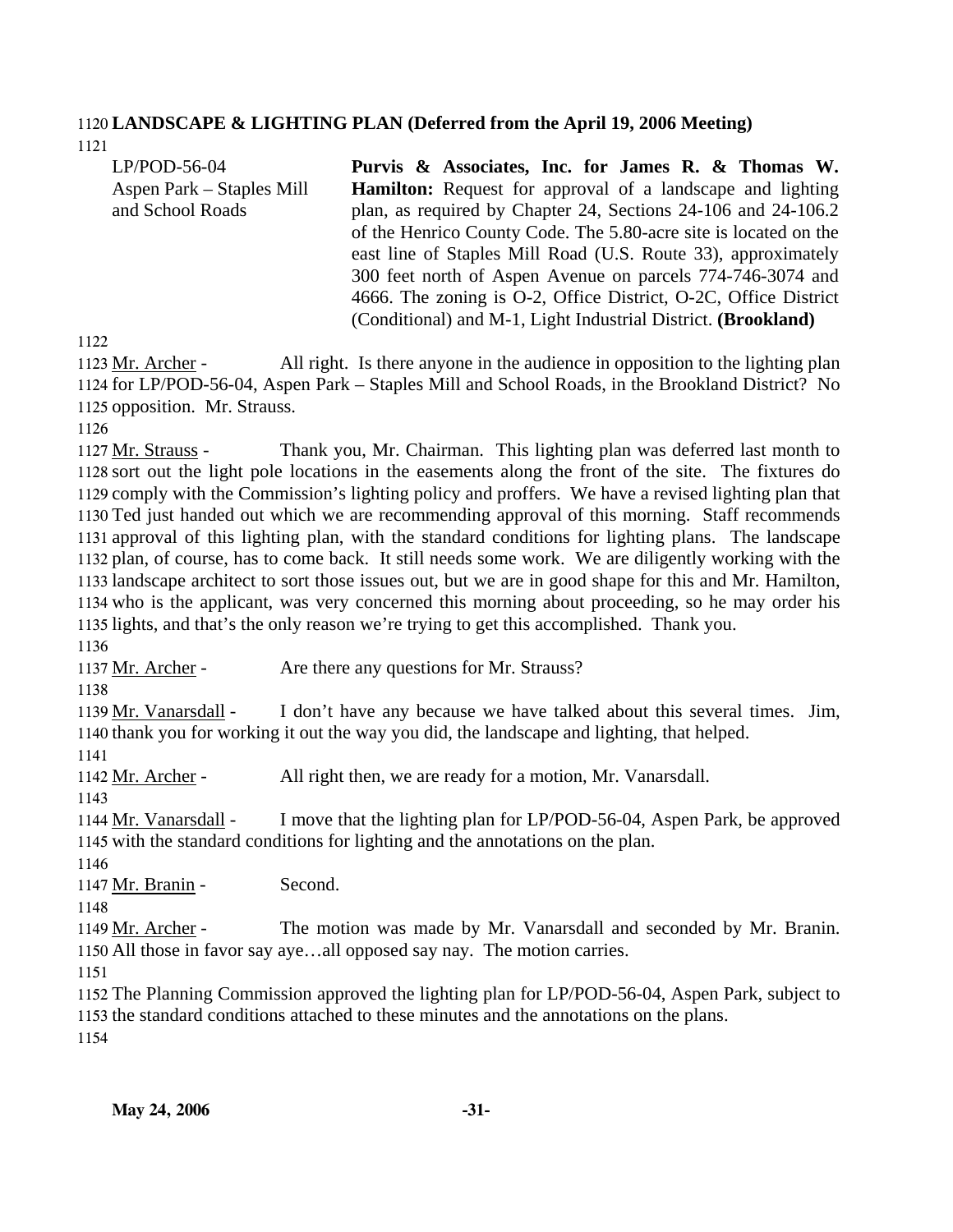**LANDSCAPE & LIGHTING PLAN (Deferred from the April 19, 2006 Meeting)**

| | |
|---|---|
| LP/POD-56-04<br>Aspen Park – Staples Mill and School Roads | **Purvis & Associates, Inc. for James R. & Thomas W. Hamilton:** Request for approval of a landscape and lighting plan, as required by Chapter 24, Sections 24-106 and 24-106.2 of the Henrico County Code. The 5.80-acre site is located on the east line of Staples Mill Road (U.S. Route 33), approximately 300 feet north of Aspen Avenue on parcels 774-746-3074 and 4666. The zoning is O-2, Office District, O-2C, Office District (Conditional) and M-1, Light Industrial District. **(Brookland)** |

Mr. Archer - All right. Is there anyone in the audience in opposition to the lighting plan for LP/POD-56-04, Aspen Park – Staples Mill and School Roads, in the Brookland District? No opposition. Mr. Strauss.

Mr. Strauss - Thank you, Mr. Chairman. This lighting plan was deferred last month to sort out the light pole locations in the easements along the front of the site. The fixtures do comply with the Commission's lighting policy and proffers. We have a revised lighting plan that Ted just handed out which we are recommending approval of this morning. Staff recommends approval of this lighting plan, with the standard conditions for lighting plans. The landscape plan, of course, has to come back. It still needs some work. We are diligently working with the landscape architect to sort those issues out, but we are in good shape for this and Mr. Hamilton, who is the applicant, was very concerned this morning about proceeding, so he may order his lights, and that's the only reason we're trying to get this accomplished. Thank you.

Mr. Archer - Are there any questions for Mr. Strauss?

Mr. Vanarsdall - I don't have any because we have talked about this several times. Jim, thank you for working it out the way you did, the landscape and lighting, that helped.

Mr. Archer - All right then, we are ready for a motion, Mr. Vanarsdall.

Mr. Vanarsdall - I move that the lighting plan for LP/POD-56-04, Aspen Park, be approved with the standard conditions for lighting and the annotations on the plan.

Mr. Branin - Second.

Mr. Archer - The motion was made by Mr. Vanarsdall and seconded by Mr. Branin. All those in favor say aye…all opposed say nay. The motion carries.

The Planning Commission approved the lighting plan for LP/POD-56-04, Aspen Park, subject to the standard conditions attached to these minutes and the annotations on the plans.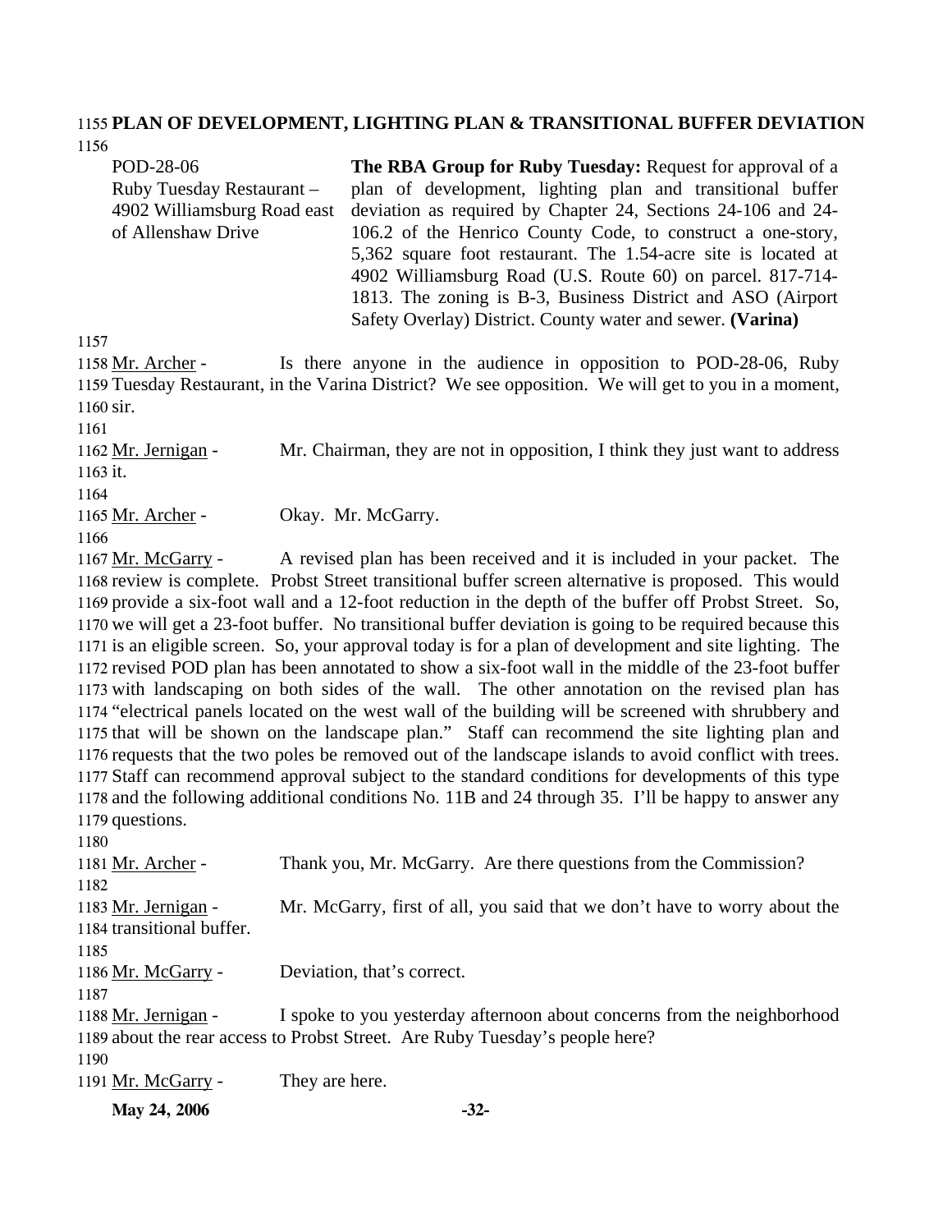**PLAN OF DEVELOPMENT, LIGHTING PLAN & TRANSITIONAL BUFFER DEVIATION**

| | |
|---|---|
| POD-28-06<br>Ruby Tuesday Restaurant – 4902 Williamsburg Road east of Allenshaw Drive | **The RBA Group for Ruby Tuesday:** Request for approval of a plan of development, lighting plan and transitional buffer deviation as required by Chapter 24, Sections 24-106 and 24-106.2 of the Henrico County Code, to construct a one-story, 5,362 square foot restaurant. The 1.54-acre site is located at 4902 Williamsburg Road (U.S. Route 60) on parcel. 817-714-1813. The zoning is B-3, Business District and ASO (Airport Safety Overlay) District. County water and sewer. **(Varina)** |

Mr. Archer - Is there anyone in the audience in opposition to POD-28-06, Ruby Tuesday Restaurant, in the Varina District? We see opposition. We will get to you in a moment, sir.

Mr. Jernigan - Mr. Chairman, they are not in opposition, I think they just want to address it.

Mr. Archer - Okay. Mr. McGarry.

Mr. McGarry - A revised plan has been received and it is included in your packet. The review is complete. Probst Street transitional buffer screen alternative is proposed. This would provide a six-foot wall and a 12-foot reduction in the depth of the buffer off Probst Street. So, we will get a 23-foot buffer. No transitional buffer deviation is going to be required because this is an eligible screen. So, your approval today is for a plan of development and site lighting. The revised POD plan has been annotated to show a six-foot wall in the middle of the 23-foot buffer with landscaping on both sides of the wall. The other annotation on the revised plan has "electrical panels located on the west wall of the building will be screened with shrubbery and that will be shown on the landscape plan." Staff can recommend the site lighting plan and requests that the two poles be removed out of the landscape islands to avoid conflict with trees. Staff can recommend approval subject to the standard conditions for developments of this type and the following additional conditions No. 11B and 24 through 35. I'll be happy to answer any questions.

Mr. Archer - Thank you, Mr. McGarry. Are there questions from the Commission?

Mr. Jernigan - Mr. McGarry, first of all, you said that we don't have to worry about the transitional buffer.

Mr. McGarry - Deviation, that's correct.

Mr. Jernigan - I spoke to you yesterday afternoon about concerns from the neighborhood about the rear access to Probst Street. Are Ruby Tuesday's people here?

Mr. McGarry - They are here.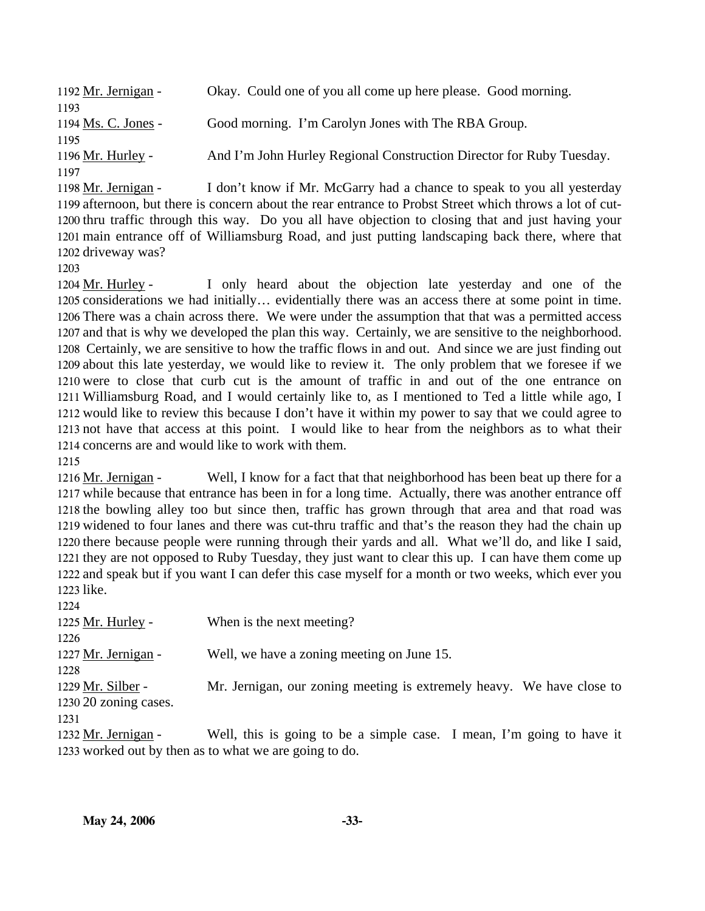1192 Mr. Jernigan - Okay. Could one of you all come up here please. Good morning.
1193
1194 Ms. C. Jones - Good morning. I'm Carolyn Jones with The RBA Group.
1195
1196 Mr. Hurley - And I'm John Hurley Regional Construction Director for Ruby Tuesday.
1197
1198 Mr. Jernigan - I don't know if Mr. McGarry had a chance to speak to you all yesterday
1199 afternoon, but there is concern about the rear entrance to Probst Street which throws a lot of cut-
1200 thru traffic through this way. Do you all have objection to closing that and just having your
1201 main entrance off of Williamsburg Road, and just putting landscaping back there, where that
1202 driveway was?
1203
1204 Mr. Hurley - I only heard about the objection late yesterday and one of the
1205 considerations we had initially… evidentially there was an access there at some point in time.
1206 There was a chain across there. We were under the assumption that that was a permitted access
1207 and that is why we developed the plan this way. Certainly, we are sensitive to the neighborhood.
1208 Certainly, we are sensitive to how the traffic flows in and out. And since we are just finding out
1209 about this late yesterday, we would like to review it. The only problem that we foresee if we
1210 were to close that curb cut is the amount of traffic in and out of the one entrance on
1211 Williamsburg Road, and I would certainly like to, as I mentioned to Ted a little while ago, I
1212 would like to review this because I don't have it within my power to say that we could agree to
1213 not have that access at this point. I would like to hear from the neighbors as to what their
1214 concerns are and would like to work with them.
1215
1216 Mr. Jernigan - Well, I know for a fact that that neighborhood has been beat up there for a
1217 while because that entrance has been in for a long time. Actually, there was another entrance off
1218 the bowling alley too but since then, traffic has grown through that area and that road was
1219 widened to four lanes and there was cut-thru traffic and that's the reason they had the chain up
1220 there because people were running through their yards and all. What we'll do, and like I said,
1221 they are not opposed to Ruby Tuesday, they just want to clear this up. I can have them come up
1222 and speak but if you want I can defer this case myself for a month or two weeks, which ever you
1223 like.
1224
1225 Mr. Hurley - When is the next meeting?
1226
1227 Mr. Jernigan - Well, we have a zoning meeting on June 15.
1228
1229 Mr. Silber - Mr. Jernigan, our zoning meeting is extremely heavy. We have close to
1230 20 zoning cases.
1231
1232 Mr. Jernigan - Well, this is going to be a simple case. I mean, I'm going to have it
1233 worked out by then as to what we are going to do.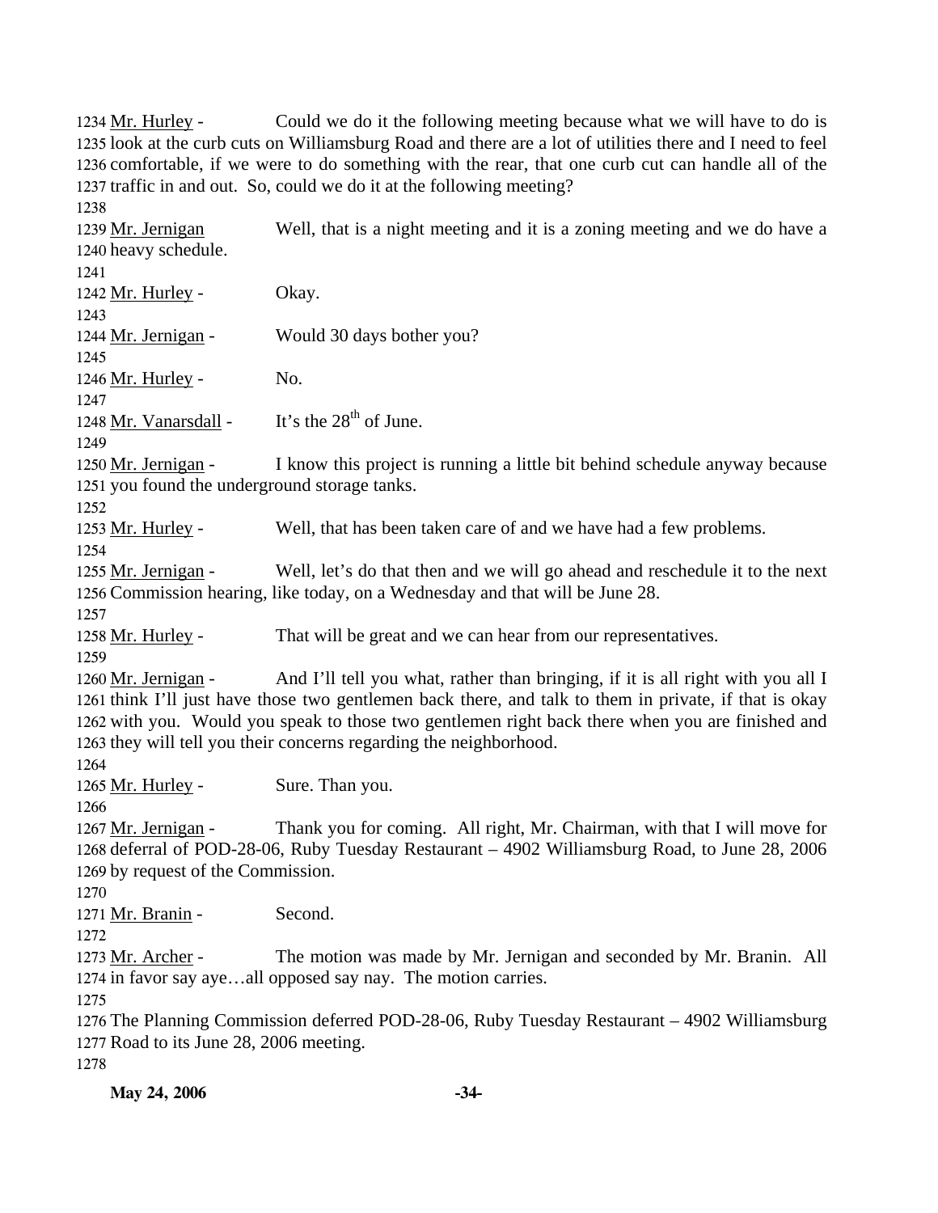Mr. Hurley - Could we do it the following meeting because what we will have to do is look at the curb cuts on Williamsburg Road and there are a lot of utilities there and I need to feel comfortable, if we were to do something with the rear, that one curb cut can handle all of the traffic in and out. So, could we do it at the following meeting?

Mr. Jernigan Well, that is a night meeting and it is a zoning meeting and we do have a heavy schedule.

Mr. Hurley - Okay.

Mr. Jernigan - Would 30 days bother you?

Mr. Hurley - No.

Mr. Vanarsdall - It's the 28th of June.

Mr. Jernigan - I know this project is running a little bit behind schedule anyway because you found the underground storage tanks.

Mr. Hurley - Well, that has been taken care of and we have had a few problems.

Mr. Jernigan - Well, let's do that then and we will go ahead and reschedule it to the next Commission hearing, like today, on a Wednesday and that will be June 28.

Mr. Hurley - That will be great and we can hear from our representatives.

Mr. Jernigan - And I'll tell you what, rather than bringing, if it is all right with you all I think I'll just have those two gentlemen back there, and talk to them in private, if that is okay with you. Would you speak to those two gentlemen right back there when you are finished and they will tell you their concerns regarding the neighborhood.

Mr. Hurley - Sure. Than you.

Mr. Jernigan - Thank you for coming. All right, Mr. Chairman, with that I will move for deferral of POD-28-06, Ruby Tuesday Restaurant – 4902 Williamsburg Road, to June 28, 2006 by request of the Commission.

Mr. Branin - Second.

Mr. Archer - The motion was made by Mr. Jernigan and seconded by Mr. Branin. All in favor say aye…all opposed say nay. The motion carries.

The Planning Commission deferred POD-28-06, Ruby Tuesday Restaurant – 4902 Williamsburg Road to its June 28, 2006 meeting.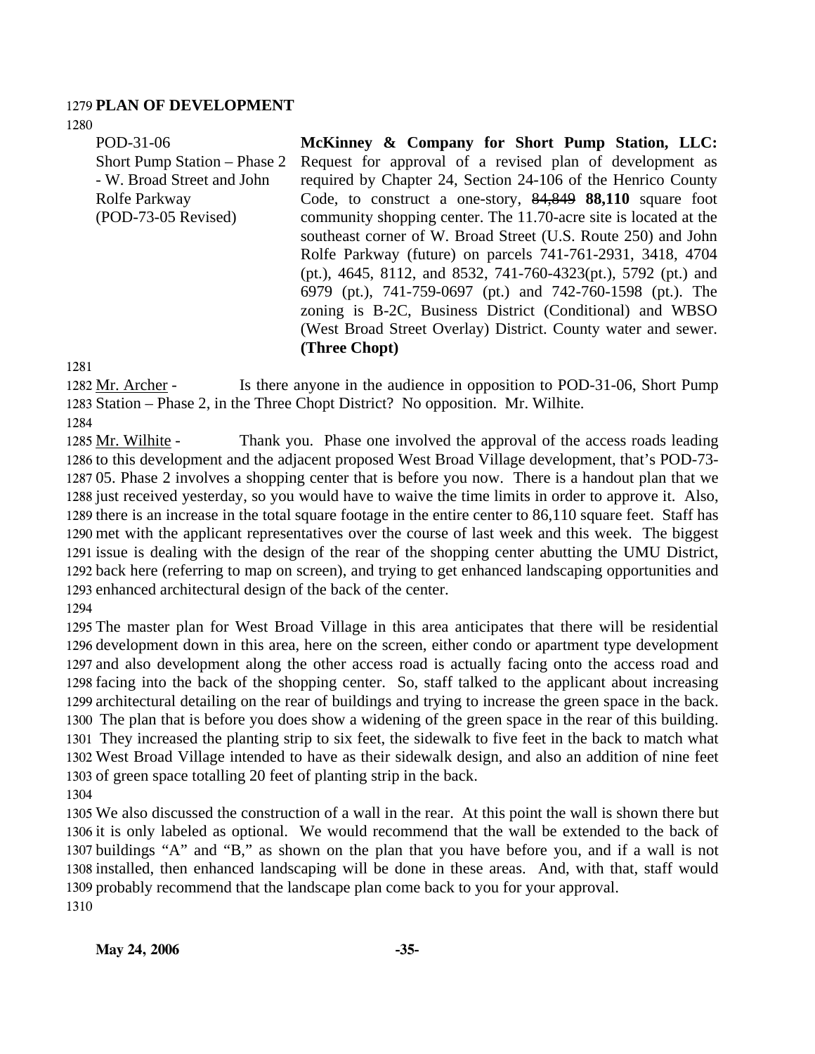**PLAN OF DEVELOPMENT**

POD-31-06
Short Pump Station – Phase 2 - W. Broad Street and John Rolfe Parkway
(POD-73-05 Revised)

**McKinney & Company for Short Pump Station, LLC:** Request for approval of a revised plan of development as required by Chapter 24, Section 24-106 of the Henrico County Code, to construct a one-story, ~~84,849~~ **88,110** square foot community shopping center. The 11.70-acre site is located at the southeast corner of W. Broad Street (U.S. Route 250) and John Rolfe Parkway (future) on parcels 741-761-2931, 3418, 4704 (pt.), 4645, 8112, and 8532, 741-760-4323(pt.), 5792 (pt.) and 6979 (pt.), 741-759-0697 (pt.) and 742-760-1598 (pt.). The zoning is B-2C, Business District (Conditional) and WBSO (West Broad Street Overlay) District. County water and sewer. **(Three Chopt)**

Mr. Archer - Is there anyone in the audience in opposition to POD-31-06, Short Pump Station – Phase 2, in the Three Chopt District? No opposition. Mr. Wilhite.

Mr. Wilhite - Thank you. Phase one involved the approval of the access roads leading to this development and the adjacent proposed West Broad Village development, that's POD-73-05. Phase 2 involves a shopping center that is before you now. There is a handout plan that we just received yesterday, so you would have to waive the time limits in order to approve it. Also, there is an increase in the total square footage in the entire center to 86,110 square feet. Staff has met with the applicant representatives over the course of last week and this week. The biggest issue is dealing with the design of the rear of the shopping center abutting the UMU District, back here (referring to map on screen), and trying to get enhanced landscaping opportunities and enhanced architectural design of the back of the center.

The master plan for West Broad Village in this area anticipates that there will be residential development down in this area, here on the screen, either condo or apartment type development and also development along the other access road is actually facing onto the access road and facing into the back of the shopping center. So, staff talked to the applicant about increasing architectural detailing on the rear of buildings and trying to increase the green space in the back. The plan that is before you does show a widening of the green space in the rear of this building. They increased the planting strip to six feet, the sidewalk to five feet in the back to match what West Broad Village intended to have as their sidewalk design, and also an addition of nine feet of green space totalling 20 feet of planting strip in the back.

We also discussed the construction of a wall in the rear. At this point the wall is shown there but it is only labeled as optional. We would recommend that the wall be extended to the back of buildings "A" and "B," as shown on the plan that you have before you, and if a wall is not installed, then enhanced landscaping will be done in these areas. And, with that, staff would probably recommend that the landscape plan come back to you for your approval.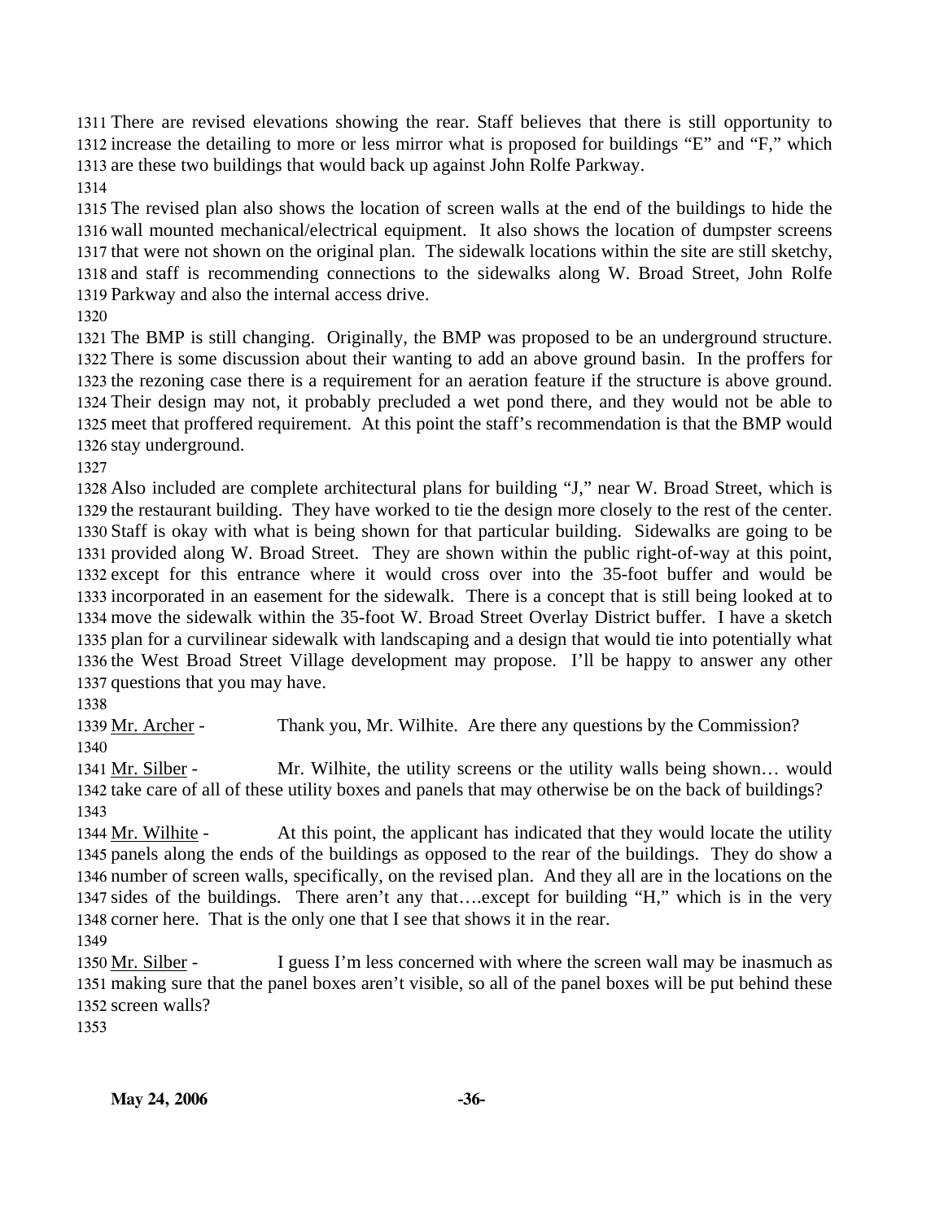There are revised elevations showing the rear. Staff believes that there is still opportunity to increase the detailing to more or less mirror what is proposed for buildings "E" and "F," which are these two buildings that would back up against John Rolfe Parkway.

The revised plan also shows the location of screen walls at the end of the buildings to hide the wall mounted mechanical/electrical equipment. It also shows the location of dumpster screens that were not shown on the original plan. The sidewalk locations within the site are still sketchy, and staff is recommending connections to the sidewalks along W. Broad Street, John Rolfe Parkway and also the internal access drive.

The BMP is still changing. Originally, the BMP was proposed to be an underground structure. There is some discussion about their wanting to add an above ground basin. In the proffers for the rezoning case there is a requirement for an aeration feature if the structure is above ground. Their design may not, it probably precluded a wet pond there, and they would not be able to meet that proffered requirement. At this point the staff's recommendation is that the BMP would stay underground.

Also included are complete architectural plans for building "J," near W. Broad Street, which is the restaurant building. They have worked to tie the design more closely to the rest of the center. Staff is okay with what is being shown for that particular building. Sidewalks are going to be provided along W. Broad Street. They are shown within the public right-of-way at this point, except for this entrance where it would cross over into the 35-foot buffer and would be incorporated in an easement for the sidewalk. There is a concept that is still being looked at to move the sidewalk within the 35-foot W. Broad Street Overlay District buffer. I have a sketch plan for a curvilinear sidewalk with landscaping and a design that would tie into potentially what the West Broad Street Village development may propose. I'll be happy to answer any other questions that you may have.

Mr. Archer - Thank you, Mr. Wilhite. Are there any questions by the Commission?

Mr. Silber - Mr. Wilhite, the utility screens or the utility walls being shown… would take care of all of these utility boxes and panels that may otherwise be on the back of buildings?

Mr. Wilhite - At this point, the applicant has indicated that they would locate the utility panels along the ends of the buildings as opposed to the rear of the buildings. They do show a number of screen walls, specifically, on the revised plan. And they all are in the locations on the sides of the buildings. There aren't any that….except for building "H," which is in the very corner here. That is the only one that I see that shows it in the rear.

Mr. Silber - I guess I'm less concerned with where the screen wall may be inasmuch as making sure that the panel boxes aren't visible, so all of the panel boxes will be put behind these screen walls?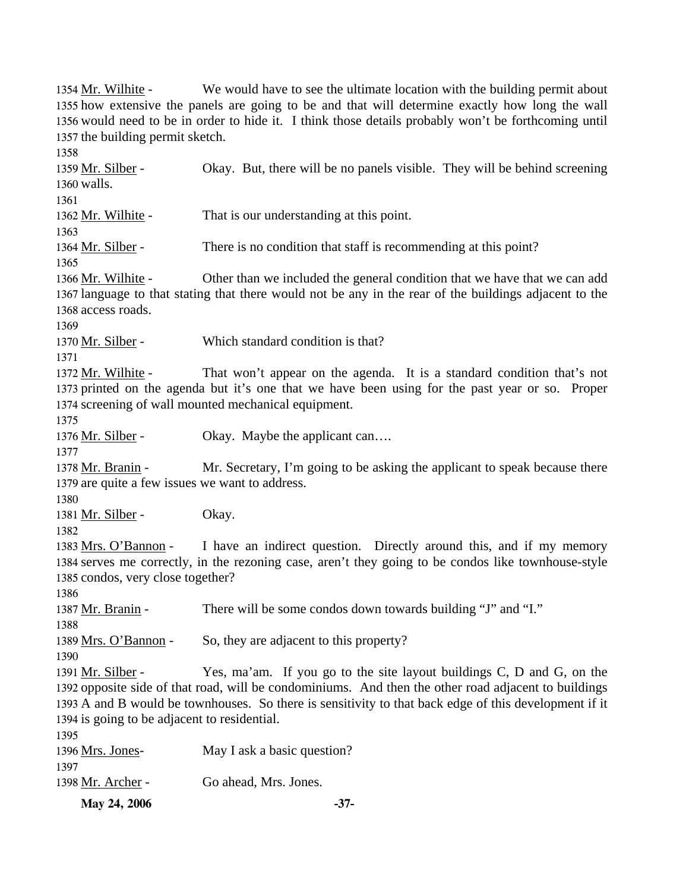1354 Mr. Wilhite - We would have to see the ultimate location with the building permit about 1355 how extensive the panels are going to be and that will determine exactly how long the wall 1356 would need to be in order to hide it. I think those details probably won't be forthcoming until 1357 the building permit sketch.

1358

1359 Mr. Silber - Okay. But, there will be no panels visible. They will be behind screening 1360 walls.

1361

1362 Mr. Wilhite - That is our understanding at this point.

1363

1364 Mr. Silber - There is no condition that staff is recommending at this point?

1365

1366 Mr. Wilhite - Other than we included the general condition that we have that we can add 1367 language to that stating that there would not be any in the rear of the buildings adjacent to the 1368 access roads.

1369

1370 Mr. Silber - Which standard condition is that?

1371

1372 Mr. Wilhite - That won't appear on the agenda. It is a standard condition that's not 1373 printed on the agenda but it's one that we have been using for the past year or so. Proper 1374 screening of wall mounted mechanical equipment.

1375

1376 Mr. Silber - Okay. Maybe the applicant can….

1377

1378 Mr. Branin - Mr. Secretary, I'm going to be asking the applicant to speak because there 1379 are quite a few issues we want to address.

1380

1381 Mr. Silber - Okay.

1382

1383 Mrs. O'Bannon - I have an indirect question. Directly around this, and if my memory 1384 serves me correctly, in the rezoning case, aren't they going to be condos like townhouse-style 1385 condos, very close together?

1386

1387 Mr. Branin - There will be some condos down towards building "J" and "I."

1388

1389 Mrs. O'Bannon - So, they are adjacent to this property?

1390

1391 Mr. Silber - Yes, ma'am. If you go to the site layout buildings C, D and G, on the 1392 opposite side of that road, will be condominiums. And then the other road adjacent to buildings 1393 A and B would be townhouses. So there is sensitivity to that back edge of this development if it 1394 is going to be adjacent to residential.

1395

1396 Mrs. Jones- May I ask a basic question?

1397

1398 Mr. Archer - Go ahead, Mrs. Jones.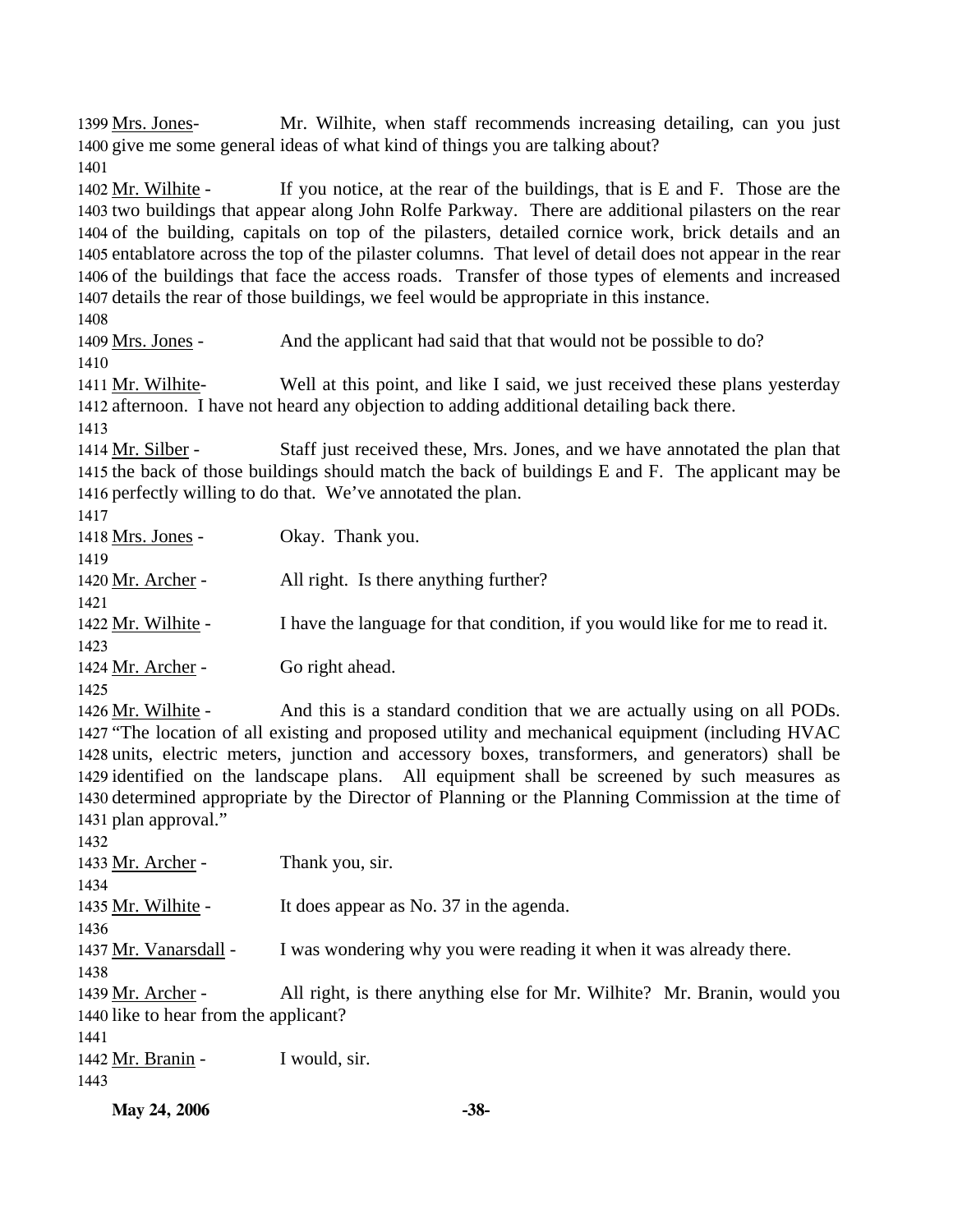1399 Mrs. Jones- Mr. Wilhite, when staff recommends increasing detailing, can you just 1400 give me some general ideas of what kind of things you are talking about?
1401
1402 Mr. Wilhite - If you notice, at the rear of the buildings, that is E and F. Those are the 1403 two buildings that appear along John Rolfe Parkway. There are additional pilasters on the rear 1404 of the building, capitals on top of the pilasters, detailed cornice work, brick details and an 1405 entablatore across the top of the pilaster columns. That level of detail does not appear in the rear 1406 of the buildings that face the access roads. Transfer of those types of elements and increased 1407 details the rear of those buildings, we feel would be appropriate in this instance.
1408
1409 Mrs. Jones - And the applicant had said that that would not be possible to do?
1410
1411 Mr. Wilhite- Well at this point, and like I said, we just received these plans yesterday 1412 afternoon. I have not heard any objection to adding additional detailing back there.
1413
1414 Mr. Silber - Staff just received these, Mrs. Jones, and we have annotated the plan that 1415 the back of those buildings should match the back of buildings E and F. The applicant may be 1416 perfectly willing to do that. We've annotated the plan.
1417
1418 Mrs. Jones - Okay. Thank you.
1419
1420 Mr. Archer - All right. Is there anything further?
1421
1422 Mr. Wilhite - I have the language for that condition, if you would like for me to read it.
1423
1424 Mr. Archer - Go right ahead.
1425
1426 Mr. Wilhite - And this is a standard condition that we are actually using on all PODs. 1427 "The location of all existing and proposed utility and mechanical equipment (including HVAC 1428 units, electric meters, junction and accessory boxes, transformers, and generators) shall be 1429 identified on the landscape plans. All equipment shall be screened by such measures as 1430 determined appropriate by the Director of Planning or the Planning Commission at the time of 1431 plan approval."
1432
1433 Mr. Archer - Thank you, sir.
1434
1435 Mr. Wilhite - It does appear as No. 37 in the agenda.
1436
1437 Mr. Vanarsdall - I was wondering why you were reading it when it was already there.
1438
1439 Mr. Archer - All right, is there anything else for Mr. Wilhite? Mr. Branin, would you 1440 like to hear from the applicant?
1441
1442 Mr. Branin - I would, sir.
1443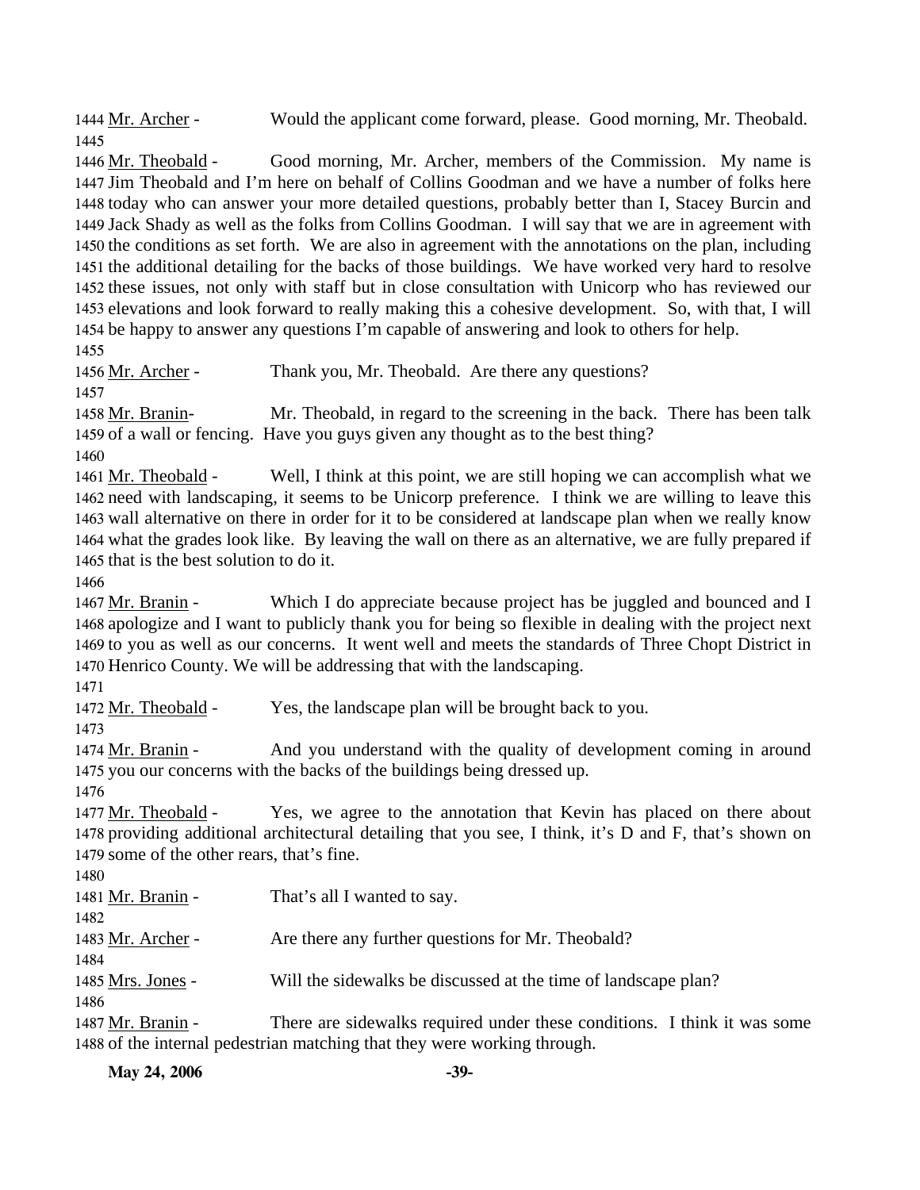1444 Mr. Archer - Would the applicant come forward, please. Good morning, Mr. Theobald.
1445
1446 Mr. Theobald - Good morning, Mr. Archer, members of the Commission. My name is
1447 Jim Theobald and I'm here on behalf of Collins Goodman and we have a number of folks here
1448 today who can answer your more detailed questions, probably better than I, Stacey Burcin and
1449 Jack Shady as well as the folks from Collins Goodman. I will say that we are in agreement with
1450 the conditions as set forth. We are also in agreement with the annotations on the plan, including
1451 the additional detailing for the backs of those buildings. We have worked very hard to resolve
1452 these issues, not only with staff but in close consultation with Unicorp who has reviewed our
1453 elevations and look forward to really making this a cohesive development. So, with that, I will
1454 be happy to answer any questions I'm capable of answering and look to others for help.
1455
1456 Mr. Archer - Thank you, Mr. Theobald. Are there any questions?
1457
1458 Mr. Branin- Mr. Theobald, in regard to the screening in the back. There has been talk
1459 of a wall or fencing. Have you guys given any thought as to the best thing?
1460
1461 Mr. Theobald - Well, I think at this point, we are still hoping we can accomplish what we
1462 need with landscaping, it seems to be Unicorp preference. I think we are willing to leave this
1463 wall alternative on there in order for it to be considered at landscape plan when we really know
1464 what the grades look like. By leaving the wall on there as an alternative, we are fully prepared if
1465 that is the best solution to do it.
1466
1467 Mr. Branin - Which I do appreciate because project has be juggled and bounced and I
1468 apologize and I want to publicly thank you for being so flexible in dealing with the project next
1469 to you as well as our concerns. It went well and meets the standards of Three Chopt District in
1470 Henrico County. We will be addressing that with the landscaping.
1471
1472 Mr. Theobald - Yes, the landscape plan will be brought back to you.
1473
1474 Mr. Branin - And you understand with the quality of development coming in around
1475 you our concerns with the backs of the buildings being dressed up.
1476
1477 Mr. Theobald - Yes, we agree to the annotation that Kevin has placed on there about
1478 providing additional architectural detailing that you see, I think, it's D and F, that's shown on
1479 some of the other rears, that's fine.
1480
1481 Mr. Branin - That's all I wanted to say.
1482
1483 Mr. Archer - Are there any further questions for Mr. Theobald?
1484
1485 Mrs. Jones - Will the sidewalks be discussed at the time of landscape plan?
1486
1487 Mr. Branin - There are sidewalks required under these conditions. I think it was some
1488 of the internal pedestrian matching that they were working through.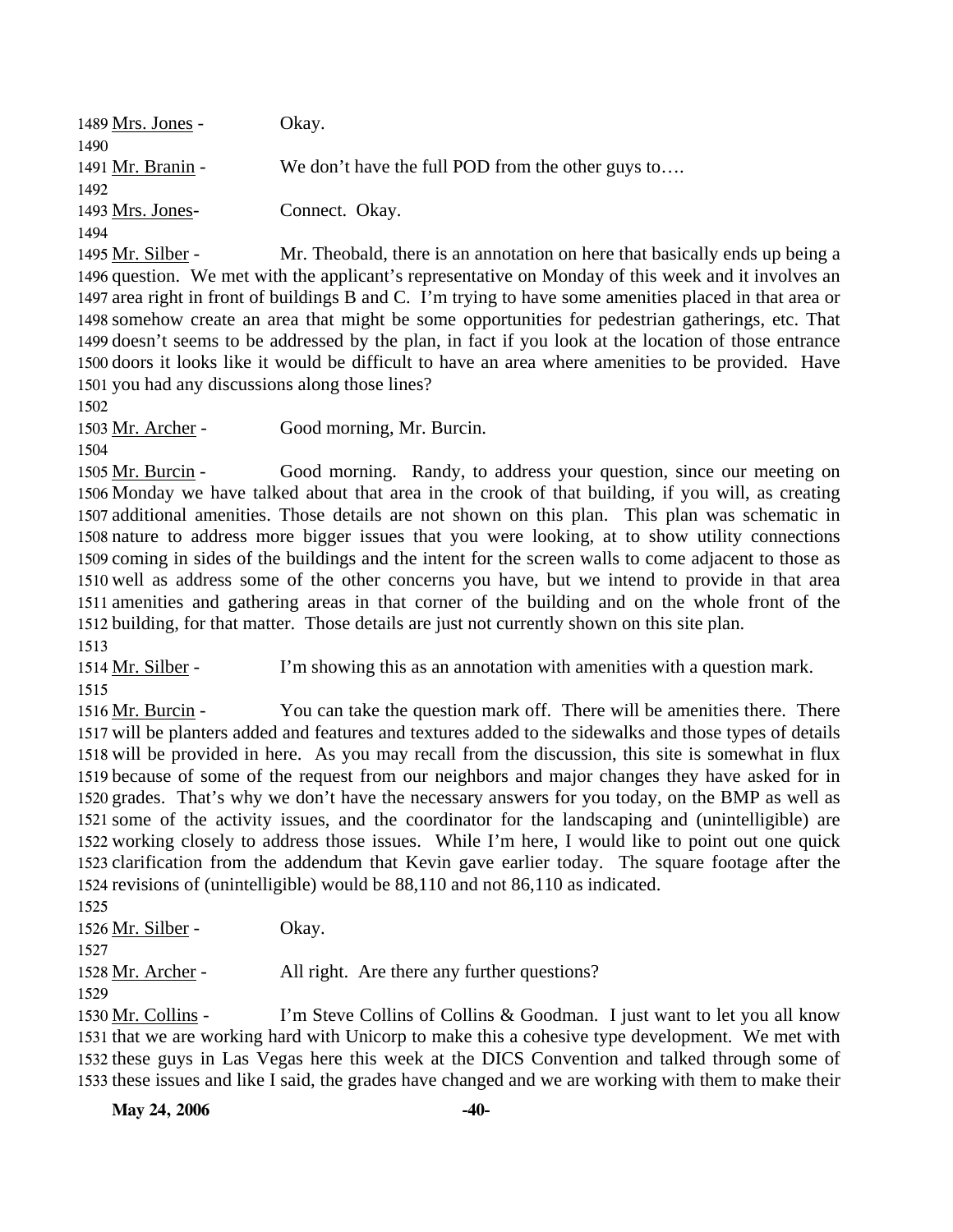1489 Mrs. Jones - Okay.
1490
1491 Mr. Branin - We don't have the full POD from the other guys to….
1492
1493 Mrs. Jones- Connect. Okay.
1494
1495 Mr. Silber - Mr. Theobald, there is an annotation on here that basically ends up being a
1496 question. We met with the applicant's representative on Monday of this week and it involves an
1497 area right in front of buildings B and C. I'm trying to have some amenities placed in that area or
1498 somehow create an area that might be some opportunities for pedestrian gatherings, etc. That
1499 doesn't seems to be addressed by the plan, in fact if you look at the location of those entrance
1500 doors it looks like it would be difficult to have an area where amenities to be provided. Have
1501 you had any discussions along those lines?
1502
1503 Mr. Archer - Good morning, Mr. Burcin.
1504
1505 Mr. Burcin - Good morning. Randy, to address your question, since our meeting on
1506 Monday we have talked about that area in the crook of that building, if you will, as creating
1507 additional amenities. Those details are not shown on this plan. This plan was schematic in
1508 nature to address more bigger issues that you were looking, at to show utility connections
1509 coming in sides of the buildings and the intent for the screen walls to come adjacent to those as
1510 well as address some of the other concerns you have, but we intend to provide in that area
1511 amenities and gathering areas in that corner of the building and on the whole front of the
1512 building, for that matter. Those details are just not currently shown on this site plan.
1513
1514 Mr. Silber - I'm showing this as an annotation with amenities with a question mark.
1515
1516 Mr. Burcin - You can take the question mark off. There will be amenities there. There
1517 will be planters added and features and textures added to the sidewalks and those types of details
1518 will be provided in here. As you may recall from the discussion, this site is somewhat in flux
1519 because of some of the request from our neighbors and major changes they have asked for in
1520 grades. That's why we don't have the necessary answers for you today, on the BMP as well as
1521 some of the activity issues, and the coordinator for the landscaping and (unintelligible) are
1522 working closely to address those issues. While I'm here, I would like to point out one quick
1523 clarification from the addendum that Kevin gave earlier today. The square footage after the
1524 revisions of (unintelligible) would be 88,110 and not 86,110 as indicated.
1525
1526 Mr. Silber - Okay.
1527
1528 Mr. Archer - All right. Are there any further questions?
1529
1530 Mr. Collins - I'm Steve Collins of Collins & Goodman. I just want to let you all know
1531 that we are working hard with Unicorp to make this a cohesive type development. We met with
1532 these guys in Las Vegas here this week at the DICS Convention and talked through some of
1533 these issues and like I said, the grades have changed and we are working with them to make their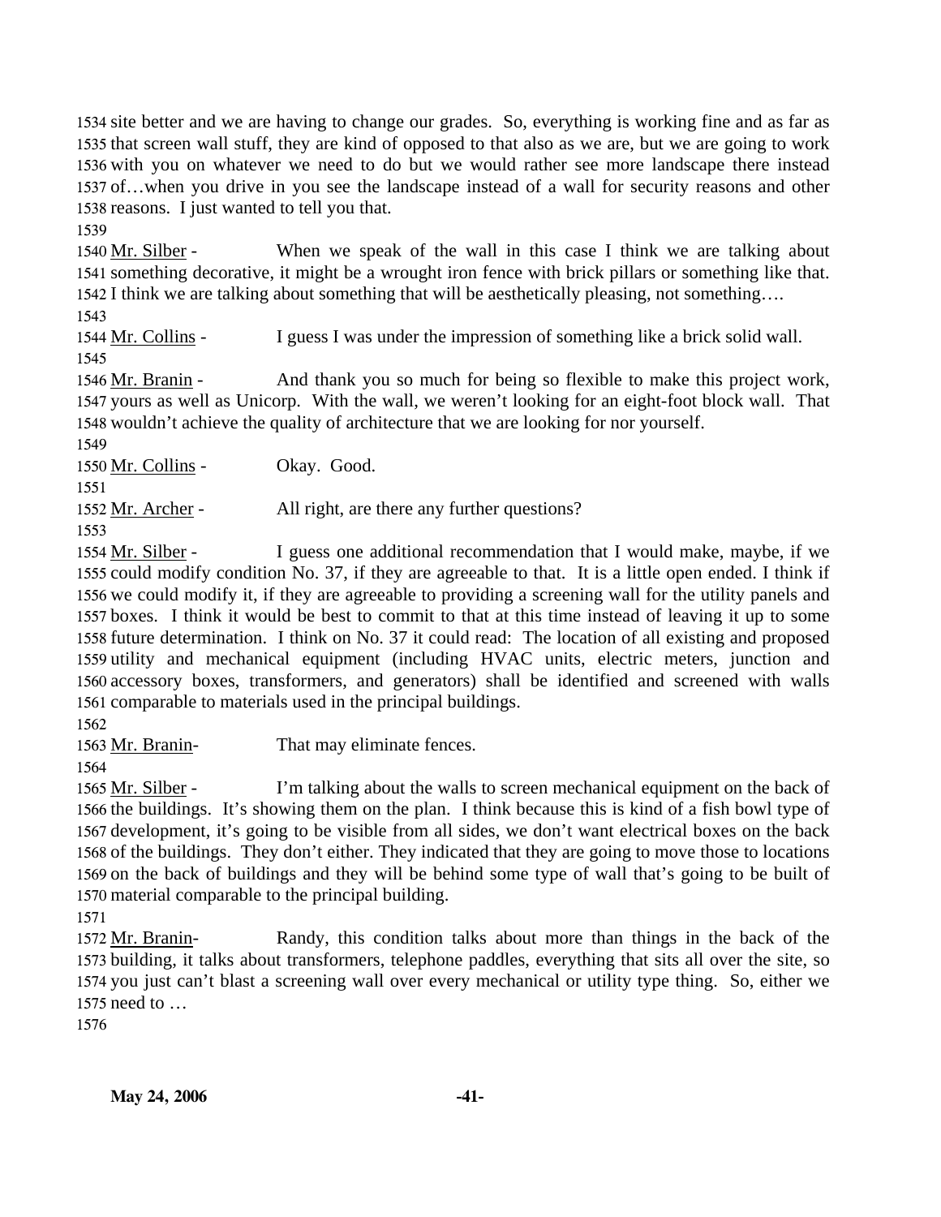1534 site better and we are having to change our grades. So, everything is working fine and as far as 1535 that screen wall stuff, they are kind of opposed to that also as we are, but we are going to work 1536 with you on whatever we need to do but we would rather see more landscape there instead 1537 of…when you drive in you see the landscape instead of a wall for security reasons and other 1538 reasons. I just wanted to tell you that.

1539

1540 Mr. Silber - When we speak of the wall in this case I think we are talking about 1541 something decorative, it might be a wrought iron fence with brick pillars or something like that. 1542 I think we are talking about something that will be aesthetically pleasing, not something….

1543

1544 Mr. Collins - I guess I was under the impression of something like a brick solid wall.

1545

1546 Mr. Branin - And thank you so much for being so flexible to make this project work, 1547 yours as well as Unicorp. With the wall, we weren't looking for an eight-foot block wall. That 1548 wouldn't achieve the quality of architecture that we are looking for nor yourself.

1549

1550 Mr. Collins - Okay. Good.

1551

1552 Mr. Archer - All right, are there any further questions?

1553

1554 Mr. Silber - I guess one additional recommendation that I would make, maybe, if we 1555 could modify condition No. 37, if they are agreeable to that. It is a little open ended. I think if 1556 we could modify it, if they are agreeable to providing a screening wall for the utility panels and 1557 boxes. I think it would be best to commit to that at this time instead of leaving it up to some 1558 future determination. I think on No. 37 it could read: The location of all existing and proposed 1559 utility and mechanical equipment (including HVAC units, electric meters, junction and 1560 accessory boxes, transformers, and generators) shall be identified and screened with walls 1561 comparable to materials used in the principal buildings.

1562

1563 Mr. Branin- That may eliminate fences.

1564

1565 Mr. Silber - I'm talking about the walls to screen mechanical equipment on the back of 1566 the buildings. It's showing them on the plan. I think because this is kind of a fish bowl type of 1567 development, it's going to be visible from all sides, we don't want electrical boxes on the back 1568 of the buildings. They don't either. They indicated that they are going to move those to locations 1569 on the back of buildings and they will be behind some type of wall that's going to be built of 1570 material comparable to the principal building.

1571

1572 Mr. Branin- Randy, this condition talks about more than things in the back of the 1573 building, it talks about transformers, telephone paddles, everything that sits all over the site, so 1574 you just can't blast a screening wall over every mechanical or utility type thing. So, either we 1575 need to …

1576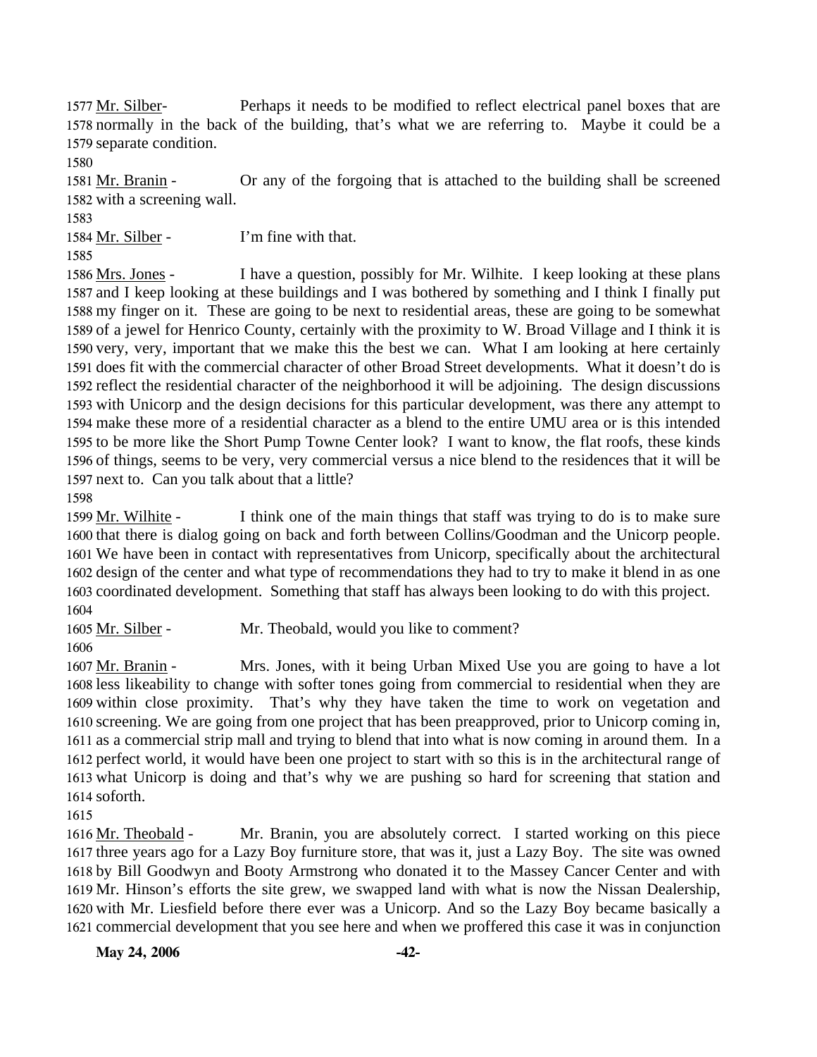1577 Mr. Silber- Perhaps it needs to be modified to reflect electrical panel boxes that are 1578 normally in the back of the building, that's what we are referring to. Maybe it could be a 1579 separate condition.

1580

1581 Mr. Branin - Or any of the forgoing that is attached to the building shall be screened 1582 with a screening wall.

1583

1584 Mr. Silber - I'm fine with that.

1585

1586 Mrs. Jones - I have a question, possibly for Mr. Wilhite. I keep looking at these plans 1587 and I keep looking at these buildings and I was bothered by something and I think I finally put 1588 my finger on it. These are going to be next to residential areas, these are going to be somewhat 1589 of a jewel for Henrico County, certainly with the proximity to W. Broad Village and I think it is 1590 very, very, important that we make this the best we can. What I am looking at here certainly 1591 does fit with the commercial character of other Broad Street developments. What it doesn't do is 1592 reflect the residential character of the neighborhood it will be adjoining. The design discussions 1593 with Unicorp and the design decisions for this particular development, was there any attempt to 1594 make these more of a residential character as a blend to the entire UMU area or is this intended 1595 to be more like the Short Pump Towne Center look? I want to know, the flat roofs, these kinds 1596 of things, seems to be very, very commercial versus a nice blend to the residences that it will be 1597 next to. Can you talk about that a little?

1598

1599 Mr. Wilhite - I think one of the main things that staff was trying to do is to make sure 1600 that there is dialog going on back and forth between Collins/Goodman and the Unicorp people. 1601 We have been in contact with representatives from Unicorp, specifically about the architectural 1602 design of the center and what type of recommendations they had to try to make it blend in as one 1603 coordinated development. Something that staff has always been looking to do with this project.

1604

1605 Mr. Silber - Mr. Theobald, would you like to comment?

1606

1607 Mr. Branin - Mrs. Jones, with it being Urban Mixed Use you are going to have a lot 1608 less likeability to change with softer tones going from commercial to residential when they are 1609 within close proximity. That's why they have taken the time to work on vegetation and 1610 screening. We are going from one project that has been preapproved, prior to Unicorp coming in, 1611 as a commercial strip mall and trying to blend that into what is now coming in around them. In a 1612 perfect world, it would have been one project to start with so this is in the architectural range of 1613 what Unicorp is doing and that's why we are pushing so hard for screening that station and 1614 soforth.

1615

1616 Mr. Theobald - Mr. Branin, you are absolutely correct. I started working on this piece 1617 three years ago for a Lazy Boy furniture store, that was it, just a Lazy Boy. The site was owned 1618 by Bill Goodwyn and Booty Armstrong who donated it to the Massey Cancer Center and with 1619 Mr. Hinson's efforts the site grew, we swapped land with what is now the Nissan Dealership, 1620 with Mr. Liesfield before there ever was a Unicorp. And so the Lazy Boy became basically a 1621 commercial development that you see here and when we proffered this case it was in conjunction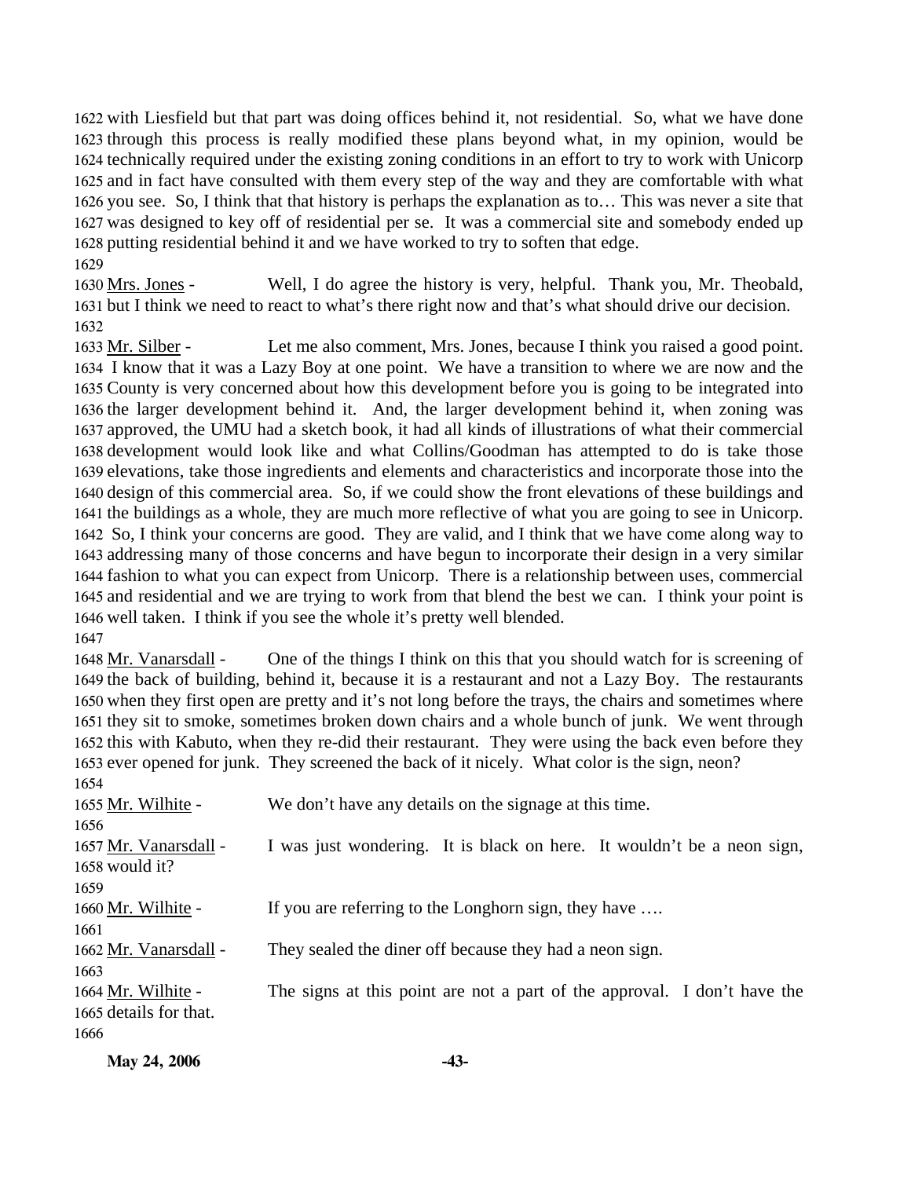with Liesfield but that part was doing offices behind it, not residential. So, what we have done through this process is really modified these plans beyond what, in my opinion, would be technically required under the existing zoning conditions in an effort to try to work with Unicorp and in fact have consulted with them every step of the way and they are comfortable with what you see. So, I think that that history is perhaps the explanation as to… This was never a site that was designed to key off of residential per se. It was a commercial site and somebody ended up putting residential behind it and we have worked to try to soften that edge.

Mrs. Jones - Well, I do agree the history is very, helpful. Thank you, Mr. Theobald, but I think we need to react to what's there right now and that's what should drive our decision.

Mr. Silber - Let me also comment, Mrs. Jones, because I think you raised a good point. I know that it was a Lazy Boy at one point. We have a transition to where we are now and the County is very concerned about how this development before you is going to be integrated into the larger development behind it. And, the larger development behind it, when zoning was approved, the UMU had a sketch book, it had all kinds of illustrations of what their commercial development would look like and what Collins/Goodman has attempted to do is take those elevations, take those ingredients and elements and characteristics and incorporate those into the design of this commercial area. So, if we could show the front elevations of these buildings and the buildings as a whole, they are much more reflective of what you are going to see in Unicorp. So, I think your concerns are good. They are valid, and I think that we have come along way to addressing many of those concerns and have begun to incorporate their design in a very similar fashion to what you can expect from Unicorp. There is a relationship between uses, commercial and residential and we are trying to work from that blend the best we can. I think your point is well taken. I think if you see the whole it's pretty well blended.

Mr. Vanarsdall - One of the things I think on this that you should watch for is screening of the back of building, behind it, because it is a restaurant and not a Lazy Boy. The restaurants when they first open are pretty and it's not long before the trays, the chairs and sometimes where they sit to smoke, sometimes broken down chairs and a whole bunch of junk. We went through this with Kabuto, when they re-did their restaurant. They were using the back even before they ever opened for junk. They screened the back of it nicely. What color is the sign, neon?

Mr. Wilhite - We don't have any details on the signage at this time.

Mr. Vanarsdall - I was just wondering. It is black on here. It wouldn't be a neon sign, would it?

Mr. Wilhite - If you are referring to the Longhorn sign, they have ….

Mr. Vanarsdall - They sealed the diner off because they had a neon sign.

Mr. Wilhite - The signs at this point are not a part of the approval. I don't have the details for that.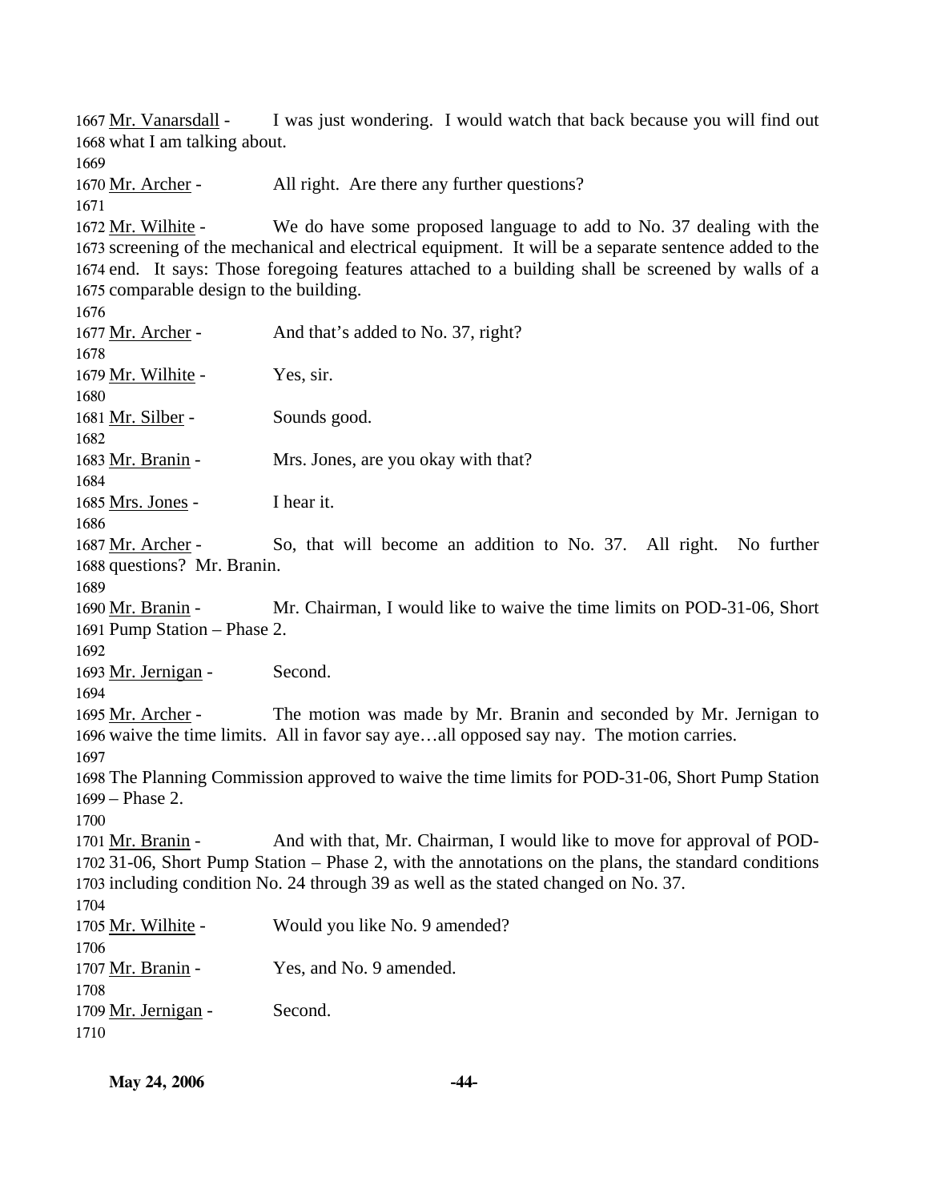Mr. Vanarsdall - I was just wondering. I would watch that back because you will find out what I am talking about.

Mr. Archer - All right. Are there any further questions?

Mr. Wilhite - We do have some proposed language to add to No. 37 dealing with the screening of the mechanical and electrical equipment. It will be a separate sentence added to the end. It says: Those foregoing features attached to a building shall be screened by walls of a comparable design to the building.

Mr. Archer - And that's added to No. 37, right?

Mr. Wilhite - Yes, sir.

Mr. Silber - Sounds good.

Mr. Branin - Mrs. Jones, are you okay with that?

Mrs. Jones - I hear it.

Mr. Archer - So, that will become an addition to No. 37. All right. No further questions? Mr. Branin.

Mr. Branin - Mr. Chairman, I would like to waive the time limits on POD-31-06, Short Pump Station – Phase 2.

Mr. Jernigan - Second.

Mr. Archer - The motion was made by Mr. Branin and seconded by Mr. Jernigan to waive the time limits. All in favor say aye…all opposed say nay. The motion carries.

The Planning Commission approved to waive the time limits for POD-31-06, Short Pump Station – Phase 2.

Mr. Branin - And with that, Mr. Chairman, I would like to move for approval of POD-31-06, Short Pump Station – Phase 2, with the annotations on the plans, the standard conditions including condition No. 24 through 39 as well as the stated changed on No. 37.

Mr. Wilhite - Would you like No. 9 amended?

Mr. Branin - Yes, and No. 9 amended.

Mr. Jernigan - Second.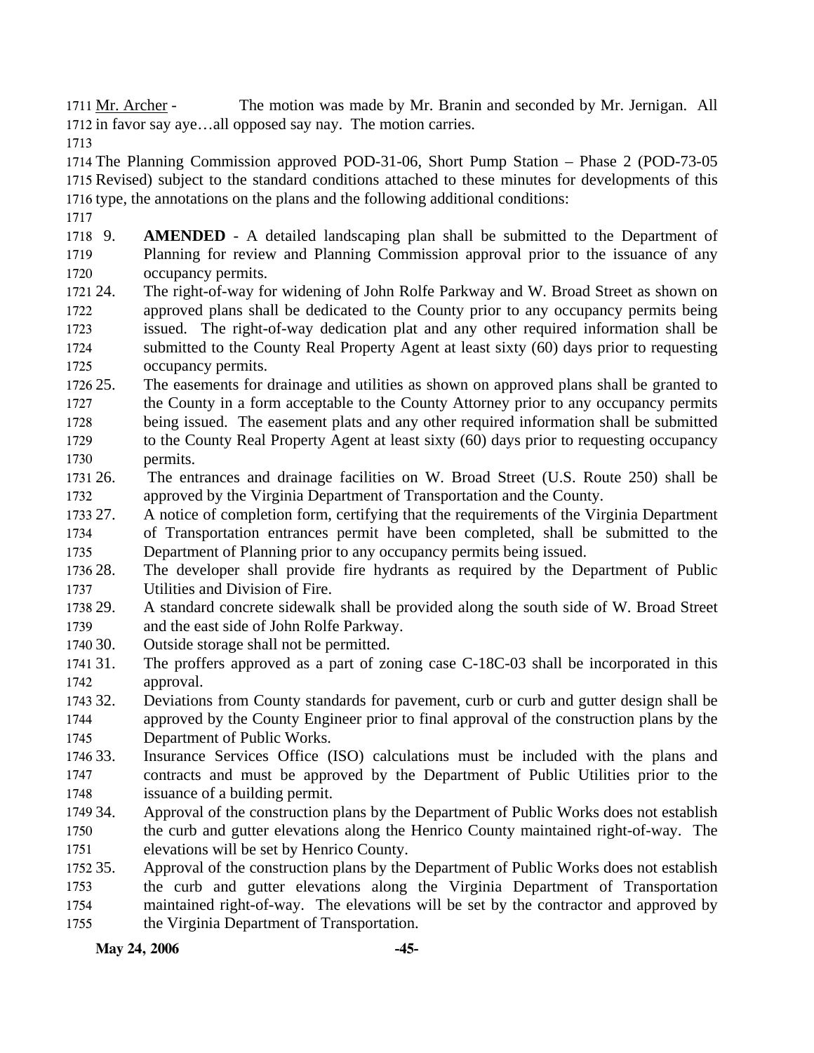Mr. Archer - The motion was made by Mr. Branin and seconded by Mr. Jernigan. All in favor say aye…all opposed say nay. The motion carries.

The Planning Commission approved POD-31-06, Short Pump Station – Phase 2 (POD-73-05 Revised) subject to the standard conditions attached to these minutes for developments of this type, the annotations on the plans and the following additional conditions:

9. **AMENDED** - A detailed landscaping plan shall be submitted to the Department of Planning for review and Planning Commission approval prior to the issuance of any occupancy permits.
24. The right-of-way for widening of John Rolfe Parkway and W. Broad Street as shown on approved plans shall be dedicated to the County prior to any occupancy permits being issued. The right-of-way dedication plat and any other required information shall be submitted to the County Real Property Agent at least sixty (60) days prior to requesting occupancy permits.
25. The easements for drainage and utilities as shown on approved plans shall be granted to the County in a form acceptable to the County Attorney prior to any occupancy permits being issued. The easement plats and any other required information shall be submitted to the County Real Property Agent at least sixty (60) days prior to requesting occupancy permits.
26. The entrances and drainage facilities on W. Broad Street (U.S. Route 250) shall be approved by the Virginia Department of Transportation and the County.
27. A notice of completion form, certifying that the requirements of the Virginia Department of Transportation entrances permit have been completed, shall be submitted to the Department of Planning prior to any occupancy permits being issued.
28. The developer shall provide fire hydrants as required by the Department of Public Utilities and Division of Fire.
29. A standard concrete sidewalk shall be provided along the south side of W. Broad Street and the east side of John Rolfe Parkway.
30. Outside storage shall not be permitted.
31. The proffers approved as a part of zoning case C-18C-03 shall be incorporated in this approval.
32. Deviations from County standards for pavement, curb or curb and gutter design shall be approved by the County Engineer prior to final approval of the construction plans by the Department of Public Works.
33. Insurance Services Office (ISO) calculations must be included with the plans and contracts and must be approved by the Department of Public Utilities prior to the issuance of a building permit.
34. Approval of the construction plans by the Department of Public Works does not establish the curb and gutter elevations along the Henrico County maintained right-of-way. The elevations will be set by Henrico County.
35. Approval of the construction plans by the Department of Public Works does not establish the curb and gutter elevations along the Virginia Department of Transportation maintained right-of-way. The elevations will be set by the contractor and approved by the Virginia Department of Transportation.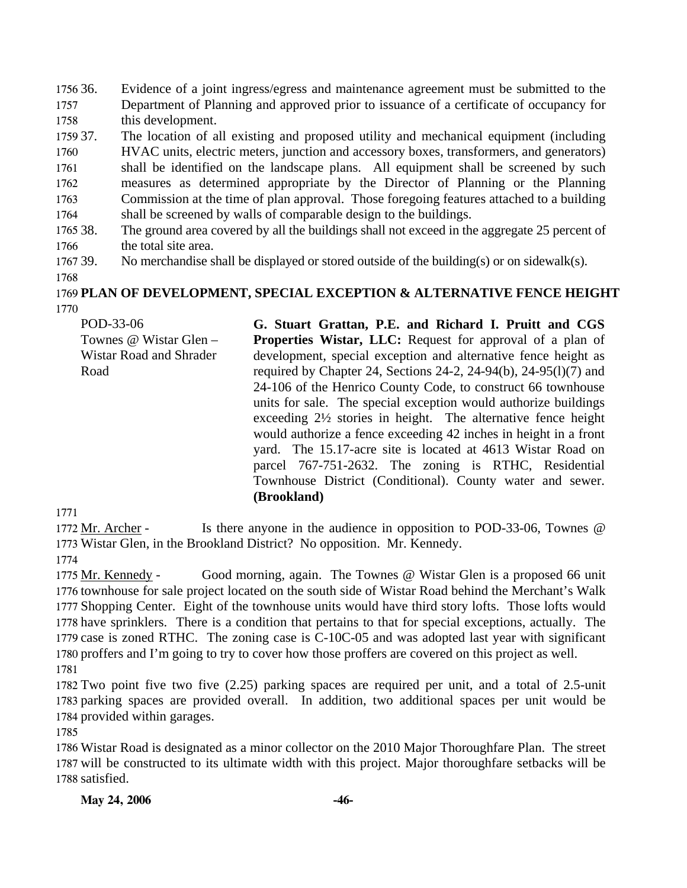36. Evidence of a joint ingress/egress and maintenance agreement must be submitted to the Department of Planning and approved prior to issuance of a certificate of occupancy for this development.

37. The location of all existing and proposed utility and mechanical equipment (including HVAC units, electric meters, junction and accessory boxes, transformers, and generators) shall be identified on the landscape plans. All equipment shall be screened by such measures as determined appropriate by the Director of Planning or the Planning Commission at the time of plan approval. Those foregoing features attached to a building shall be screened by walls of comparable design to the buildings.

38. The ground area covered by all the buildings shall not exceed in the aggregate 25 percent of the total site area.

39. No merchandise shall be displayed or stored outside of the building(s) or on sidewalk(s).

**PLAN OF DEVELOPMENT, SPECIAL EXCEPTION & ALTERNATIVE FENCE HEIGHT**

POD-33-06
Townes @ Wistar Glen – Wistar Road and Shrader Road

**G. Stuart Grattan, P.E. and Richard I. Pruitt and CGS Properties Wistar, LLC:** Request for approval of a plan of development, special exception and alternative fence height as required by Chapter 24, Sections 24-2, 24-94(b), 24-95(l)(7) and 24-106 of the Henrico County Code, to construct 66 townhouse units for sale. The special exception would authorize buildings exceeding 2½ stories in height. The alternative fence height would authorize a fence exceeding 42 inches in height in a front yard. The 15.17-acre site is located at 4613 Wistar Road on parcel 767-751-2632. The zoning is RTHC, Residential Townhouse District (Conditional). County water and sewer. **(Brookland)**

Mr. Archer - Is there anyone in the audience in opposition to POD-33-06, Townes @ Wistar Glen, in the Brookland District? No opposition. Mr. Kennedy.

Mr. Kennedy - Good morning, again. The Townes @ Wistar Glen is a proposed 66 unit townhouse for sale project located on the south side of Wistar Road behind the Merchant's Walk Shopping Center. Eight of the townhouse units would have third story lofts. Those lofts would have sprinklers. There is a condition that pertains to that for special exceptions, actually. The case is zoned RTHC. The zoning case is C-10C-05 and was adopted last year with significant proffers and I'm going to try to cover how those proffers are covered on this project as well.

Two point five two five (2.25) parking spaces are required per unit, and a total of 2.5-unit parking spaces are provided overall. In addition, two additional spaces per unit would be provided within garages.

Wistar Road is designated as a minor collector on the 2010 Major Thoroughfare Plan. The street will be constructed to its ultimate width with this project. Major thoroughfare setbacks will be satisfied.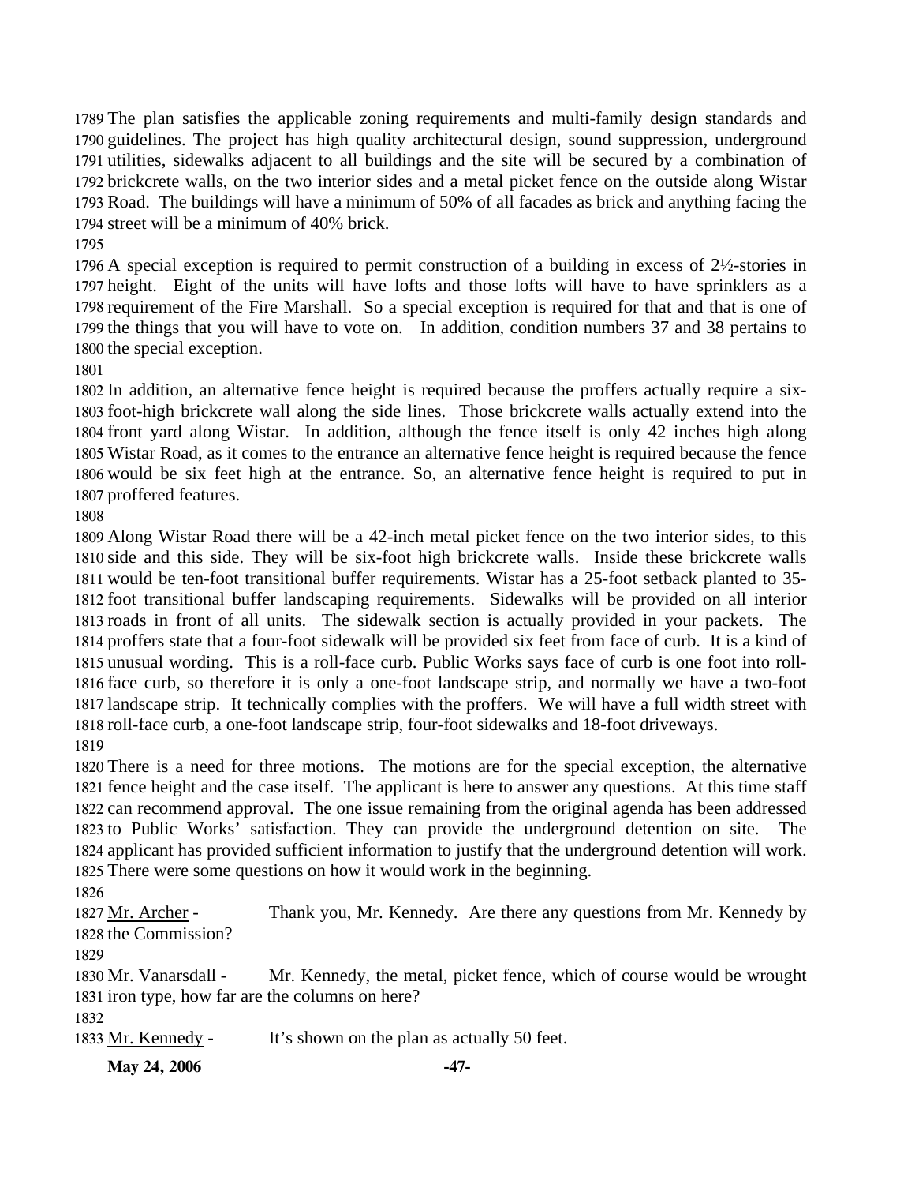The plan satisfies the applicable zoning requirements and multi-family design standards and guidelines. The project has high quality architectural design, sound suppression, underground utilities, sidewalks adjacent to all buildings and the site will be secured by a combination of brickcrete walls, on the two interior sides and a metal picket fence on the outside along Wistar Road. The buildings will have a minimum of 50% of all facades as brick and anything facing the street will be a minimum of 40% brick.

A special exception is required to permit construction of a building in excess of 2½-stories in height. Eight of the units will have lofts and those lofts will have to have sprinklers as a requirement of the Fire Marshall. So a special exception is required for that and that is one of the things that you will have to vote on. In addition, condition numbers 37 and 38 pertains to the special exception.

In addition, an alternative fence height is required because the proffers actually require a six-foot-high brickcrete wall along the side lines. Those brickcrete walls actually extend into the front yard along Wistar. In addition, although the fence itself is only 42 inches high along Wistar Road, as it comes to the entrance an alternative fence height is required because the fence would be six feet high at the entrance. So, an alternative fence height is required to put in proffered features.

Along Wistar Road there will be a 42-inch metal picket fence on the two interior sides, to this side and this side. They will be six-foot high brickcrete walls. Inside these brickcrete walls would be ten-foot transitional buffer requirements. Wistar has a 25-foot setback planted to 35-foot transitional buffer landscaping requirements. Sidewalks will be provided on all interior roads in front of all units. The sidewalk section is actually provided in your packets. The proffers state that a four-foot sidewalk will be provided six feet from face of curb. It is a kind of unusual wording. This is a roll-face curb. Public Works says face of curb is one foot into roll-face curb, so therefore it is only a one-foot landscape strip, and normally we have a two-foot landscape strip. It technically complies with the proffers. We will have a full width street with roll-face curb, a one-foot landscape strip, four-foot sidewalks and 18-foot driveways.

There is a need for three motions. The motions are for the special exception, the alternative fence height and the case itself. The applicant is here to answer any questions. At this time staff can recommend approval. The one issue remaining from the original agenda has been addressed to Public Works' satisfaction. They can provide the underground detention on site. The applicant has provided sufficient information to justify that the underground detention will work. There were some questions on how it would work in the beginning.

Mr. Archer - Thank you, Mr. Kennedy. Are there any questions from Mr. Kennedy by the Commission?

Mr. Vanarsdall - Mr. Kennedy, the metal, picket fence, which of course would be wrought iron type, how far are the columns on here?

Mr. Kennedy - It's shown on the plan as actually 50 feet.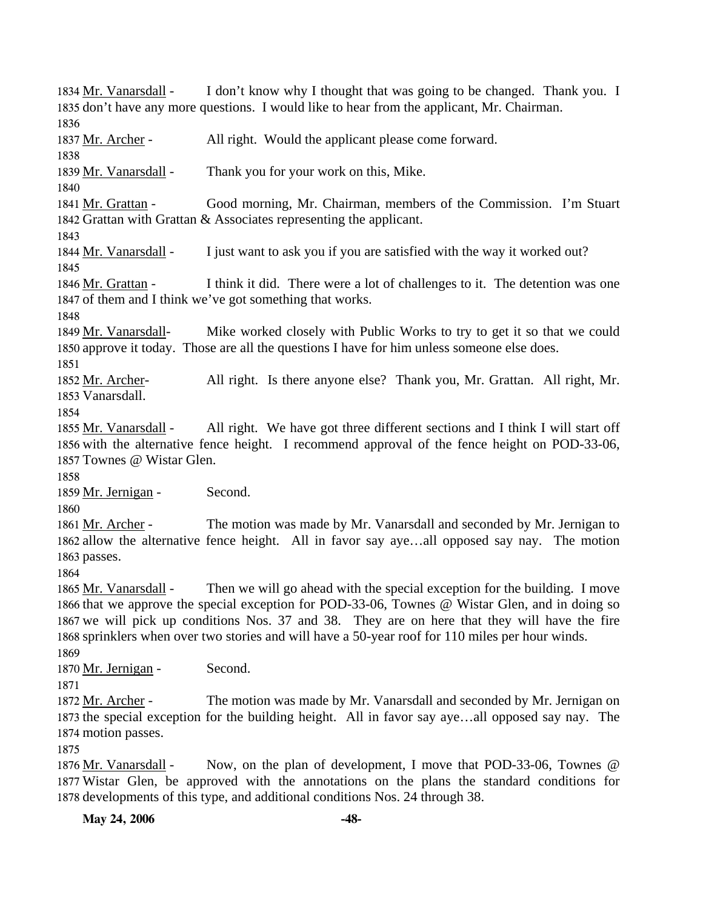Mr. Vanarsdall - I don't know why I thought that was going to be changed. Thank you. I don't have any more questions. I would like to hear from the applicant, Mr. Chairman.

Mr. Archer - All right. Would the applicant please come forward.

Mr. Vanarsdall - Thank you for your work on this, Mike.

Mr. Grattan - Good morning, Mr. Chairman, members of the Commission. I'm Stuart Grattan with Grattan & Associates representing the applicant.

Mr. Vanarsdall - I just want to ask you if you are satisfied with the way it worked out?

Mr. Grattan - I think it did. There were a lot of challenges to it. The detention was one of them and I think we've got something that works.

Mr. Vanarsdall- Mike worked closely with Public Works to try to get it so that we could approve it today. Those are all the questions I have for him unless someone else does.

Mr. Archer- All right. Is there anyone else? Thank you, Mr. Grattan. All right, Mr. Vanarsdall.

Mr. Vanarsdall - All right. We have got three different sections and I think I will start off with the alternative fence height. I recommend approval of the fence height on POD-33-06, Townes @ Wistar Glen.

Mr. Jernigan - Second.

Mr. Archer - The motion was made by Mr. Vanarsdall and seconded by Mr. Jernigan to allow the alternative fence height. All in favor say aye…all opposed say nay. The motion passes.

Mr. Vanarsdall - Then we will go ahead with the special exception for the building. I move that we approve the special exception for POD-33-06, Townes @ Wistar Glen, and in doing so we will pick up conditions Nos. 37 and 38. They are on here that they will have the fire sprinklers when over two stories and will have a 50-year roof for 110 miles per hour winds.

Mr. Jernigan - Second.

Mr. Archer - The motion was made by Mr. Vanarsdall and seconded by Mr. Jernigan on the special exception for the building height. All in favor say aye…all opposed say nay. The motion passes.

Mr. Vanarsdall - Now, on the plan of development, I move that POD-33-06, Townes @ Wistar Glen, be approved with the annotations on the plans the standard conditions for developments of this type, and additional conditions Nos. 24 through 38.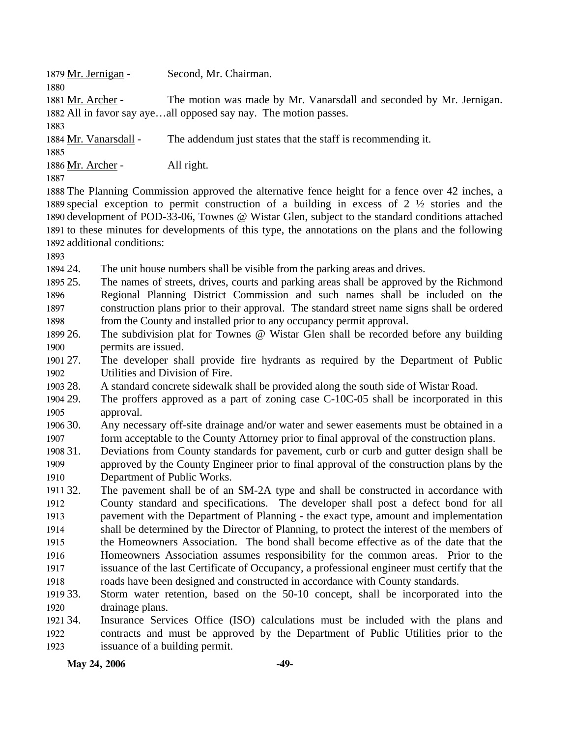Mr. Jernigan - Second, Mr. Chairman.

Mr. Archer - The motion was made by Mr. Vanarsdall and seconded by Mr. Jernigan. All in favor say aye…all opposed say nay. The motion passes.

Mr. Vanarsdall - The addendum just states that the staff is recommending it.

Mr. Archer - All right.

The Planning Commission approved the alternative fence height for a fence over 42 inches, a special exception to permit construction of a building in excess of 2 ½ stories and the development of POD-33-06, Townes @ Wistar Glen, subject to the standard conditions attached to these minutes for developments of this type, the annotations on the plans and the following additional conditions:

24. The unit house numbers shall be visible from the parking areas and drives.
25. The names of streets, drives, courts and parking areas shall be approved by the Richmond Regional Planning District Commission and such names shall be included on the construction plans prior to their approval. The standard street name signs shall be ordered from the County and installed prior to any occupancy permit approval.
26. The subdivision plat for Townes @ Wistar Glen shall be recorded before any building permits are issued.
27. The developer shall provide fire hydrants as required by the Department of Public Utilities and Division of Fire.
28. A standard concrete sidewalk shall be provided along the south side of Wistar Road.
29. The proffers approved as a part of zoning case C-10C-05 shall be incorporated in this approval.
30. Any necessary off-site drainage and/or water and sewer easements must be obtained in a form acceptable to the County Attorney prior to final approval of the construction plans.
31. Deviations from County standards for pavement, curb or curb and gutter design shall be approved by the County Engineer prior to final approval of the construction plans by the Department of Public Works.
32. The pavement shall be of an SM-2A type and shall be constructed in accordance with County standard and specifications. The developer shall post a defect bond for all pavement with the Department of Planning - the exact type, amount and implementation shall be determined by the Director of Planning, to protect the interest of the members of the Homeowners Association. The bond shall become effective as of the date that the Homeowners Association assumes responsibility for the common areas. Prior to the issuance of the last Certificate of Occupancy, a professional engineer must certify that the roads have been designed and constructed in accordance with County standards.
33. Storm water retention, based on the 50-10 concept, shall be incorporated into the drainage plans.
34. Insurance Services Office (ISO) calculations must be included with the plans and contracts and must be approved by the Department of Public Utilities prior to the issuance of a building permit.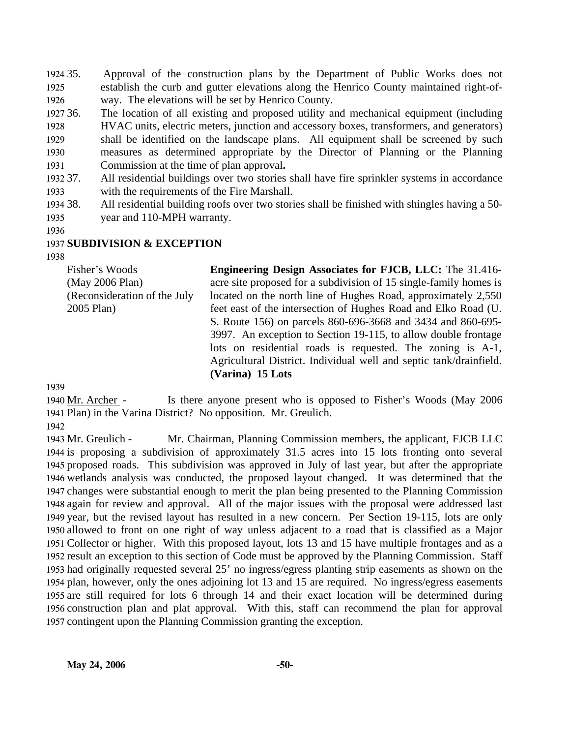35. Approval of the construction plans by the Department of Public Works does not establish the curb and gutter elevations along the Henrico County maintained right-of-way. The elevations will be set by Henrico County.
36. The location of all existing and proposed utility and mechanical equipment (including HVAC units, electric meters, junction and accessory boxes, transformers, and generators) shall be identified on the landscape plans. All equipment shall be screened by such measures as determined appropriate by the Director of Planning or the Planning Commission at the time of plan approval**.**
37. All residential buildings over two stories shall have fire sprinkler systems in accordance with the requirements of the Fire Marshall.
38. All residential building roofs over two stories shall be finished with shingles having a 50-year and 110-MPH warranty.

**SUBDIVISION & EXCEPTION**

Fisher's Woods
(May 2006 Plan)
(Reconsideration of the July 2005 Plan)

**Engineering Design Associates for FJCB, LLC:** The 31.416-acre site proposed for a subdivision of 15 single-family homes is located on the north line of Hughes Road, approximately 2,550 feet east of the intersection of Hughes Road and Elko Road (U. S. Route 156) on parcels 860-696-3668 and 3434 and 860-695-3997. An exception to Section 19-115, to allow double frontage lots on residential roads is requested. The zoning is A-1, Agricultural District. Individual well and septic tank/drainfield. **(Varina) 15 Lots**

Mr. Archer - Is there anyone present who is opposed to Fisher's Woods (May 2006 Plan) in the Varina District? No opposition. Mr. Greulich.

Mr. Greulich - Mr. Chairman, Planning Commission members, the applicant, FJCB LLC is proposing a subdivision of approximately 31.5 acres into 15 lots fronting onto several proposed roads. This subdivision was approved in July of last year, but after the appropriate wetlands analysis was conducted, the proposed layout changed. It was determined that the changes were substantial enough to merit the plan being presented to the Planning Commission again for review and approval. All of the major issues with the proposal were addressed last year, but the revised layout has resulted in a new concern. Per Section 19-115, lots are only allowed to front on one right of way unless adjacent to a road that is classified as a Major Collector or higher. With this proposed layout, lots 13 and 15 have multiple frontages and as a result an exception to this section of Code must be approved by the Planning Commission. Staff had originally requested several 25' no ingress/egress planting strip easements as shown on the plan, however, only the ones adjoining lot 13 and 15 are required. No ingress/egress easements are still required for lots 6 through 14 and their exact location will be determined during construction plan and plat approval. With this, staff can recommend the plan for approval contingent upon the Planning Commission granting the exception.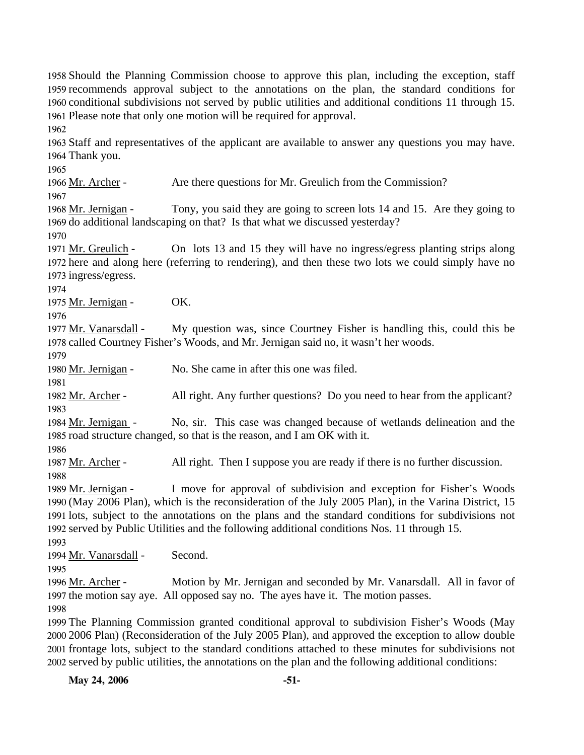Should the Planning Commission choose to approve this plan, including the exception, staff recommends approval subject to the annotations on the plan, the standard conditions for conditional subdivisions not served by public utilities and additional conditions 11 through 15. Please note that only one motion will be required for approval.

Staff and representatives of the applicant are available to answer any questions you may have. Thank you.

Mr. Archer - Are there questions for Mr. Greulich from the Commission?

Mr. Jernigan - Tony, you said they are going to screen lots 14 and 15. Are they going to do additional landscaping on that? Is that what we discussed yesterday?

Mr. Greulich - On lots 13 and 15 they will have no ingress/egress planting strips along here and along here (referring to rendering), and then these two lots we could simply have no ingress/egress.

Mr. Jernigan - OK.

Mr. Vanarsdall - My question was, since Courtney Fisher is handling this, could this be called Courtney Fisher's Woods, and Mr. Jernigan said no, it wasn't her woods.

Mr. Jernigan - No. She came in after this one was filed.

Mr. Archer - All right. Any further questions? Do you need to hear from the applicant?

Mr. Jernigan - No, sir. This case was changed because of wetlands delineation and the road structure changed, so that is the reason, and I am OK with it.

Mr. Archer - All right. Then I suppose you are ready if there is no further discussion.

Mr. Jernigan - I move for approval of subdivision and exception for Fisher's Woods (May 2006 Plan), which is the reconsideration of the July 2005 Plan), in the Varina District, 15 lots, subject to the annotations on the plans and the standard conditions for subdivisions not served by Public Utilities and the following additional conditions Nos. 11 through 15.

Mr. Vanarsdall - Second.

Mr. Archer - Motion by Mr. Jernigan and seconded by Mr. Vanarsdall. All in favor of the motion say aye. All opposed say no. The ayes have it. The motion passes.

The Planning Commission granted conditional approval to subdivision Fisher's Woods (May 2006 Plan) (Reconsideration of the July 2005 Plan), and approved the exception to allow double frontage lots, subject to the standard conditions attached to these minutes for subdivisions not served by public utilities, the annotations on the plan and the following additional conditions: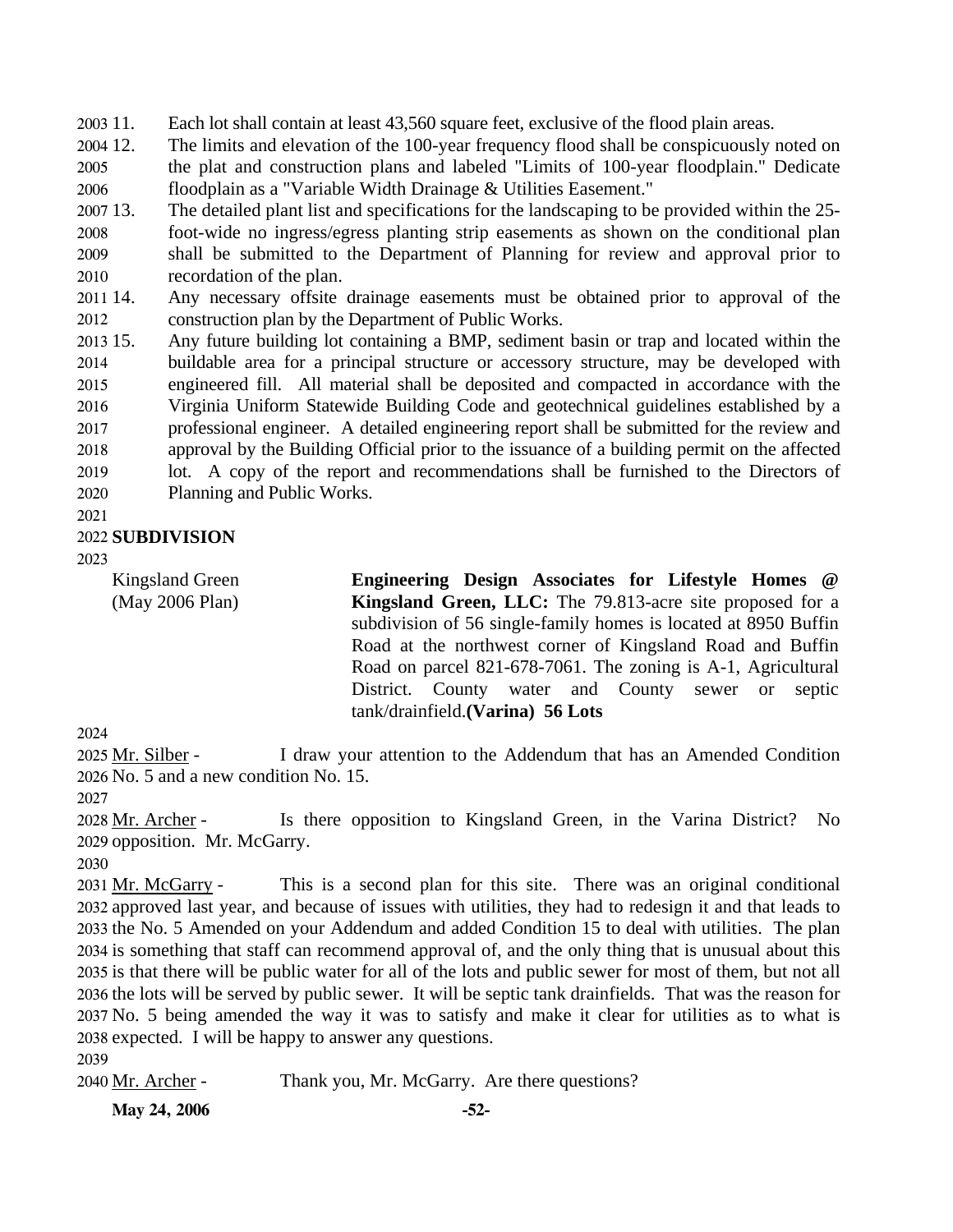11. Each lot shall contain at least 43,560 square feet, exclusive of the flood plain areas.
12. The limits and elevation of the 100-year frequency flood shall be conspicuously noted on the plat and construction plans and labeled "Limits of 100-year floodplain." Dedicate floodplain as a "Variable Width Drainage & Utilities Easement."
13. The detailed plant list and specifications for the landscaping to be provided within the 25-foot-wide no ingress/egress planting strip easements as shown on the conditional plan shall be submitted to the Department of Planning for review and approval prior to recordation of the plan.
14. Any necessary offsite drainage easements must be obtained prior to approval of the construction plan by the Department of Public Works.
15. Any future building lot containing a BMP, sediment basin or trap and located within the buildable area for a principal structure or accessory structure, may be developed with engineered fill. All material shall be deposited and compacted in accordance with the Virginia Uniform Statewide Building Code and geotechnical guidelines established by a professional engineer. A detailed engineering report shall be submitted for the review and approval by the Building Official prior to the issuance of a building permit on the affected lot. A copy of the report and recommendations shall be furnished to the Directors of Planning and Public Works.

**SUBDIVISION**

Kingsland Green (May 2006 Plan)

**Engineering Design Associates for Lifestyle Homes @ Kingsland Green, LLC:** The 79.813-acre site proposed for a subdivision of 56 single-family homes is located at 8950 Buffin Road at the northwest corner of Kingsland Road and Buffin Road on parcel 821-678-7061. The zoning is A-1, Agricultural District. County water and County sewer or septic tank/drainfield.**(Varina) 56 Lots**

Mr. Silber - I draw your attention to the Addendum that has an Amended Condition No. 5 and a new condition No. 15.

Mr. Archer - Is there opposition to Kingsland Green, in the Varina District? No opposition. Mr. McGarry.

Mr. McGarry - This is a second plan for this site. There was an original conditional approved last year, and because of issues with utilities, they had to redesign it and that leads to the No. 5 Amended on your Addendum and added Condition 15 to deal with utilities. The plan is something that staff can recommend approval of, and the only thing that is unusual about this is that there will be public water for all of the lots and public sewer for most of them, but not all the lots will be served by public sewer. It will be septic tank drainfields. That was the reason for No. 5 being amended the way it was to satisfy and make it clear for utilities as to what is expected. I will be happy to answer any questions.

Mr. Archer - Thank you, Mr. McGarry. Are there questions?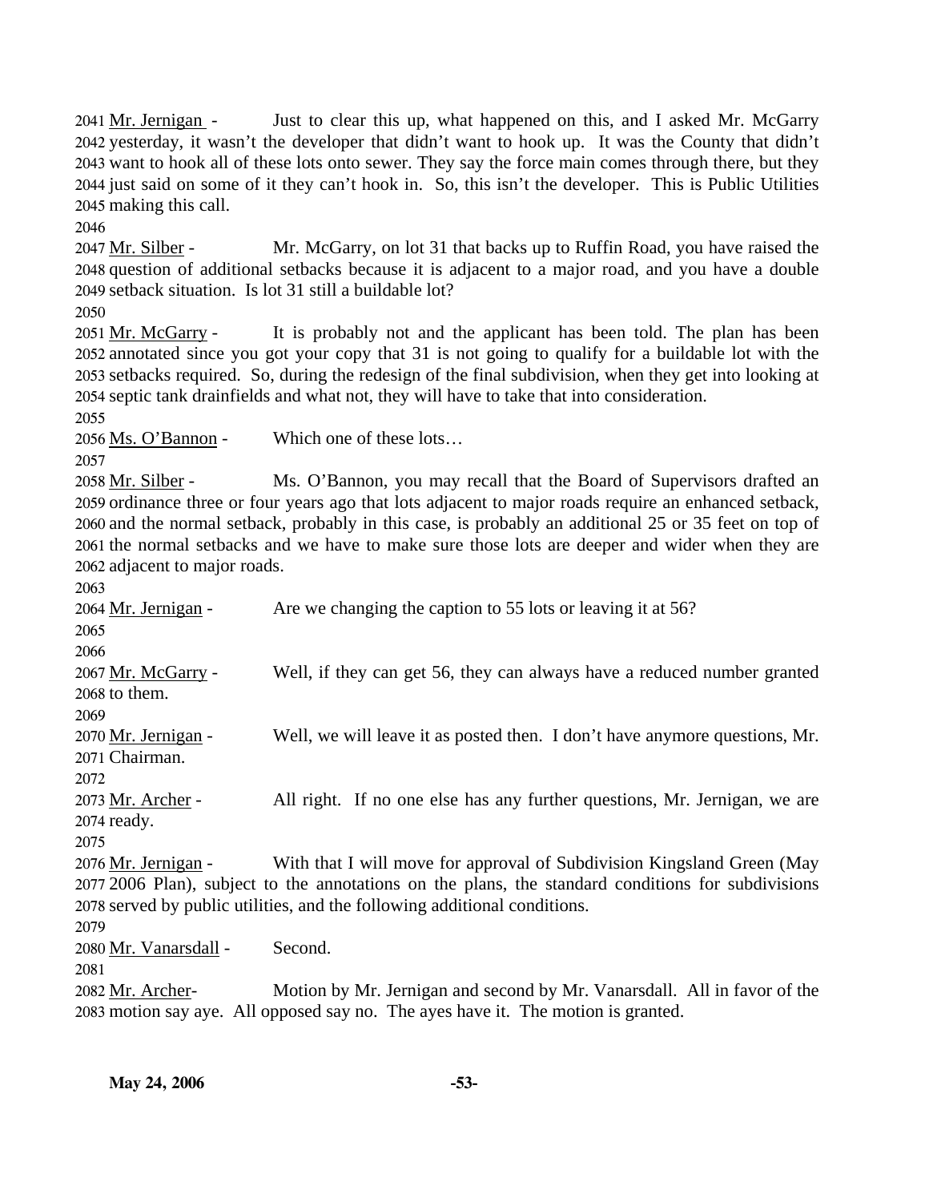Mr. Jernigan - Just to clear this up, what happened on this, and I asked Mr. McGarry yesterday, it wasn't the developer that didn't want to hook up. It was the County that didn't want to hook all of these lots onto sewer. They say the force main comes through there, but they just said on some of it they can't hook in. So, this isn't the developer. This is Public Utilities making this call.

Mr. Silber - Mr. McGarry, on lot 31 that backs up to Ruffin Road, you have raised the question of additional setbacks because it is adjacent to a major road, and you have a double setback situation. Is lot 31 still a buildable lot?

Mr. McGarry - It is probably not and the applicant has been told. The plan has been annotated since you got your copy that 31 is not going to qualify for a buildable lot with the setbacks required. So, during the redesign of the final subdivision, when they get into looking at septic tank drainfields and what not, they will have to take that into consideration.

Ms. O'Bannon - Which one of these lots…

Mr. Silber - Ms. O'Bannon, you may recall that the Board of Supervisors drafted an ordinance three or four years ago that lots adjacent to major roads require an enhanced setback, and the normal setback, probably in this case, is probably an additional 25 or 35 feet on top of the normal setbacks and we have to make sure those lots are deeper and wider when they are adjacent to major roads.

Mr. Jernigan - Are we changing the caption to 55 lots or leaving it at 56?

Mr. McGarry - Well, if they can get 56, they can always have a reduced number granted to them.

Mr. Jernigan - Well, we will leave it as posted then. I don't have anymore questions, Mr. Chairman.

Mr. Archer - All right. If no one else has any further questions, Mr. Jernigan, we are ready.

Mr. Jernigan - With that I will move for approval of Subdivision Kingsland Green (May 2006 Plan), subject to the annotations on the plans, the standard conditions for subdivisions served by public utilities, and the following additional conditions.

Mr. Vanarsdall - Second.

Mr. Archer- Motion by Mr. Jernigan and second by Mr. Vanarsdall. All in favor of the motion say aye. All opposed say no. The ayes have it. The motion is granted.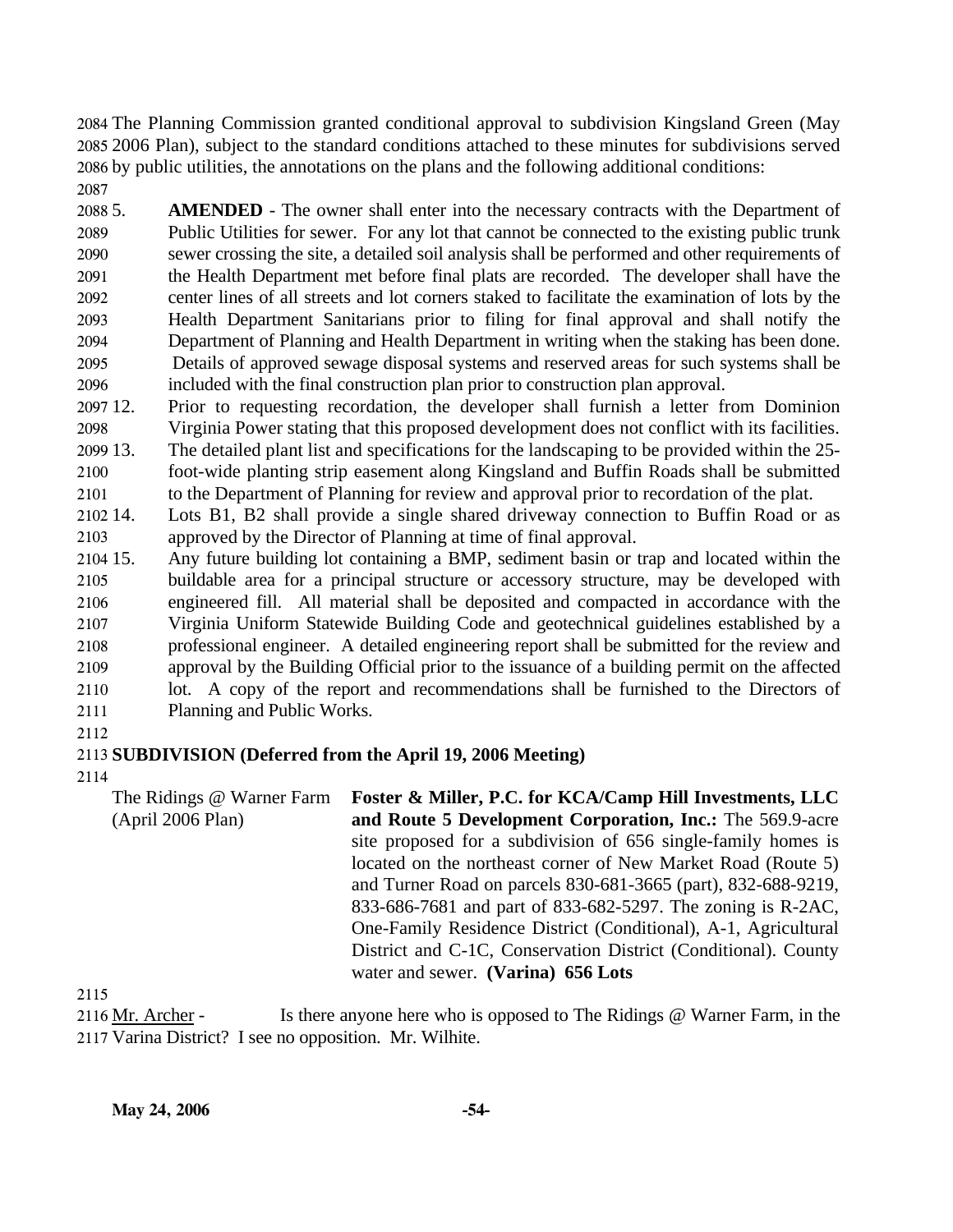The Planning Commission granted conditional approval to subdivision Kingsland Green (May 2006 Plan), subject to the standard conditions attached to these minutes for subdivisions served by public utilities, the annotations on the plans and the following additional conditions:

5. **AMENDED** - The owner shall enter into the necessary contracts with the Department of Public Utilities for sewer. For any lot that cannot be connected to the existing public trunk sewer crossing the site, a detailed soil analysis shall be performed and other requirements of the Health Department met before final plats are recorded. The developer shall have the center lines of all streets and lot corners staked to facilitate the examination of lots by the Health Department Sanitarians prior to filing for final approval and shall notify the Department of Planning and Health Department in writing when the staking has been done. Details of approved sewage disposal systems and reserved areas for such systems shall be included with the final construction plan prior to construction plan approval.

12. Prior to requesting recordation, the developer shall furnish a letter from Dominion Virginia Power stating that this proposed development does not conflict with its facilities.

13. The detailed plant list and specifications for the landscaping to be provided within the 25-foot-wide planting strip easement along Kingsland and Buffin Roads shall be submitted to the Department of Planning for review and approval prior to recordation of the plat.

14. Lots B1, B2 shall provide a single shared driveway connection to Buffin Road or as approved by the Director of Planning at time of final approval.

15. Any future building lot containing a BMP, sediment basin or trap and located within the buildable area for a principal structure or accessory structure, may be developed with engineered fill. All material shall be deposited and compacted in accordance with the Virginia Uniform Statewide Building Code and geotechnical guidelines established by a professional engineer. A detailed engineering report shall be submitted for the review and approval by the Building Official prior to the issuance of a building permit on the affected lot. A copy of the report and recommendations shall be furnished to the Directors of Planning and Public Works.

**SUBDIVISION (Deferred from the April 19, 2006 Meeting)**

The Ridings @ Warner Farm (April 2006 Plan)

**Foster & Miller, P.C. for KCA/Camp Hill Investments, LLC and Route 5 Development Corporation, Inc.:** The 569.9-acre site proposed for a subdivision of 656 single-family homes is located on the northeast corner of New Market Road (Route 5) and Turner Road on parcels 830-681-3665 (part), 832-688-9219, 833-686-7681 and part of 833-682-5297. The zoning is R-2AC, One-Family Residence District (Conditional), A-1, Agricultural District and C-1C, Conservation District (Conditional). County water and sewer. **(Varina) 656 Lots**

Mr. Archer - Is there anyone here who is opposed to The Ridings @ Warner Farm, in the Varina District? I see no opposition. Mr. Wilhite.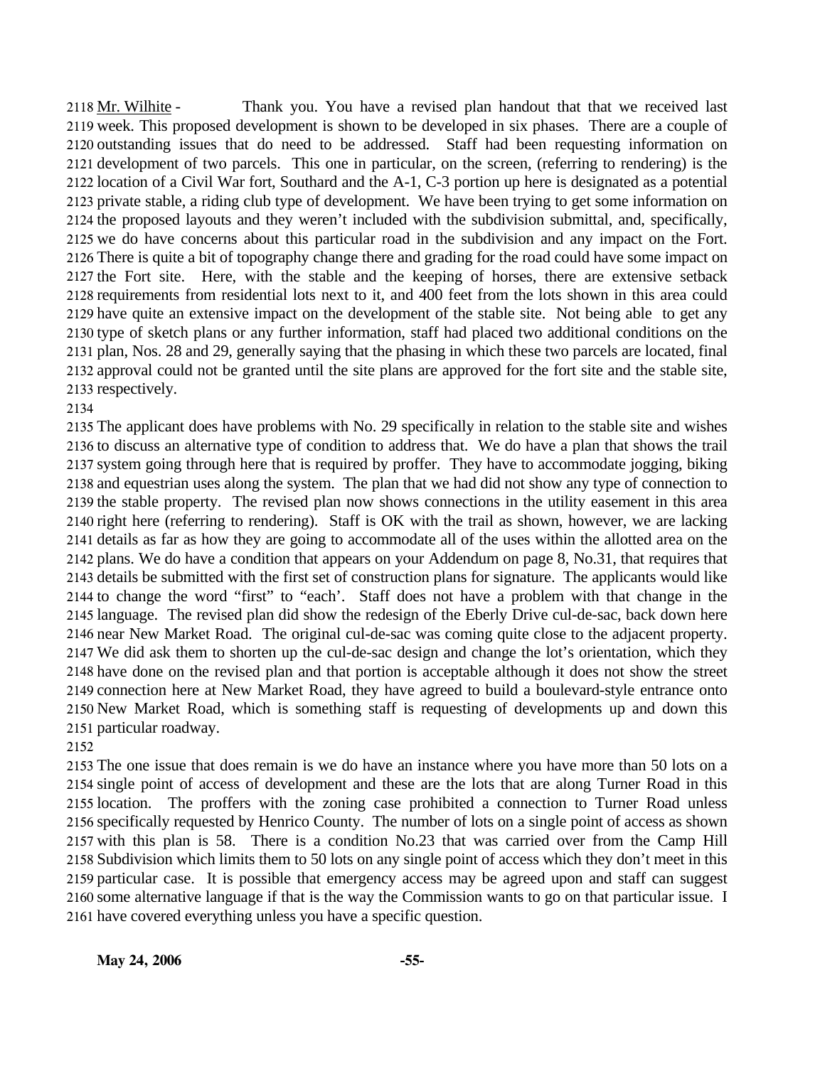Mr. Wilhite - Thank you. You have a revised plan handout that that we received last week. This proposed development is shown to be developed in six phases. There are a couple of outstanding issues that do need to be addressed. Staff had been requesting information on development of two parcels. This one in particular, on the screen, (referring to rendering) is the location of a Civil War fort, Southard and the A-1, C-3 portion up here is designated as a potential private stable, a riding club type of development. We have been trying to get some information on the proposed layouts and they weren't included with the subdivision submittal, and, specifically, we do have concerns about this particular road in the subdivision and any impact on the Fort. There is quite a bit of topography change there and grading for the road could have some impact on the Fort site. Here, with the stable and the keeping of horses, there are extensive setback requirements from residential lots next to it, and 400 feet from the lots shown in this area could have quite an extensive impact on the development of the stable site. Not being able to get any type of sketch plans or any further information, staff had placed two additional conditions on the plan, Nos. 28 and 29, generally saying that the phasing in which these two parcels are located, final approval could not be granted until the site plans are approved for the fort site and the stable site, respectively.

The applicant does have problems with No. 29 specifically in relation to the stable site and wishes to discuss an alternative type of condition to address that. We do have a plan that shows the trail system going through here that is required by proffer. They have to accommodate jogging, biking and equestrian uses along the system. The plan that we had did not show any type of connection to the stable property. The revised plan now shows connections in the utility easement in this area right here (referring to rendering). Staff is OK with the trail as shown, however, we are lacking details as far as how they are going to accommodate all of the uses within the allotted area on the plans. We do have a condition that appears on your Addendum on page 8, No.31, that requires that details be submitted with the first set of construction plans for signature. The applicants would like to change the word "first" to "each'. Staff does not have a problem with that change in the language. The revised plan did show the redesign of the Eberly Drive cul-de-sac, back down here near New Market Road. The original cul-de-sac was coming quite close to the adjacent property. We did ask them to shorten up the cul-de-sac design and change the lot's orientation, which they have done on the revised plan and that portion is acceptable although it does not show the street connection here at New Market Road, they have agreed to build a boulevard-style entrance onto New Market Road, which is something staff is requesting of developments up and down this particular roadway.

The one issue that does remain is we do have an instance where you have more than 50 lots on a single point of access of development and these are the lots that are along Turner Road in this location. The proffers with the zoning case prohibited a connection to Turner Road unless specifically requested by Henrico County. The number of lots on a single point of access as shown with this plan is 58. There is a condition No.23 that was carried over from the Camp Hill Subdivision which limits them to 50 lots on any single point of access which they don't meet in this particular case. It is possible that emergency access may be agreed upon and staff can suggest some alternative language if that is the way the Commission wants to go on that particular issue. I have covered everything unless you have a specific question.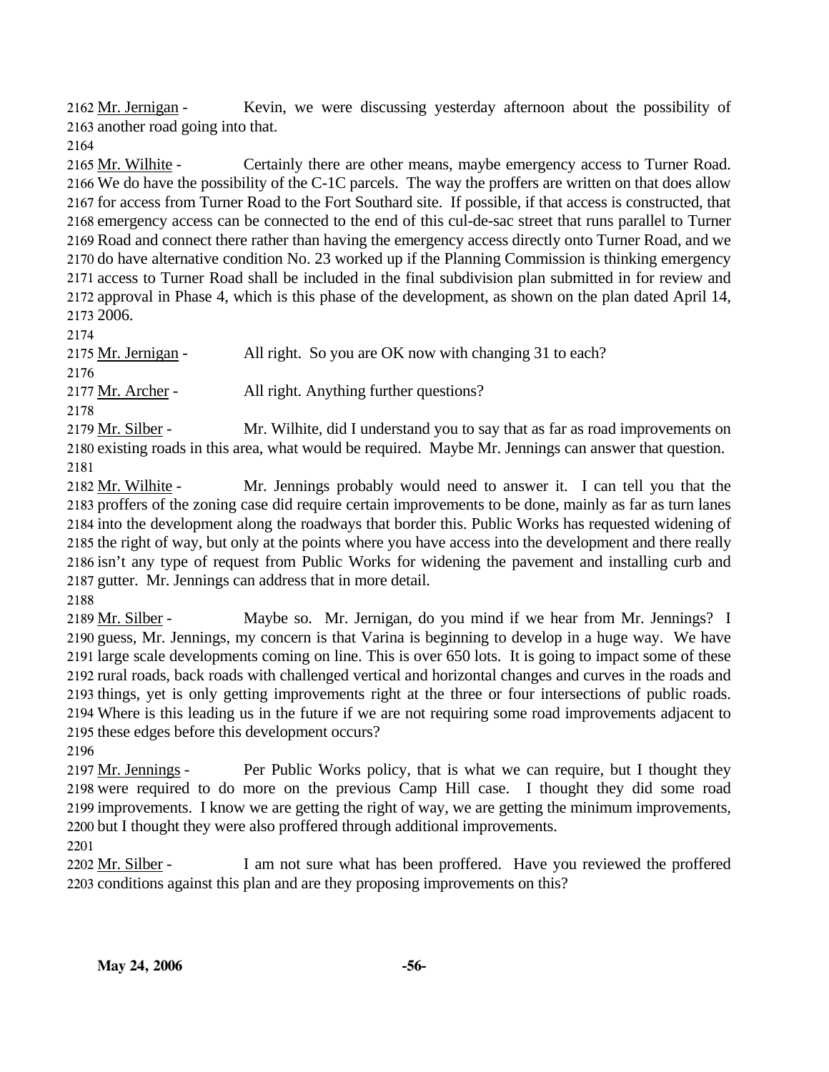2162 Mr. Jernigan - Kevin, we were discussing yesterday afternoon about the possibility of 2163 another road going into that.

2164

2165 Mr. Wilhite - Certainly there are other means, maybe emergency access to Turner Road. 2166 We do have the possibility of the C-1C parcels. The way the proffers are written on that does allow 2167 for access from Turner Road to the Fort Southard site. If possible, if that access is constructed, that 2168 emergency access can be connected to the end of this cul-de-sac street that runs parallel to Turner 2169 Road and connect there rather than having the emergency access directly onto Turner Road, and we 2170 do have alternative condition No. 23 worked up if the Planning Commission is thinking emergency 2171 access to Turner Road shall be included in the final subdivision plan submitted in for review and 2172 approval in Phase 4, which is this phase of the development, as shown on the plan dated April 14, 2173 2006.

2174

2175 Mr. Jernigan - All right. So you are OK now with changing 31 to each?

2176

2177 Mr. Archer - All right. Anything further questions?

2178

2179 Mr. Silber - Mr. Wilhite, did I understand you to say that as far as road improvements on 2180 existing roads in this area, what would be required. Maybe Mr. Jennings can answer that question.

2181

2182 Mr. Wilhite - Mr. Jennings probably would need to answer it. I can tell you that the 2183 proffers of the zoning case did require certain improvements to be done, mainly as far as turn lanes 2184 into the development along the roadways that border this. Public Works has requested widening of 2185 the right of way, but only at the points where you have access into the development and there really 2186 isn't any type of request from Public Works for widening the pavement and installing curb and 2187 gutter. Mr. Jennings can address that in more detail.

2188

2189 Mr. Silber - Maybe so. Mr. Jernigan, do you mind if we hear from Mr. Jennings? I 2190 guess, Mr. Jennings, my concern is that Varina is beginning to develop in a huge way. We have 2191 large scale developments coming on line. This is over 650 lots. It is going to impact some of these 2192 rural roads, back roads with challenged vertical and horizontal changes and curves in the roads and 2193 things, yet is only getting improvements right at the three or four intersections of public roads. 2194 Where is this leading us in the future if we are not requiring some road improvements adjacent to 2195 these edges before this development occurs?

2196

2197 Mr. Jennings - Per Public Works policy, that is what we can require, but I thought they 2198 were required to do more on the previous Camp Hill case. I thought they did some road 2199 improvements. I know we are getting the right of way, we are getting the minimum improvements, 2200 but I thought they were also proffered through additional improvements.

2201

2202 Mr. Silber - I am not sure what has been proffered. Have you reviewed the proffered 2203 conditions against this plan and are they proposing improvements on this?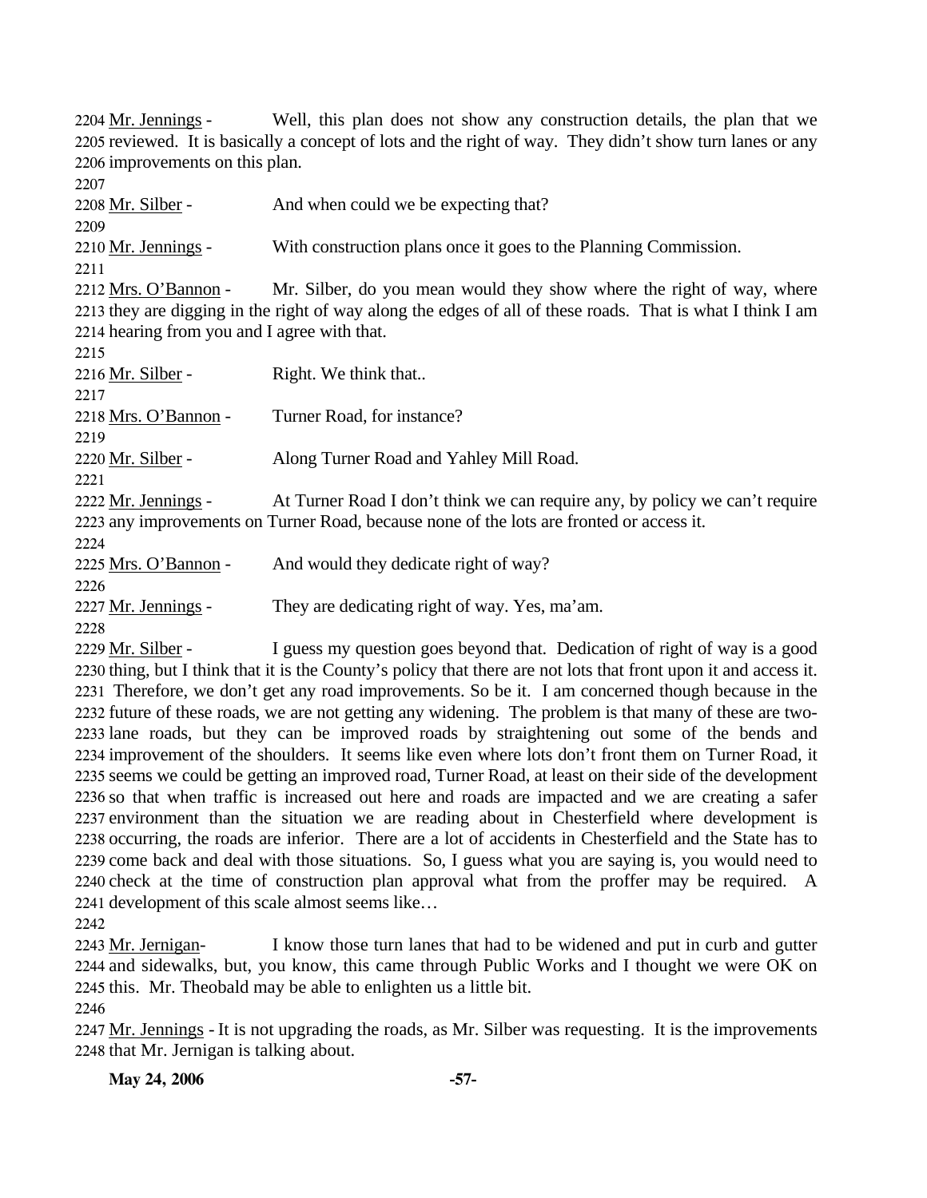2204 Mr. Jennings - Well, this plan does not show any construction details, the plan that we
2205 reviewed. It is basically a concept of lots and the right of way. They didn't show turn lanes or any
2206 improvements on this plan.
2207
2208 Mr. Silber - And when could we be expecting that?
2209
2210 Mr. Jennings - With construction plans once it goes to the Planning Commission.
2211
2212 Mrs. O'Bannon - Mr. Silber, do you mean would they show where the right of way, where
2213 they are digging in the right of way along the edges of all of these roads. That is what I think I am
2214 hearing from you and I agree with that.
2215
2216 Mr. Silber - Right. We think that..
2217
2218 Mrs. O'Bannon - Turner Road, for instance?
2219
2220 Mr. Silber - Along Turner Road and Yahley Mill Road.
2221
2222 Mr. Jennings - At Turner Road I don't think we can require any, by policy we can't require
2223 any improvements on Turner Road, because none of the lots are fronted or access it.
2224
2225 Mrs. O'Bannon - And would they dedicate right of way?
2226
2227 Mr. Jennings - They are dedicating right of way. Yes, ma'am.
2228
2229 Mr. Silber - I guess my question goes beyond that. Dedication of right of way is a good
2230 thing, but I think that it is the County's policy that there are not lots that front upon it and access it.
2231 Therefore, we don't get any road improvements. So be it. I am concerned though because in the
2232 future of these roads, we are not getting any widening. The problem is that many of these are two-
2233 lane roads, but they can be improved roads by straightening out some of the bends and
2234 improvement of the shoulders. It seems like even where lots don't front them on Turner Road, it
2235 seems we could be getting an improved road, Turner Road, at least on their side of the development
2236 so that when traffic is increased out here and roads are impacted and we are creating a safer
2237 environment than the situation we are reading about in Chesterfield where development is
2238 occurring, the roads are inferior. There are a lot of accidents in Chesterfield and the State has to
2239 come back and deal with those situations. So, I guess what you are saying is, you would need to
2240 check at the time of construction plan approval what from the proffer may be required. A
2241 development of this scale almost seems like…
2242
2243 Mr. Jernigan- I know those turn lanes that had to be widened and put in curb and gutter
2244 and sidewalks, but, you know, this came through Public Works and I thought we were OK on
2245 this. Mr. Theobald may be able to enlighten us a little bit.
2246
2247 Mr. Jennings - It is not upgrading the roads, as Mr. Silber was requesting. It is the improvements
2248 that Mr. Jernigan is talking about.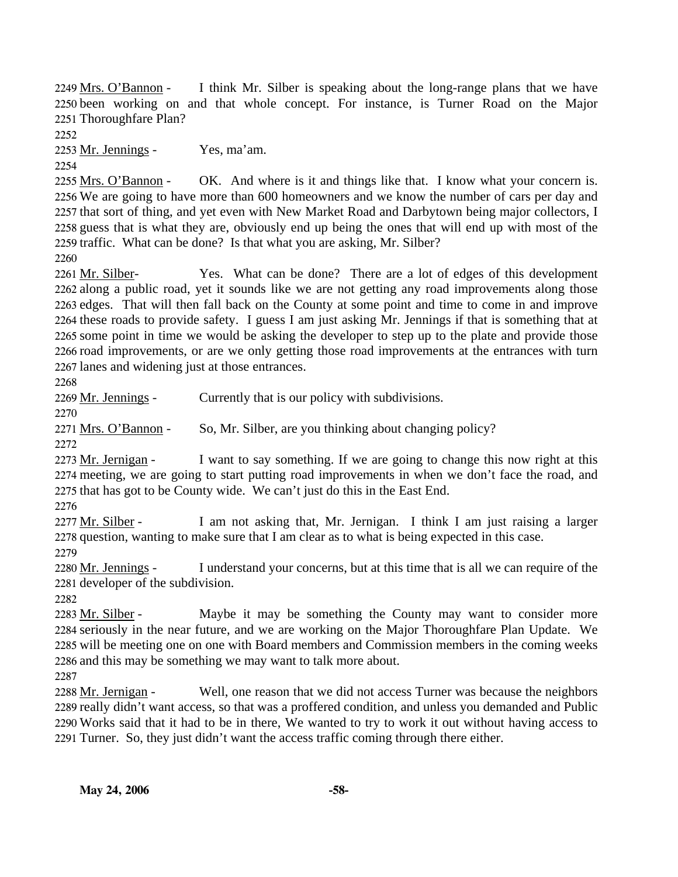2249 Mrs. O'Bannon - I think Mr. Silber is speaking about the long-range plans that we have 2250 been working on and that whole concept. For instance, is Turner Road on the Major 2251 Thoroughfare Plan?

2252

2253 Mr. Jennings - Yes, ma'am.

2254

2255 Mrs. O'Bannon - OK. And where is it and things like that. I know what your concern is. 2256 We are going to have more than 600 homeowners and we know the number of cars per day and 2257 that sort of thing, and yet even with New Market Road and Darbytown being major collectors, I 2258 guess that is what they are, obviously end up being the ones that will end up with most of the 2259 traffic. What can be done? Is that what you are asking, Mr. Silber?

2260

2261 Mr. Silber- Yes. What can be done? There are a lot of edges of this development 2262 along a public road, yet it sounds like we are not getting any road improvements along those 2263 edges. That will then fall back on the County at some point and time to come in and improve 2264 these roads to provide safety. I guess I am just asking Mr. Jennings if that is something that at 2265 some point in time we would be asking the developer to step up to the plate and provide those 2266 road improvements, or are we only getting those road improvements at the entrances with turn 2267 lanes and widening just at those entrances.

2268

2269 Mr. Jennings - Currently that is our policy with subdivisions.

2270

2271 Mrs. O'Bannon - So, Mr. Silber, are you thinking about changing policy?

2272

2273 Mr. Jernigan - I want to say something. If we are going to change this now right at this 2274 meeting, we are going to start putting road improvements in when we don't face the road, and 2275 that has got to be County wide. We can't just do this in the East End.

2276

2277 Mr. Silber - I am not asking that, Mr. Jernigan. I think I am just raising a larger 2278 question, wanting to make sure that I am clear as to what is being expected in this case.

2279

2280 Mr. Jennings - I understand your concerns, but at this time that is all we can require of the 2281 developer of the subdivision.

2282

2283 Mr. Silber - Maybe it may be something the County may want to consider more 2284 seriously in the near future, and we are working on the Major Thoroughfare Plan Update. We 2285 will be meeting one on one with Board members and Commission members in the coming weeks 2286 and this may be something we may want to talk more about.

2287

2288 Mr. Jernigan - Well, one reason that we did not access Turner was because the neighbors 2289 really didn't want access, so that was a proffered condition, and unless you demanded and Public 2290 Works said that it had to be in there, We wanted to try to work it out without having access to 2291 Turner. So, they just didn't want the access traffic coming through there either.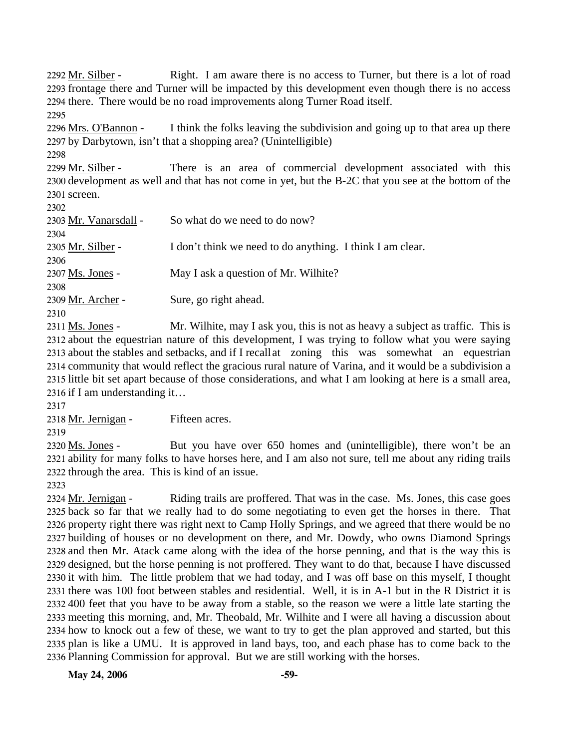2292 Mr. Silber - Right. I am aware there is no access to Turner, but there is a lot of road 2293 frontage there and Turner will be impacted by this development even though there is no access 2294 there. There would be no road improvements along Turner Road itself.

2295

2296 Mrs. O'Bannon - I think the folks leaving the subdivision and going up to that area up there 2297 by Darbytown, isn't that a shopping area? (Unintelligible)

2298

2299 Mr. Silber - There is an area of commercial development associated with this 2300 development as well and that has not come in yet, but the B-2C that you see at the bottom of the 2301 screen.

2302

2303 Mr. Vanarsdall - So what do we need to do now?

2304

2305 Mr. Silber - I don't think we need to do anything. I think I am clear.

2306

2307 Ms. Jones - May I ask a question of Mr. Wilhite?

2308

2309 Mr. Archer - Sure, go right ahead.

2310

2311 Ms. Jones - Mr. Wilhite, may I ask you, this is not as heavy a subject as traffic. This is 2312 about the equestrian nature of this development, I was trying to follow what you were saying 2313 about the stables and setbacks, and if I recall at zoning this was somewhat an equestrian 2314 community that would reflect the gracious rural nature of Varina, and it would be a subdivision a 2315 little bit set apart because of those considerations, and what I am looking at here is a small area, 2316 if I am understanding it…

2317

2318 Mr. Jernigan - Fifteen acres.

2319

2320 Ms. Jones - But you have over 650 homes and (unintelligible), there won't be an 2321 ability for many folks to have horses here, and I am also not sure, tell me about any riding trails 2322 through the area. This is kind of an issue.

2323

2324 Mr. Jernigan - Riding trails are proffered. That was in the case. Ms. Jones, this case goes 2325 back so far that we really had to do some negotiating to even get the horses in there. That 2326 property right there was right next to Camp Holly Springs, and we agreed that there would be no 2327 building of houses or no development on there, and Mr. Dowdy, who owns Diamond Springs 2328 and then Mr. Atack came along with the idea of the horse penning, and that is the way this is 2329 designed, but the horse penning is not proffered. They want to do that, because I have discussed 2330 it with him. The little problem that we had today, and I was off base on this myself, I thought 2331 there was 100 foot between stables and residential. Well, it is in A-1 but in the R District it is 2332 400 feet that you have to be away from a stable, so the reason we were a little late starting the 2333 meeting this morning, and, Mr. Theobald, Mr. Wilhite and I were all having a discussion about 2334 how to knock out a few of these, we want to try to get the plan approved and started, but this 2335 plan is like a UMU. It is approved in land bays, too, and each phase has to come back to the 2336 Planning Commission for approval. But we are still working with the horses.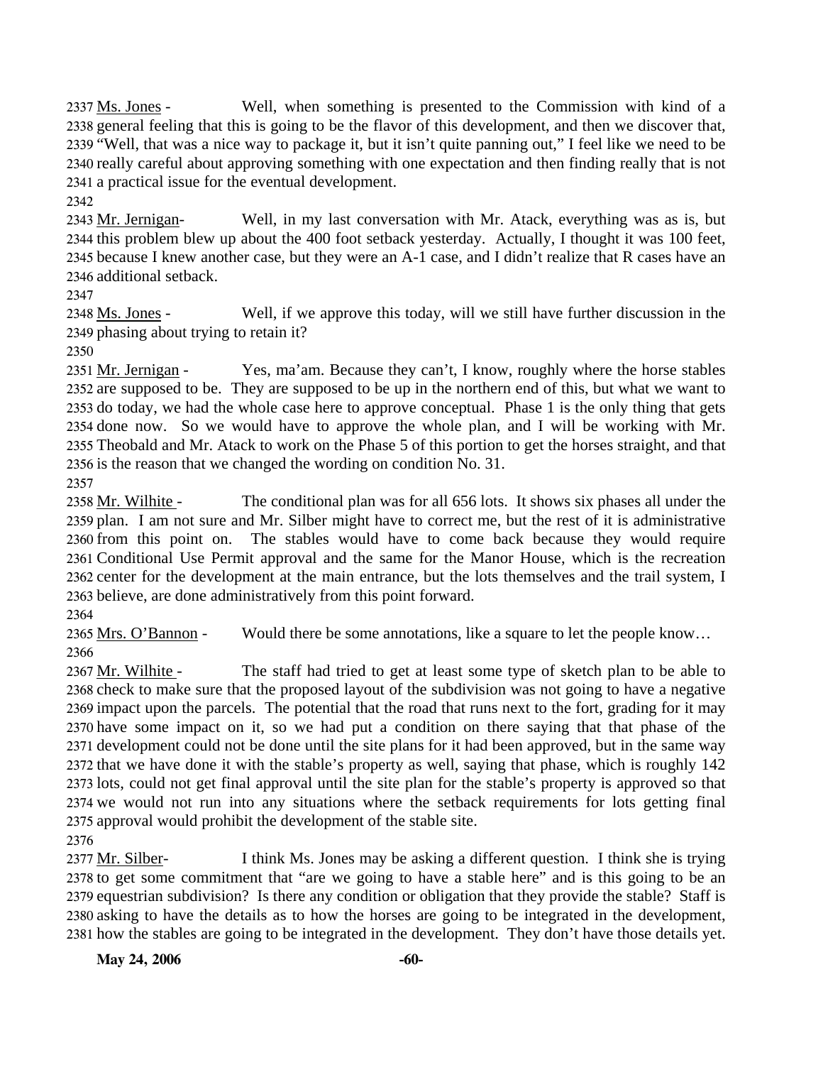2337 Ms. Jones - Well, when something is presented to the Commission with kind of a 2338 general feeling that this is going to be the flavor of this development, and then we discover that, 2339 "Well, that was a nice way to package it, but it isn't quite panning out," I feel like we need to be 2340 really careful about approving something with one expectation and then finding really that is not 2341 a practical issue for the eventual development.

2342

2343 Mr. Jernigan- Well, in my last conversation with Mr. Atack, everything was as is, but 2344 this problem blew up about the 400 foot setback yesterday. Actually, I thought it was 100 feet, 2345 because I knew another case, but they were an A-1 case, and I didn't realize that R cases have an 2346 additional setback.

2347

2348 Ms. Jones - Well, if we approve this today, will we still have further discussion in the 2349 phasing about trying to retain it?

2350

2351 Mr. Jernigan - Yes, ma'am. Because they can't, I know, roughly where the horse stables 2352 are supposed to be. They are supposed to be up in the northern end of this, but what we want to 2353 do today, we had the whole case here to approve conceptual. Phase 1 is the only thing that gets 2354 done now. So we would have to approve the whole plan, and I will be working with Mr. 2355 Theobald and Mr. Atack to work on the Phase 5 of this portion to get the horses straight, and that 2356 is the reason that we changed the wording on condition No. 31.

2357

2358 Mr. Wilhite - The conditional plan was for all 656 lots. It shows six phases all under the 2359 plan. I am not sure and Mr. Silber might have to correct me, but the rest of it is administrative 2360 from this point on. The stables would have to come back because they would require 2361 Conditional Use Permit approval and the same for the Manor House, which is the recreation 2362 center for the development at the main entrance, but the lots themselves and the trail system, I 2363 believe, are done administratively from this point forward.

2364

2365 Mrs. O'Bannon - Would there be some annotations, like a square to let the people know…

2366

2367 Mr. Wilhite - The staff had tried to get at least some type of sketch plan to be able to 2368 check to make sure that the proposed layout of the subdivision was not going to have a negative 2369 impact upon the parcels. The potential that the road that runs next to the fort, grading for it may 2370 have some impact on it, so we had put a condition on there saying that that phase of the 2371 development could not be done until the site plans for it had been approved, but in the same way 2372 that we have done it with the stable's property as well, saying that phase, which is roughly 142 2373 lots, could not get final approval until the site plan for the stable's property is approved so that 2374 we would not run into any situations where the setback requirements for lots getting final 2375 approval would prohibit the development of the stable site.

2376

2377 Mr. Silber- I think Ms. Jones may be asking a different question. I think she is trying 2378 to get some commitment that "are we going to have a stable here" and is this going to be an 2379 equestrian subdivision? Is there any condition or obligation that they provide the stable? Staff is 2380 asking to have the details as to how the horses are going to be integrated in the development, 2381 how the stables are going to be integrated in the development. They don't have those details yet.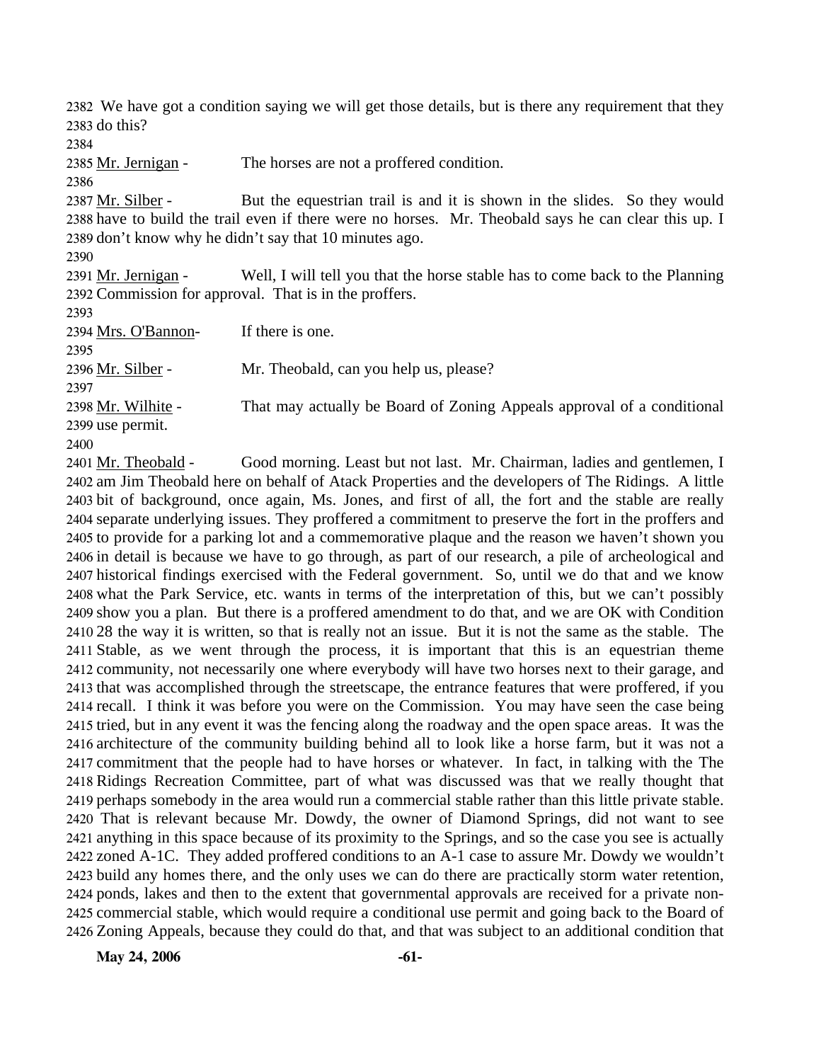2382 We have got a condition saying we will get those details, but is there any requirement that they 2383 do this?

2384

2385 Mr. Jernigan - The horses are not a proffered condition.

2386

2387 Mr. Silber - But the equestrian trail is and it is shown in the slides. So they would 2388 have to build the trail even if there were no horses. Mr. Theobald says he can clear this up. I 2389 don't know why he didn't say that 10 minutes ago.

2390

2391 Mr. Jernigan - Well, I will tell you that the horse stable has to come back to the Planning 2392 Commission for approval. That is in the proffers.

2393

2394 Mrs. O'Bannon- If there is one.

2395

2396 Mr. Silber - Mr. Theobald, can you help us, please?

2397

2398 Mr. Wilhite - That may actually be Board of Zoning Appeals approval of a conditional 2399 use permit.

2400

2401 Mr. Theobald - Good morning. Least but not last. Mr. Chairman, ladies and gentlemen, I 2402 am Jim Theobald here on behalf of Atack Properties and the developers of The Ridings. A little 2403 bit of background, once again, Ms. Jones, and first of all, the fort and the stable are really 2404 separate underlying issues. They proffered a commitment to preserve the fort in the proffers and 2405 to provide for a parking lot and a commemorative plaque and the reason we haven't shown you 2406 in detail is because we have to go through, as part of our research, a pile of archeological and 2407 historical findings exercised with the Federal government. So, until we do that and we know 2408 what the Park Service, etc. wants in terms of the interpretation of this, but we can't possibly 2409 show you a plan. But there is a proffered amendment to do that, and we are OK with Condition 2410 28 the way it is written, so that is really not an issue. But it is not the same as the stable. The 2411 Stable, as we went through the process, it is important that this is an equestrian theme 2412 community, not necessarily one where everybody will have two horses next to their garage, and 2413 that was accomplished through the streetscape, the entrance features that were proffered, if you 2414 recall. I think it was before you were on the Commission. You may have seen the case being 2415 tried, but in any event it was the fencing along the roadway and the open space areas. It was the 2416 architecture of the community building behind all to look like a horse farm, but it was not a 2417 commitment that the people had to have horses or whatever. In fact, in talking with the The 2418 Ridings Recreation Committee, part of what was discussed was that we really thought that 2419 perhaps somebody in the area would run a commercial stable rather than this little private stable. 2420 That is relevant because Mr. Dowdy, the owner of Diamond Springs, did not want to see 2421 anything in this space because of its proximity to the Springs, and so the case you see is actually 2422 zoned A-1C. They added proffered conditions to an A-1 case to assure Mr. Dowdy we wouldn't 2423 build any homes there, and the only uses we can do there are practically storm water retention, 2424 ponds, lakes and then to the extent that governmental approvals are received for a private non-2425 commercial stable, which would require a conditional use permit and going back to the Board of 2426 Zoning Appeals, because they could do that, and that was subject to an additional condition that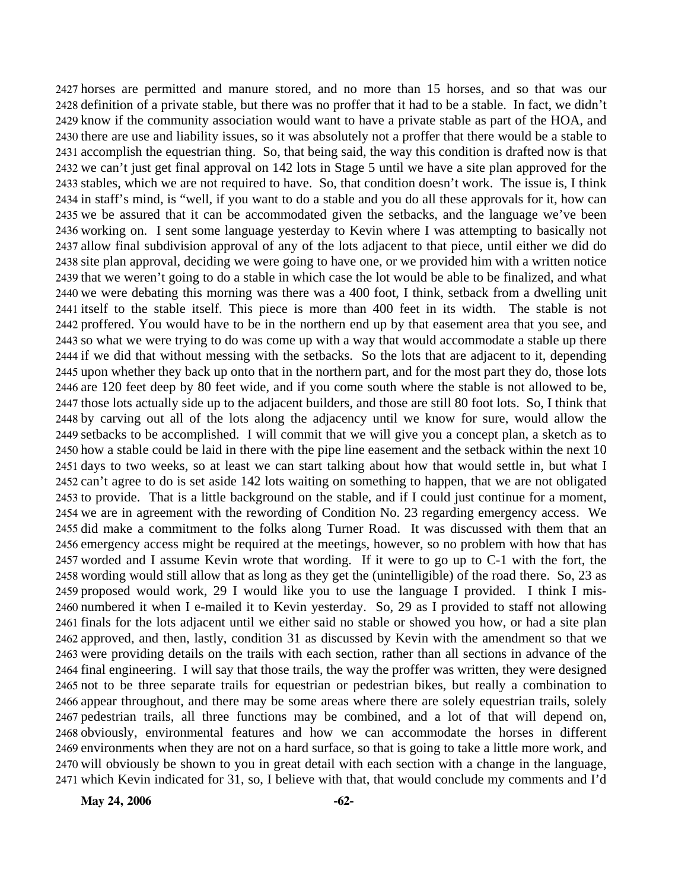2427 horses are permitted and manure stored, and no more than 15 horses, and so that was our
2428 definition of a private stable, but there was no proffer that it had to be a stable. In fact, we didn't
2429 know if the community association would want to have a private stable as part of the HOA, and
2430 there are use and liability issues, so it was absolutely not a proffer that there would be a stable to
2431 accomplish the equestrian thing. So, that being said, the way this condition is drafted now is that
2432 we can't just get final approval on 142 lots in Stage 5 until we have a site plan approved for the
2433 stables, which we are not required to have. So, that condition doesn't work. The issue is, I think
2434 in staff's mind, is "well, if you want to do a stable and you do all these approvals for it, how can
2435 we be assured that it can be accommodated given the setbacks, and the language we've been
2436 working on. I sent some language yesterday to Kevin where I was attempting to basically not
2437 allow final subdivision approval of any of the lots adjacent to that piece, until either we did do
2438 site plan approval, deciding we were going to have one, or we provided him with a written notice
2439 that we weren't going to do a stable in which case the lot would be able to be finalized, and what
2440 we were debating this morning was there was a 400 foot, I think, setback from a dwelling unit
2441 itself to the stable itself. This piece is more than 400 feet in its width. The stable is not
2442 proffered. You would have to be in the northern end up by that easement area that you see, and
2443 so what we were trying to do was come up with a way that would accommodate a stable up there
2444 if we did that without messing with the setbacks. So the lots that are adjacent to it, depending
2445 upon whether they back up onto that in the northern part, and for the most part they do, those lots
2446 are 120 feet deep by 80 feet wide, and if you come south where the stable is not allowed to be,
2447 those lots actually side up to the adjacent builders, and those are still 80 foot lots. So, I think that
2448 by carving out all of the lots along the adjacency until we know for sure, would allow the
2449 setbacks to be accomplished. I will commit that we will give you a concept plan, a sketch as to
2450 how a stable could be laid in there with the pipe line easement and the setback within the next 10
2451 days to two weeks, so at least we can start talking about how that would settle in, but what I
2452 can't agree to do is set aside 142 lots waiting on something to happen, that we are not obligated
2453 to provide. That is a little background on the stable, and if I could just continue for a moment,
2454 we are in agreement with the rewording of Condition No. 23 regarding emergency access. We
2455 did make a commitment to the folks along Turner Road. It was discussed with them that an
2456 emergency access might be required at the meetings, however, so no problem with how that has
2457 worded and I assume Kevin wrote that wording. If it were to go up to C-1 with the fort, the
2458 wording would still allow that as long as they get the (unintelligible) of the road there. So, 23 as
2459 proposed would work, 29 I would like you to use the language I provided. I think I mis-
2460 numbered it when I e-mailed it to Kevin yesterday. So, 29 as I provided to staff not allowing
2461 finals for the lots adjacent until we either said no stable or showed you how, or had a site plan
2462 approved, and then, lastly, condition 31 as discussed by Kevin with the amendment so that we
2463 were providing details on the trails with each section, rather than all sections in advance of the
2464 final engineering. I will say that those trails, the way the proffer was written, they were designed
2465 not to be three separate trails for equestrian or pedestrian bikes, but really a combination to
2466 appear throughout, and there may be some areas where there are solely equestrian trails, solely
2467 pedestrian trails, all three functions may be combined, and a lot of that will depend on,
2468 obviously, environmental features and how we can accommodate the horses in different
2469 environments when they are not on a hard surface, so that is going to take a little more work, and
2470 will obviously be shown to you in great detail with each section with a change in the language,
2471 which Kevin indicated for 31, so, I believe with that, that would conclude my comments and I'd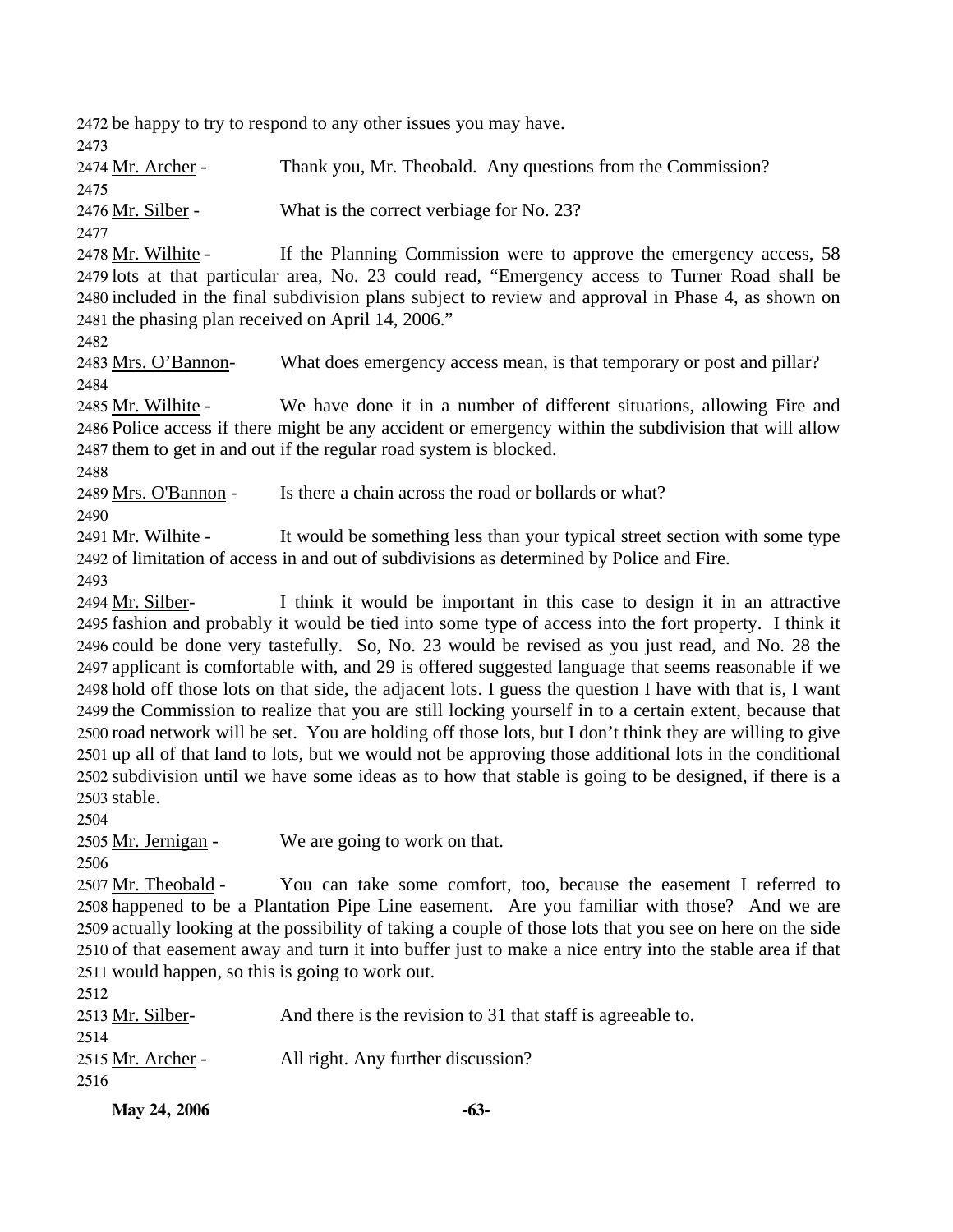2472 be happy to try to respond to any other issues you may have.

2473

2474 Mr. Archer - Thank you, Mr. Theobald. Any questions from the Commission?

2475

2476 Mr. Silber - What is the correct verbiage for No. 23?

2477

2478 Mr. Wilhite - If the Planning Commission were to approve the emergency access, 58 2479 lots at that particular area, No. 23 could read, "Emergency access to Turner Road shall be 2480 included in the final subdivision plans subject to review and approval in Phase 4, as shown on 2481 the phasing plan received on April 14, 2006."

2482

2483 Mrs. O'Bannon- What does emergency access mean, is that temporary or post and pillar?

2484

2485 Mr. Wilhite - We have done it in a number of different situations, allowing Fire and 2486 Police access if there might be any accident or emergency within the subdivision that will allow 2487 them to get in and out if the regular road system is blocked.

2488

2489 Mrs. O'Bannon - Is there a chain across the road or bollards or what?

2490

2491 Mr. Wilhite - It would be something less than your typical street section with some type 2492 of limitation of access in and out of subdivisions as determined by Police and Fire.

2493

2494 Mr. Silber- I think it would be important in this case to design it in an attractive 2495 fashion and probably it would be tied into some type of access into the fort property. I think it 2496 could be done very tastefully. So, No. 23 would be revised as you just read, and No. 28 the 2497 applicant is comfortable with, and 29 is offered suggested language that seems reasonable if we 2498 hold off those lots on that side, the adjacent lots. I guess the question I have with that is, I want 2499 the Commission to realize that you are still locking yourself in to a certain extent, because that 2500 road network will be set. You are holding off those lots, but I don't think they are willing to give 2501 up all of that land to lots, but we would not be approving those additional lots in the conditional 2502 subdivision until we have some ideas as to how that stable is going to be designed, if there is a 2503 stable.

2504

2505 Mr. Jernigan - We are going to work on that.

2506

2507 Mr. Theobald - You can take some comfort, too, because the easement I referred to 2508 happened to be a Plantation Pipe Line easement. Are you familiar with those? And we are 2509 actually looking at the possibility of taking a couple of those lots that you see on here on the side 2510 of that easement away and turn it into buffer just to make a nice entry into the stable area if that 2511 would happen, so this is going to work out.

2512

2513 Mr. Silber- And there is the revision to 31 that staff is agreeable to.

2514

2515 Mr. Archer - All right. Any further discussion?

2516

**May 24, 2006**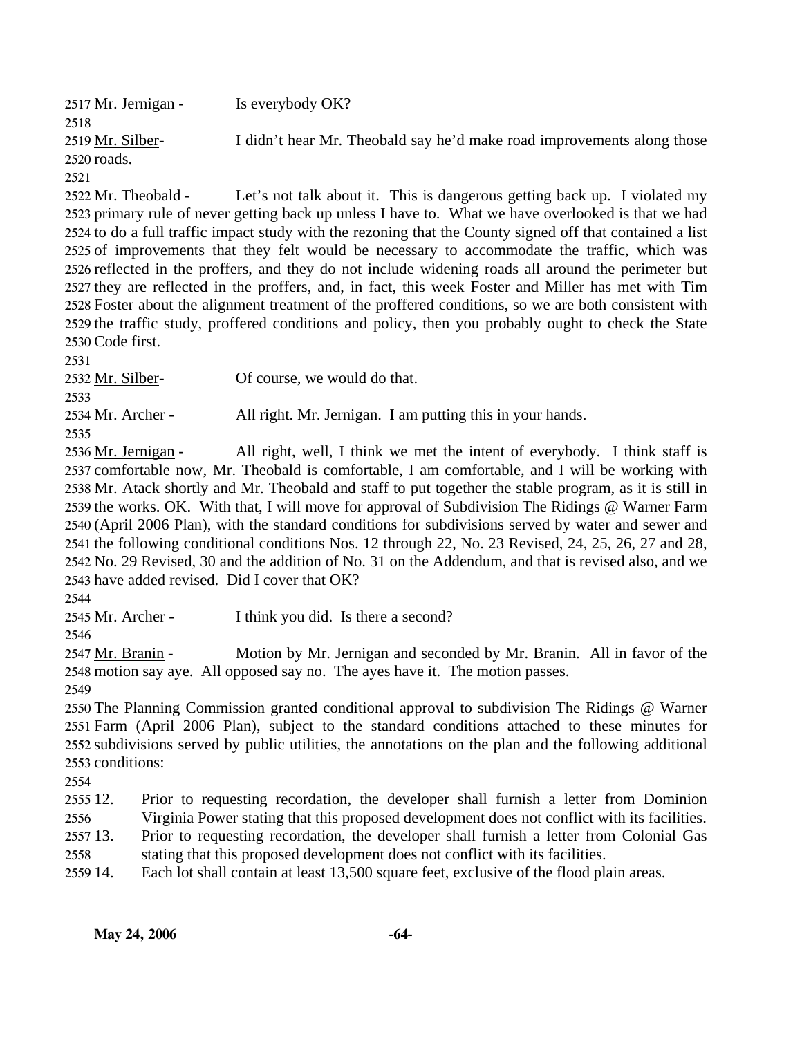Mr. Jernigan - Is everybody OK?

Mr. Silber- I didn't hear Mr. Theobald say he'd make road improvements along those roads.

Mr. Theobald - Let's not talk about it. This is dangerous getting back up. I violated my primary rule of never getting back up unless I have to. What we have overlooked is that we had to do a full traffic impact study with the rezoning that the County signed off that contained a list of improvements that they felt would be necessary to accommodate the traffic, which was reflected in the proffers, and they do not include widening roads all around the perimeter but they are reflected in the proffers, and, in fact, this week Foster and Miller has met with Tim Foster about the alignment treatment of the proffered conditions, so we are both consistent with the traffic study, proffered conditions and policy, then you probably ought to check the State Code first.

Mr. Silber- Of course, we would do that.

Mr. Archer - All right. Mr. Jernigan. I am putting this in your hands.

Mr. Jernigan - All right, well, I think we met the intent of everybody. I think staff is comfortable now, Mr. Theobald is comfortable, I am comfortable, and I will be working with Mr. Atack shortly and Mr. Theobald and staff to put together the stable program, as it is still in the works. OK. With that, I will move for approval of Subdivision The Ridings @ Warner Farm (April 2006 Plan), with the standard conditions for subdivisions served by water and sewer and the following conditional conditions Nos. 12 through 22, No. 23 Revised, 24, 25, 26, 27 and 28, No. 29 Revised, 30 and the addition of No. 31 on the Addendum, and that is revised also, and we have added revised. Did I cover that OK?

Mr. Archer - I think you did. Is there a second?

Mr. Branin - Motion by Mr. Jernigan and seconded by Mr. Branin. All in favor of the motion say aye. All opposed say no. The ayes have it. The motion passes.

The Planning Commission granted conditional approval to subdivision The Ridings @ Warner Farm (April 2006 Plan), subject to the standard conditions attached to these minutes for subdivisions served by public utilities, the annotations on the plan and the following additional conditions:

12. Prior to requesting recordation, the developer shall furnish a letter from Dominion Virginia Power stating that this proposed development does not conflict with its facilities.
13. Prior to requesting recordation, the developer shall furnish a letter from Colonial Gas stating that this proposed development does not conflict with its facilities.
14. Each lot shall contain at least 13,500 square feet, exclusive of the flood plain areas.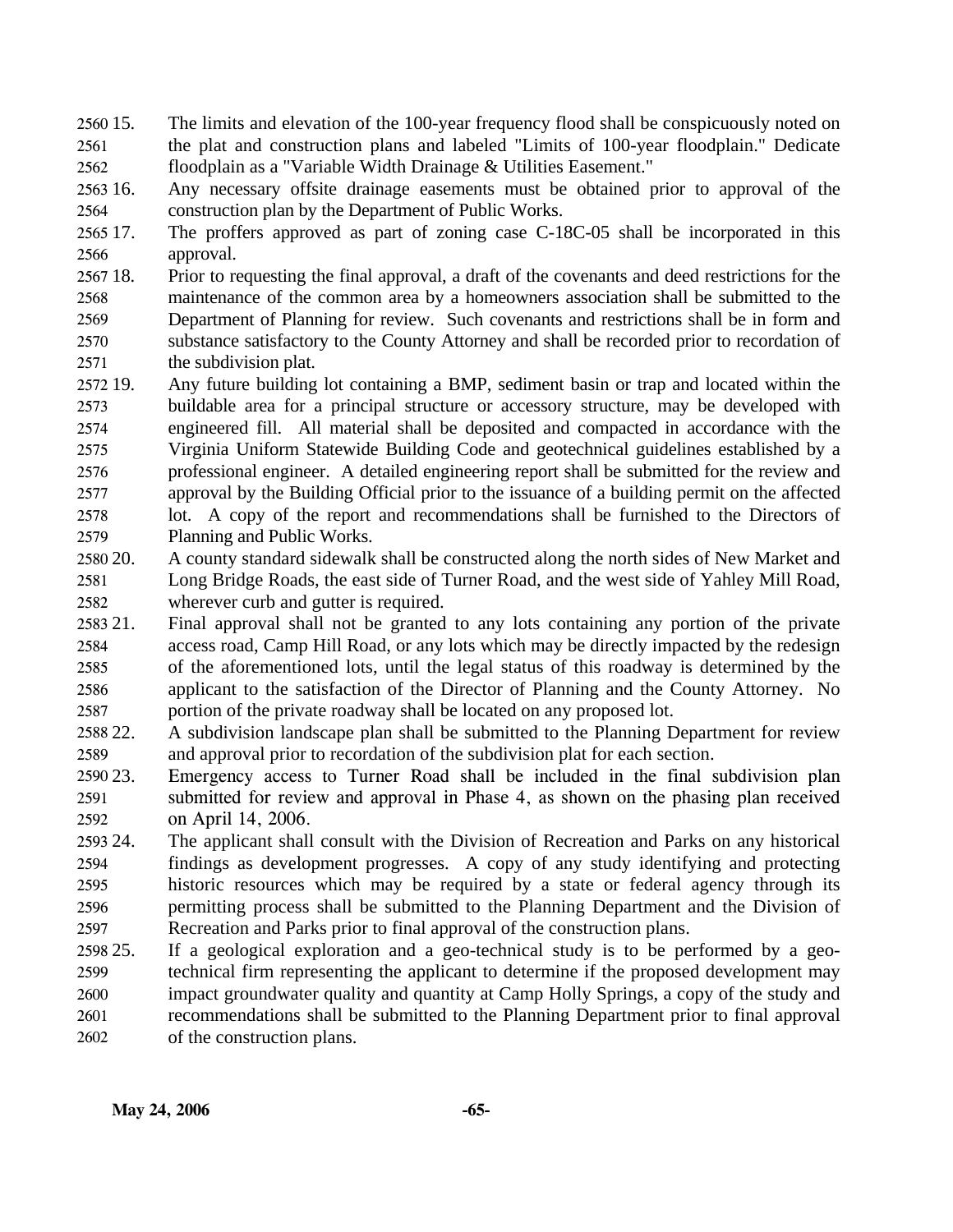2560 15. The limits and elevation of the 100-year frequency flood shall be conspicuously noted on
2561 the plat and construction plans and labeled "Limits of 100-year floodplain." Dedicate
2562 floodplain as a "Variable Width Drainage & Utilities Easement."

2563 16. Any necessary offsite drainage easements must be obtained prior to approval of the
2564 construction plan by the Department of Public Works.

2565 17. The proffers approved as part of zoning case C-18C-05 shall be incorporated in this
2566 approval.

2567 18. Prior to requesting the final approval, a draft of the covenants and deed restrictions for the
2568 maintenance of the common area by a homeowners association shall be submitted to the
2569 Department of Planning for review. Such covenants and restrictions shall be in form and
2570 substance satisfactory to the County Attorney and shall be recorded prior to recordation of
2571 the subdivision plat.

2572 19. Any future building lot containing a BMP, sediment basin or trap and located within the
2573 buildable area for a principal structure or accessory structure, may be developed with
2574 engineered fill. All material shall be deposited and compacted in accordance with the
2575 Virginia Uniform Statewide Building Code and geotechnical guidelines established by a
2576 professional engineer. A detailed engineering report shall be submitted for the review and
2577 approval by the Building Official prior to the issuance of a building permit on the affected
2578 lot. A copy of the report and recommendations shall be furnished to the Directors of
2579 Planning and Public Works.

2580 20. A county standard sidewalk shall be constructed along the north sides of New Market and
2581 Long Bridge Roads, the east side of Turner Road, and the west side of Yahley Mill Road,
2582 wherever curb and gutter is required.

2583 21. Final approval shall not be granted to any lots containing any portion of the private
2584 access road, Camp Hill Road, or any lots which may be directly impacted by the redesign
2585 of the aforementioned lots, until the legal status of this roadway is determined by the
2586 applicant to the satisfaction of the Director of Planning and the County Attorney. No
2587 portion of the private roadway shall be located on any proposed lot.

2588 22. A subdivision landscape plan shall be submitted to the Planning Department for review
2589 and approval prior to recordation of the subdivision plat for each section.

2590 23. Emergency access to Turner Road shall be included in the final subdivision plan
2591 submitted for review and approval in Phase 4, as shown on the phasing plan received
2592 on April 14, 2006.

2593 24. The applicant shall consult with the Division of Recreation and Parks on any historical
2594 findings as development progresses. A copy of any study identifying and protecting
2595 historic resources which may be required by a state or federal agency through its
2596 permitting process shall be submitted to the Planning Department and the Division of
2597 Recreation and Parks prior to final approval of the construction plans.

2598 25. If a geological exploration and a geo-technical study is to be performed by a geo-
2599 technical firm representing the applicant to determine if the proposed development may
2600 impact groundwater quality and quantity at Camp Holly Springs, a copy of the study and
2601 recommendations shall be submitted to the Planning Department prior to final approval
2602 of the construction plans.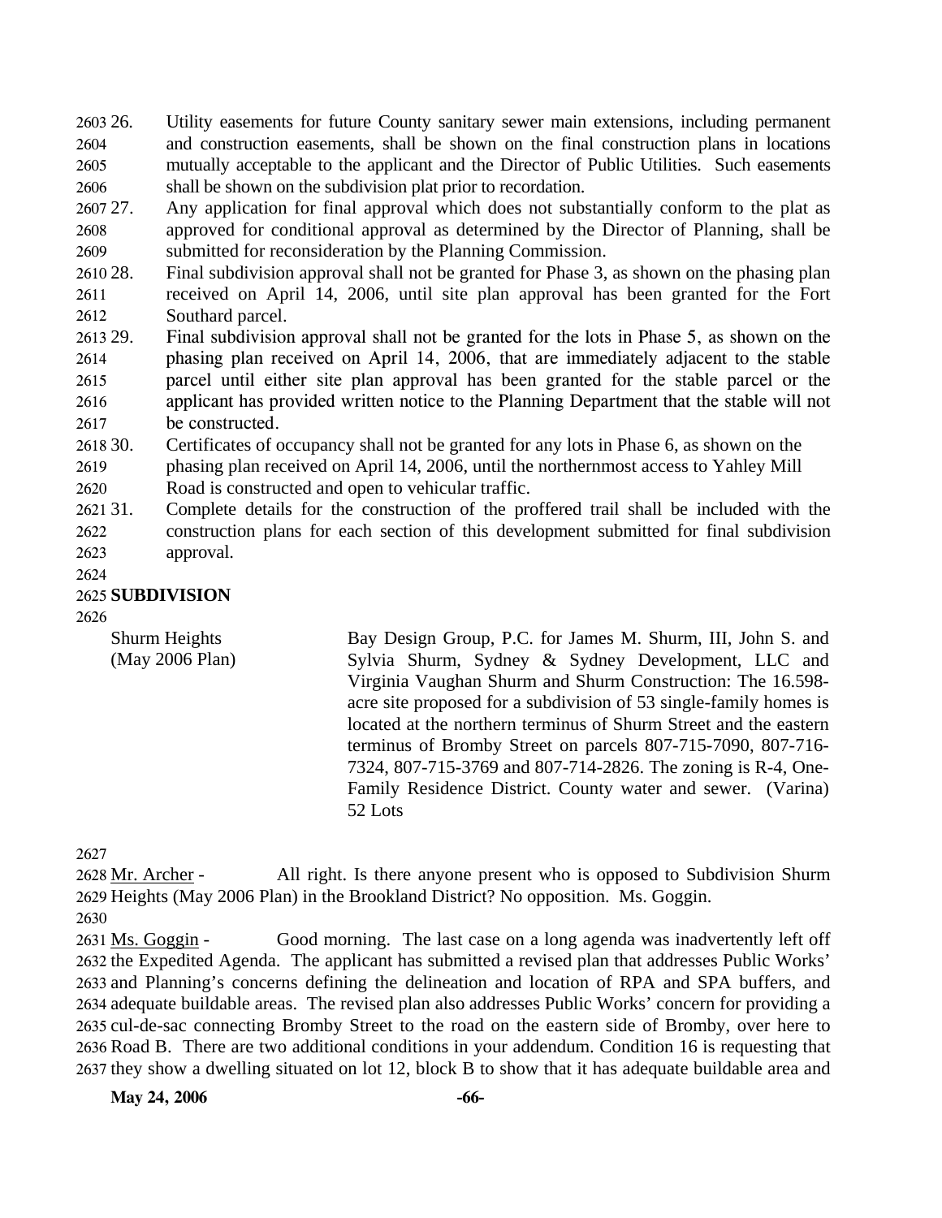26. Utility easements for future County sanitary sewer main extensions, including permanent and construction easements, shall be shown on the final construction plans in locations mutually acceptable to the applicant and the Director of Public Utilities. Such easements shall be shown on the subdivision plat prior to recordation.
27. Any application for final approval which does not substantially conform to the plat as approved for conditional approval as determined by the Director of Planning, shall be submitted for reconsideration by the Planning Commission.
28. Final subdivision approval shall not be granted for Phase 3, as shown on the phasing plan received on April 14, 2006, until site plan approval has been granted for the Fort Southard parcel.
29. Final subdivision approval shall not be granted for the lots in Phase 5, as shown on the phasing plan received on April 14, 2006, that are immediately adjacent to the stable parcel until either site plan approval has been granted for the stable parcel or the applicant has provided written notice to the Planning Department that the stable will not be constructed.
30. Certificates of occupancy shall not be granted for any lots in Phase 6, as shown on the phasing plan received on April 14, 2006, until the northernmost access to Yahley Mill Road is constructed and open to vehicular traffic.
31. Complete details for the construction of the proffered trail shall be included with the construction plans for each section of this development submitted for final subdivision approval.

**SUBDIVISION**

| | |
|---|---|
| Shurm Heights (May 2006 Plan) | Bay Design Group, P.C. for James M. Shurm, III, John S. and Sylvia Shurm, Sydney & Sydney Development, LLC and Virginia Vaughan Shurm and Shurm Construction: The 16.598-acre site proposed for a subdivision of 53 single-family homes is located at the northern terminus of Shurm Street and the eastern terminus of Bromby Street on parcels 807-715-7090, 807-716-7324, 807-715-3769 and 807-714-2826. The zoning is R-4, One-Family Residence District. County water and sewer. (Varina) 52 Lots |

Mr. Archer - All right. Is there anyone present who is opposed to Subdivision Shurm Heights (May 2006 Plan) in the Brookland District? No opposition. Ms. Goggin.

Ms. Goggin - Good morning. The last case on a long agenda was inadvertently left off the Expedited Agenda. The applicant has submitted a revised plan that addresses Public Works' and Planning's concerns defining the delineation and location of RPA and SPA buffers, and adequate buildable areas. The revised plan also addresses Public Works' concern for providing a cul-de-sac connecting Bromby Street to the road on the eastern side of Bromby, over here to Road B. There are two additional conditions in your addendum. Condition 16 is requesting that they show a dwelling situated on lot 12, block B to show that it has adequate buildable area and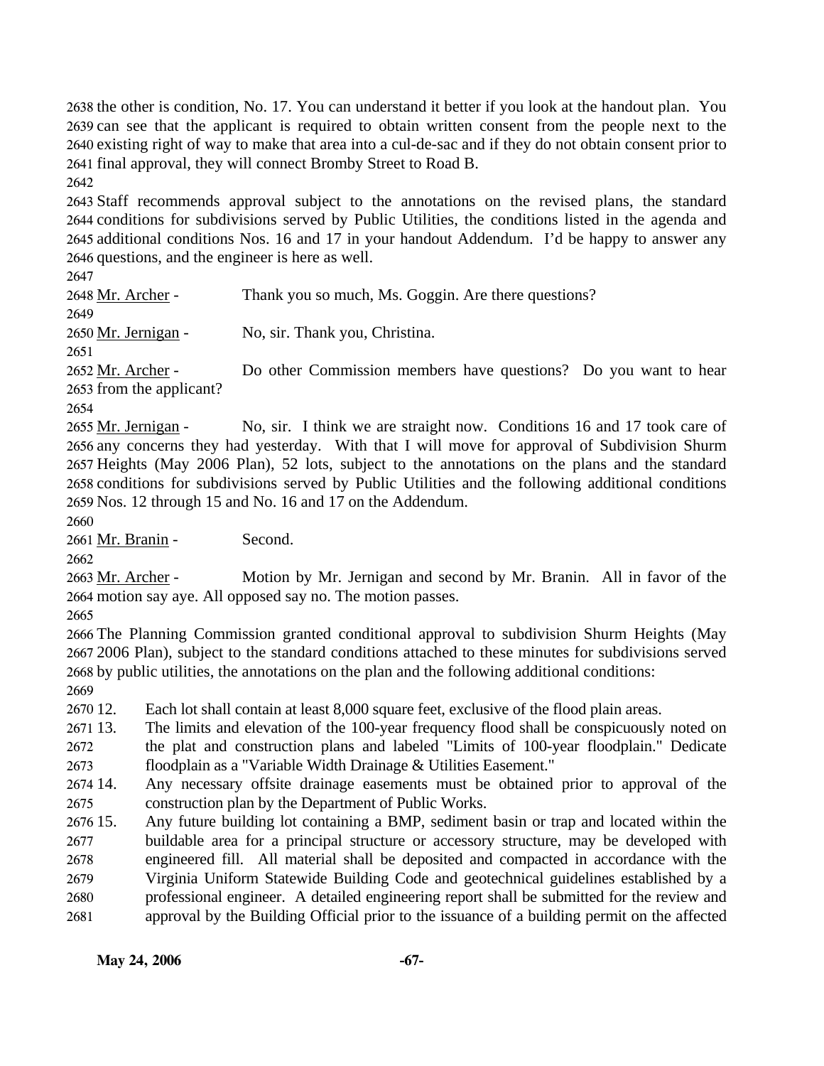the other is condition, No. 17. You can understand it better if you look at the handout plan. You can see that the applicant is required to obtain written consent from the people next to the existing right of way to make that area into a cul-de-sac and if they do not obtain consent prior to final approval, they will connect Bromby Street to Road B.

Staff recommends approval subject to the annotations on the revised plans, the standard conditions for subdivisions served by Public Utilities, the conditions listed in the agenda and additional conditions Nos. 16 and 17 in your handout Addendum. I'd be happy to answer any questions, and the engineer is here as well.

Mr. Archer - Thank you so much, Ms. Goggin. Are there questions?

Mr. Jernigan - No, sir. Thank you, Christina.

Mr. Archer - Do other Commission members have questions? Do you want to hear from the applicant?

Mr. Jernigan - No, sir. I think we are straight now. Conditions 16 and 17 took care of any concerns they had yesterday. With that I will move for approval of Subdivision Shurm Heights (May 2006 Plan), 52 lots, subject to the annotations on the plans and the standard conditions for subdivisions served by Public Utilities and the following additional conditions Nos. 12 through 15 and No. 16 and 17 on the Addendum.

Mr. Branin - Second.

Mr. Archer - Motion by Mr. Jernigan and second by Mr. Branin. All in favor of the motion say aye. All opposed say no. The motion passes.

The Planning Commission granted conditional approval to subdivision Shurm Heights (May 2006 Plan), subject to the standard conditions attached to these minutes for subdivisions served by public utilities, the annotations on the plan and the following additional conditions:

12. Each lot shall contain at least 8,000 square feet, exclusive of the flood plain areas.
13. The limits and elevation of the 100-year frequency flood shall be conspicuously noted on the plat and construction plans and labeled "Limits of 100-year floodplain." Dedicate floodplain as a "Variable Width Drainage & Utilities Easement."
14. Any necessary offsite drainage easements must be obtained prior to approval of the construction plan by the Department of Public Works.
15. Any future building lot containing a BMP, sediment basin or trap and located within the buildable area for a principal structure or accessory structure, may be developed with engineered fill. All material shall be deposited and compacted in accordance with the Virginia Uniform Statewide Building Code and geotechnical guidelines established by a professional engineer. A detailed engineering report shall be submitted for the review and approval by the Building Official prior to the issuance of a building permit on the affected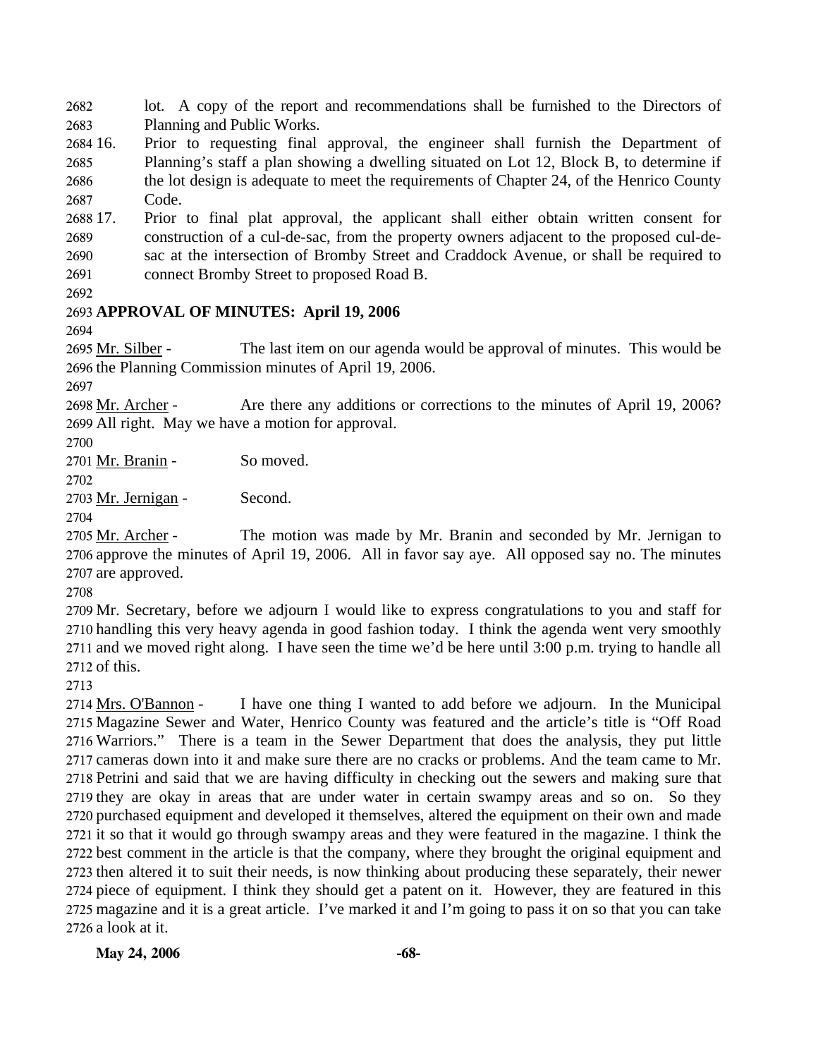lot. A copy of the report and recommendations shall be furnished to the Directors of Planning and Public Works.

16. Prior to requesting final approval, the engineer shall furnish the Department of Planning's staff a plan showing a dwelling situated on Lot 12, Block B, to determine if the lot design is adequate to meet the requirements of Chapter 24, of the Henrico County Code.

17. Prior to final plat approval, the applicant shall either obtain written consent for construction of a cul-de-sac, from the property owners adjacent to the proposed cul-de-sac at the intersection of Bromby Street and Craddock Avenue, or shall be required to connect Bromby Street to proposed Road B.

**APPROVAL OF MINUTES: April 19, 2006**

Mr. Silber - The last item on our agenda would be approval of minutes. This would be the Planning Commission minutes of April 19, 2006.

Mr. Archer - Are there any additions or corrections to the minutes of April 19, 2006? All right. May we have a motion for approval.

Mr. Branin - So moved.

Mr. Jernigan - Second.

Mr. Archer - The motion was made by Mr. Branin and seconded by Mr. Jernigan to approve the minutes of April 19, 2006. All in favor say aye. All opposed say no. The minutes are approved.

Mr. Secretary, before we adjourn I would like to express congratulations to you and staff for handling this very heavy agenda in good fashion today. I think the agenda went very smoothly and we moved right along. I have seen the time we'd be here until 3:00 p.m. trying to handle all of this.

Mrs. O'Bannon - I have one thing I wanted to add before we adjourn. In the Municipal Magazine Sewer and Water, Henrico County was featured and the article's title is "Off Road Warriors." There is a team in the Sewer Department that does the analysis, they put little cameras down into it and make sure there are no cracks or problems. And the team came to Mr. Petrini and said that we are having difficulty in checking out the sewers and making sure that they are okay in areas that are under water in certain swampy areas and so on. So they purchased equipment and developed it themselves, altered the equipment on their own and made it so that it would go through swampy areas and they were featured in the magazine. I think the best comment in the article is that the company, where they brought the original equipment and then altered it to suit their needs, is now thinking about producing these separately, their newer piece of equipment. I think they should get a patent on it. However, they are featured in this magazine and it is a great article. I've marked it and I'm going to pass it on so that you can take a look at it.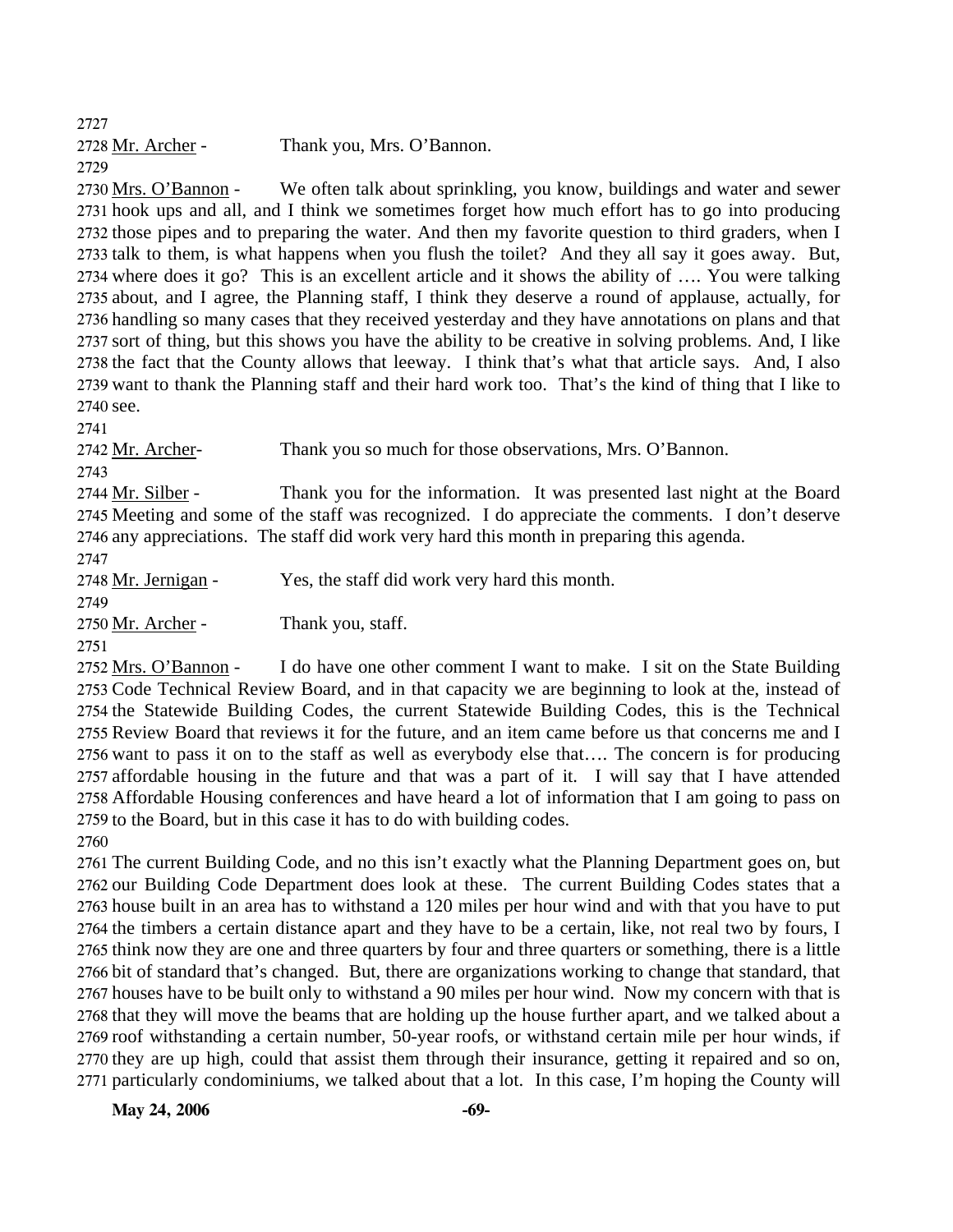2727

2728 Mr. Archer - Thank you, Mrs. O'Bannon.

2729

2730 Mrs. O'Bannon - We often talk about sprinkling, you know, buildings and water and sewer 2731 hook ups and all, and I think we sometimes forget how much effort has to go into producing 2732 those pipes and to preparing the water. And then my favorite question to third graders, when I 2733 talk to them, is what happens when you flush the toilet? And they all say it goes away. But, 2734 where does it go? This is an excellent article and it shows the ability of …. You were talking 2735 about, and I agree, the Planning staff, I think they deserve a round of applause, actually, for 2736 handling so many cases that they received yesterday and they have annotations on plans and that 2737 sort of thing, but this shows you have the ability to be creative in solving problems. And, I like 2738 the fact that the County allows that leeway. I think that's what that article says. And, I also 2739 want to thank the Planning staff and their hard work too. That's the kind of thing that I like to 2740 see.

2741

2742 Mr. Archer- Thank you so much for those observations, Mrs. O'Bannon.

2743

2744 Mr. Silber - Thank you for the information. It was presented last night at the Board 2745 Meeting and some of the staff was recognized. I do appreciate the comments. I don't deserve 2746 any appreciations. The staff did work very hard this month in preparing this agenda.

2747

2748 Mr. Jernigan - Yes, the staff did work very hard this month.

2749

2750 Mr. Archer - Thank you, staff.

2751

2752 Mrs. O'Bannon - I do have one other comment I want to make. I sit on the State Building 2753 Code Technical Review Board, and in that capacity we are beginning to look at the, instead of 2754 the Statewide Building Codes, the current Statewide Building Codes, this is the Technical 2755 Review Board that reviews it for the future, and an item came before us that concerns me and I 2756 want to pass it on to the staff as well as everybody else that…. The concern is for producing 2757 affordable housing in the future and that was a part of it. I will say that I have attended 2758 Affordable Housing conferences and have heard a lot of information that I am going to pass on 2759 to the Board, but in this case it has to do with building codes.

2760

2761 The current Building Code, and no this isn't exactly what the Planning Department goes on, but 2762 our Building Code Department does look at these. The current Building Codes states that a 2763 house built in an area has to withstand a 120 miles per hour wind and with that you have to put 2764 the timbers a certain distance apart and they have to be a certain, like, not real two by fours, I 2765 think now they are one and three quarters by four and three quarters or something, there is a little 2766 bit of standard that's changed. But, there are organizations working to change that standard, that 2767 houses have to be built only to withstand a 90 miles per hour wind. Now my concern with that is 2768 that they will move the beams that are holding up the house further apart, and we talked about a 2769 roof withstanding a certain number, 50-year roofs, or withstand certain mile per hour winds, if 2770 they are up high, could that assist them through their insurance, getting it repaired and so on, 2771 particularly condominiums, we talked about that a lot. In this case, I'm hoping the County will

**May 24, 2006**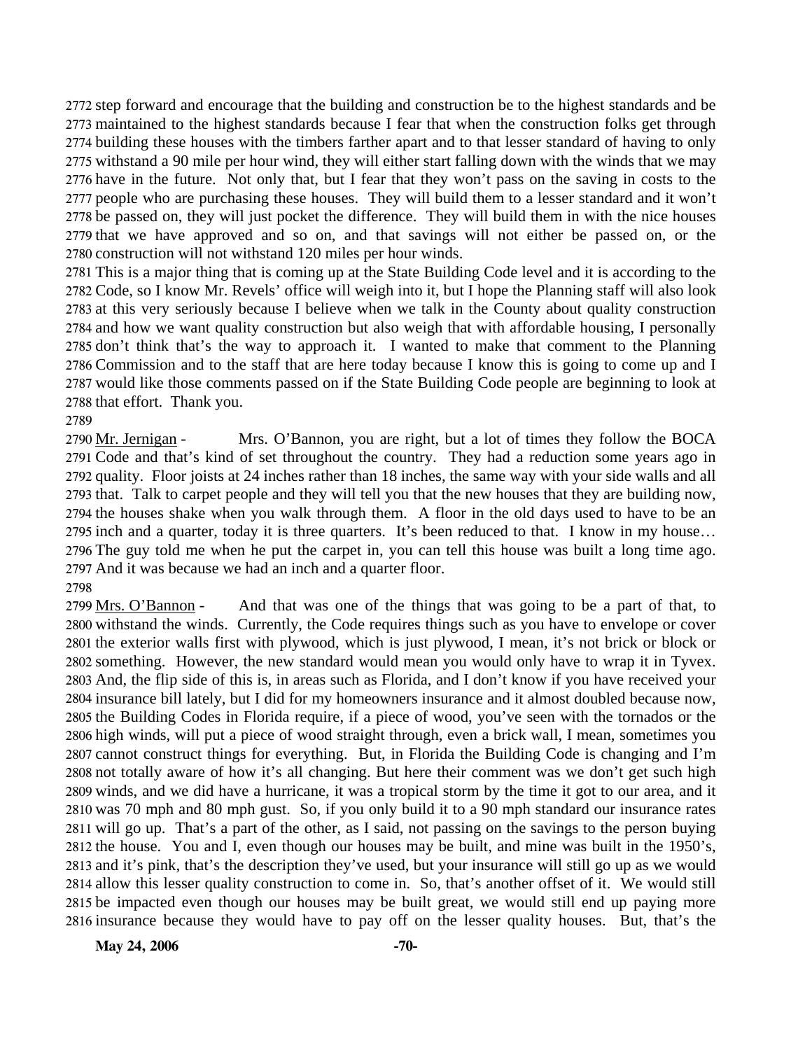step forward and encourage that the building and construction be to the highest standards and be maintained to the highest standards because I fear that when the construction folks get through building these houses with the timbers farther apart and to that lesser standard of having to only withstand a 90 mile per hour wind, they will either start falling down with the winds that we may have in the future. Not only that, but I fear that they won't pass on the saving in costs to the people who are purchasing these houses. They will build them to a lesser standard and it won't be passed on, they will just pocket the difference. They will build them in with the nice houses that we have approved and so on, and that savings will not either be passed on, or the construction will not withstand 120 miles per hour winds.

This is a major thing that is coming up at the State Building Code level and it is according to the Code, so I know Mr. Revels' office will weigh into it, but I hope the Planning staff will also look at this very seriously because I believe when we talk in the County about quality construction and how we want quality construction but also weigh that with affordable housing, I personally don't think that's the way to approach it. I wanted to make that comment to the Planning Commission and to the staff that are here today because I know this is going to come up and I would like those comments passed on if the State Building Code people are beginning to look at that effort. Thank you.

Mr. Jernigan - Mrs. O'Bannon, you are right, but a lot of times they follow the BOCA Code and that's kind of set throughout the country. They had a reduction some years ago in quality. Floor joists at 24 inches rather than 18 inches, the same way with your side walls and all that. Talk to carpet people and they will tell you that the new houses that they are building now, the houses shake when you walk through them. A floor in the old days used to have to be an inch and a quarter, today it is three quarters. It's been reduced to that. I know in my house… The guy told me when he put the carpet in, you can tell this house was built a long time ago. And it was because we had an inch and a quarter floor.

Mrs. O'Bannon - And that was one of the things that was going to be a part of that, to withstand the winds. Currently, the Code requires things such as you have to envelope or cover the exterior walls first with plywood, which is just plywood, I mean, it's not brick or block or something. However, the new standard would mean you would only have to wrap it in Tyvex. And, the flip side of this is, in areas such as Florida, and I don't know if you have received your insurance bill lately, but I did for my homeowners insurance and it almost doubled because now, the Building Codes in Florida require, if a piece of wood, you've seen with the tornados or the high winds, will put a piece of wood straight through, even a brick wall, I mean, sometimes you cannot construct things for everything. But, in Florida the Building Code is changing and I'm not totally aware of how it's all changing. But here their comment was we don't get such high winds, and we did have a hurricane, it was a tropical storm by the time it got to our area, and it was 70 mph and 80 mph gust. So, if you only build it to a 90 mph standard our insurance rates will go up. That's a part of the other, as I said, not passing on the savings to the person buying the house. You and I, even though our houses may be built, and mine was built in the 1950's, and it's pink, that's the description they've used, but your insurance will still go up as we would allow this lesser quality construction to come in. So, that's another offset of it. We would still be impacted even though our houses may be built great, we would still end up paying more insurance because they would have to pay off on the lesser quality houses. But, that's the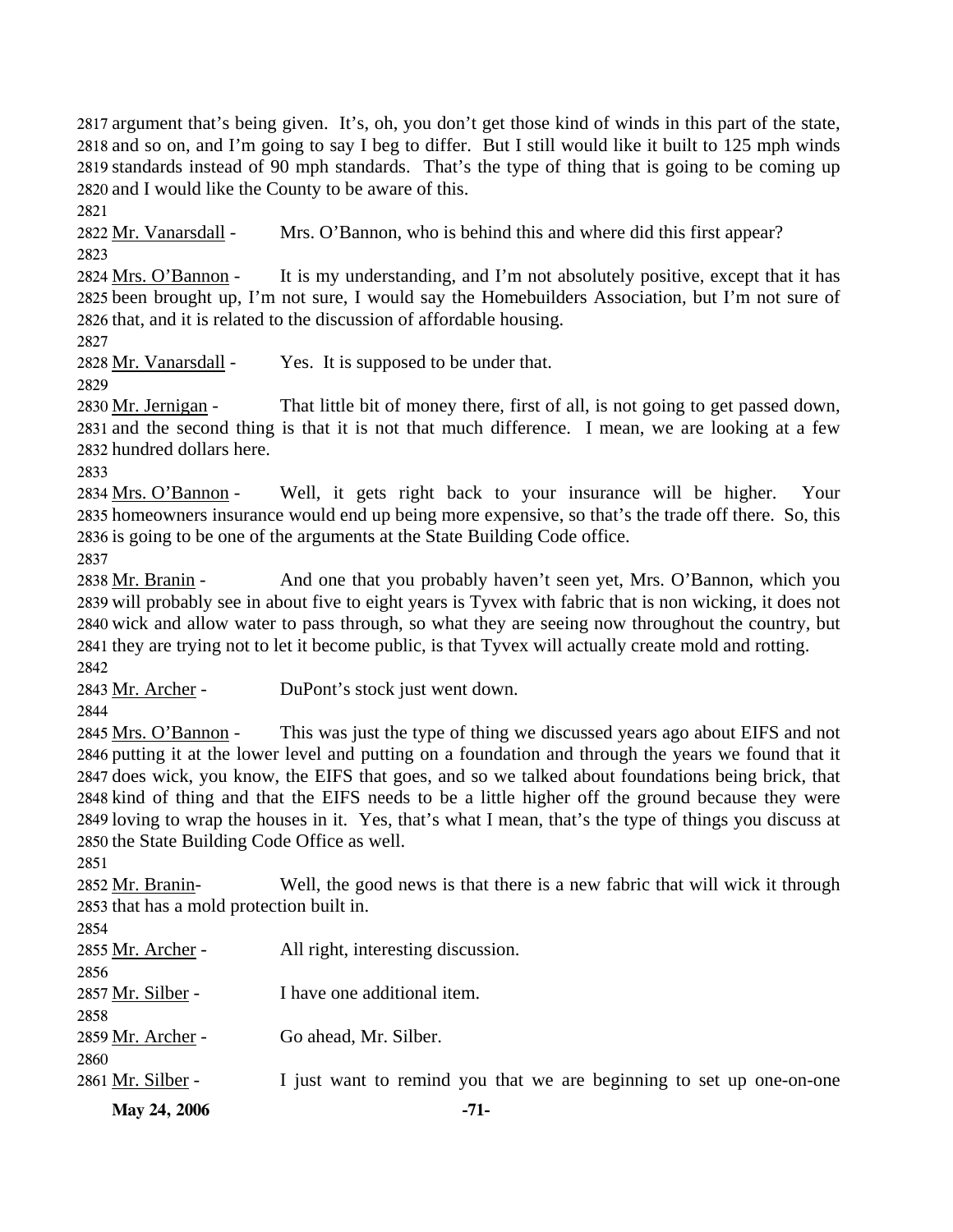argument that's being given. It's, oh, you don't get those kind of winds in this part of the state, and so on, and I'm going to say I beg to differ. But I still would like it built to 125 mph winds standards instead of 90 mph standards. That's the type of thing that is going to be coming up and I would like the County to be aware of this.

Mr. Vanarsdall - Mrs. O'Bannon, who is behind this and where did this first appear?

Mrs. O'Bannon - It is my understanding, and I'm not absolutely positive, except that it has been brought up, I'm not sure, I would say the Homebuilders Association, but I'm not sure of that, and it is related to the discussion of affordable housing.

Mr. Vanarsdall - Yes. It is supposed to be under that.

Mr. Jernigan - That little bit of money there, first of all, is not going to get passed down, and the second thing is that it is not that much difference. I mean, we are looking at a few hundred dollars here.

Mrs. O'Bannon - Well, it gets right back to your insurance will be higher. Your homeowners insurance would end up being more expensive, so that's the trade off there. So, this is going to be one of the arguments at the State Building Code office.

Mr. Branin - And one that you probably haven't seen yet, Mrs. O'Bannon, which you will probably see in about five to eight years is Tyvex with fabric that is non wicking, it does not wick and allow water to pass through, so what they are seeing now throughout the country, but they are trying not to let it become public, is that Tyvex will actually create mold and rotting.

Mr. Archer - DuPont's stock just went down.

Mrs. O'Bannon - This was just the type of thing we discussed years ago about EIFS and not putting it at the lower level and putting on a foundation and through the years we found that it does wick, you know, the EIFS that goes, and so we talked about foundations being brick, that kind of thing and that the EIFS needs to be a little higher off the ground because they were loving to wrap the houses in it. Yes, that's what I mean, that's the type of things you discuss at the State Building Code Office as well.

Mr. Branin- Well, the good news is that there is a new fabric that will wick it through that has a mold protection built in.

Mr. Archer - All right, interesting discussion.

Mr. Silber - I have one additional item.

Mr. Archer - Go ahead, Mr. Silber.

Mr. Silber - I just want to remind you that we are beginning to set up one-on-one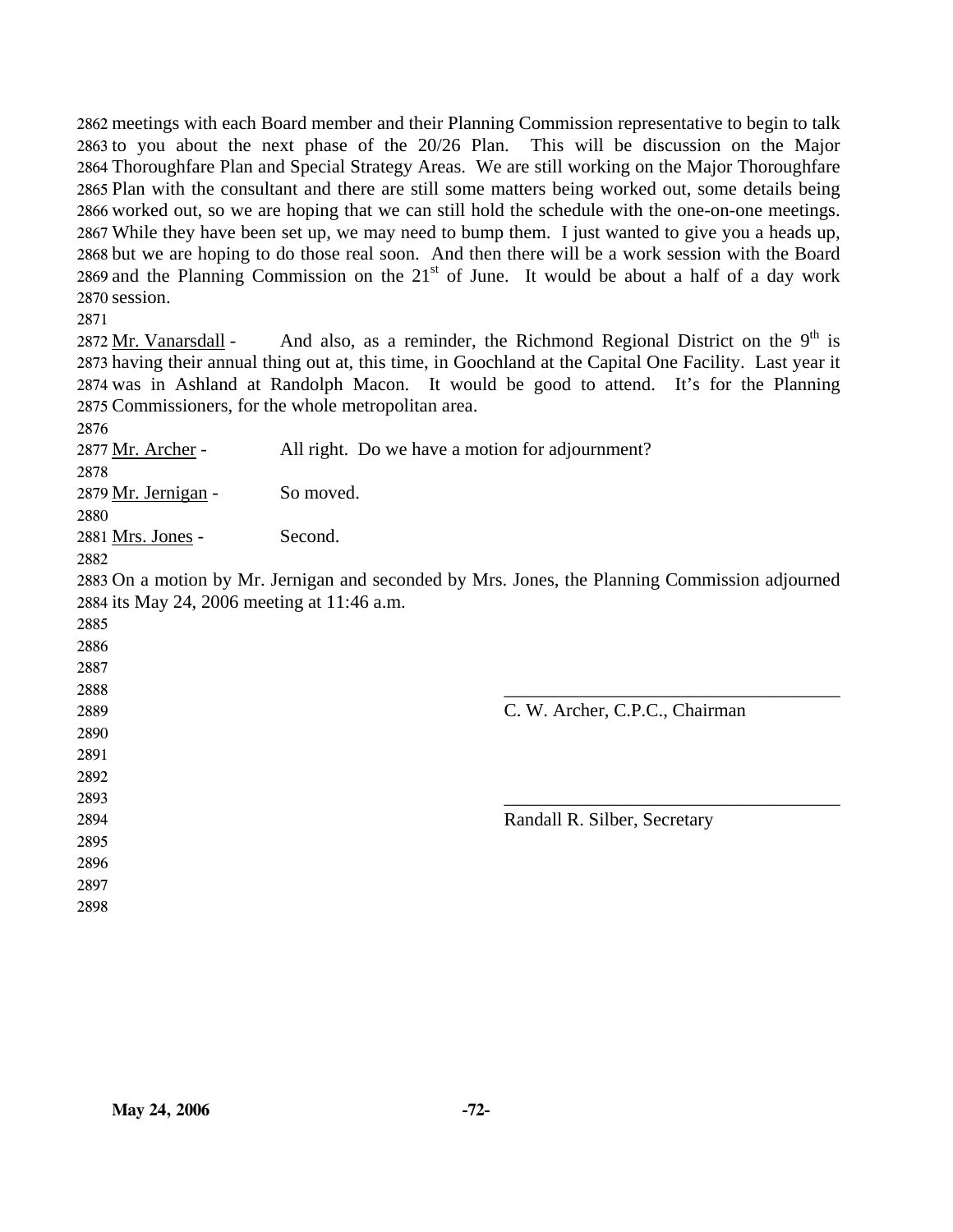2862 meetings with each Board member and their Planning Commission representative to begin to talk 2863 to you about the next phase of the 20/26 Plan. This will be discussion on the Major 2864 Thoroughfare Plan and Special Strategy Areas. We are still working on the Major Thoroughfare 2865 Plan with the consultant and there are still some matters being worked out, some details being 2866 worked out, so we are hoping that we can still hold the schedule with the one-on-one meetings. 2867 While they have been set up, we may need to bump them. I just wanted to give you a heads up, 2868 but we are hoping to do those real soon. And then there will be a work session with the Board 2869 and the Planning Commission on the 21st of June. It would be about a half of a day work 2870 session.

2871

2872 Mr. Vanarsdall - And also, as a reminder, the Richmond Regional District on the 9th is 2873 having their annual thing out at, this time, in Goochland at the Capital One Facility. Last year it 2874 was in Ashland at Randolph Macon. It would be good to attend. It's for the Planning 2875 Commissioners, for the whole metropolitan area.

2876

2877 Mr. Archer - All right. Do we have a motion for adjournment?

2878

2879 Mr. Jernigan - So moved.

2880

2881 Mrs. Jones - Second.

2882

2883 On a motion by Mr. Jernigan and seconded by Mrs. Jones, the Planning Commission adjourned 2884 its May 24, 2006 meeting at 11:46 a.m.

2885
2886
2887
2888

\_\_\_\_\_\_\_\_\_\_\_\_\_\_\_\_\_\_\_\_\_\_\_\_\_\_\_\_\_\_\_\_\_\_\_\_

2889 C. W. Archer, C.P.C., Chairman

2890
2891
2892
2893

\_\_\_\_\_\_\_\_\_\_\_\_\_\_\_\_\_\_\_\_\_\_\_\_\_\_\_\_\_\_\_\_\_\_\_\_

2894 Randall R. Silber, Secretary

2895
2896
2897
2898